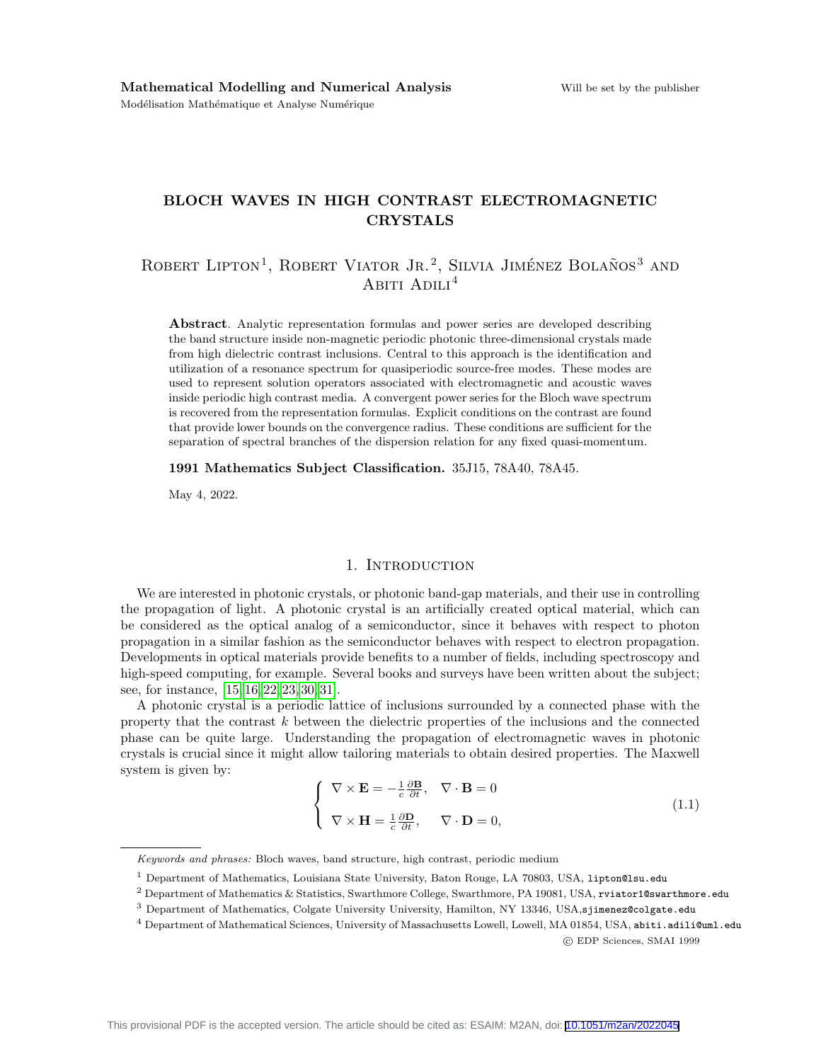Mathematical Modelling and Numerical Analysis

Modélisation Mathématique et Analyse Numérique

# BLOCH WAVES IN HIGH CONTRAST ELECTROMAGNETIC CRYSTALS

Robert Lipton[1], Robert Viator Jr.[2], Silvia Jiménez Bolaños[3] and Abiti Adili[4]

**Abstract**. Analytic representation formulas and power series are developed describing the band structure inside non-magnetic periodic photonic three-dimensional crystals made from high dielectric contrast inclusions. Central to this approach is the identification and utilization of a resonance spectrum for quasiperiodic source-free modes. These modes are used to represent solution operators associated with electromagnetic and acoustic waves inside periodic high contrast media. A convergent power series for the Bloch wave spectrum is recovered from the representation formulas. Explicit conditions on the contrast are found that provide lower bounds on the convergence radius. These conditions are sufficient for the separation of spectral branches of the dispersion relation for any fixed quasi-momentum.

**1991 Mathematics Subject Classification.** 35J15, 78A40, 78A45.

May 4, 2022.

## 1. Introduction

We are interested in photonic crystals, or photonic band-gap materials, and their use in controlling the propagation of light. A photonic crystal is an artificially created optical material, which can be considered as the optical analog of a semiconductor, since it behaves with respect to photon propagation in a similar fashion as the semiconductor behaves with respect to electron propagation. Developments in optical materials provide benefits to a number of fields, including spectroscopy and high-speed computing, for example. Several books and surveys have been written about the subject; see, for instance, [15,16,22,23,30,31].

A photonic crystal is a periodic lattice of inclusions surrounded by a connected phase with the property that the contrast $k$ between the dielectric properties of the inclusions and the connected phase can be quite large. Understanding the propagation of electromagnetic waves in photonic crystals is crucial since it might allow tailoring materials to obtain desired properties. The Maxwell system is given by:

$$\begin{cases} \nabla \times \mathbf{E} = -\frac{1}{c}\frac{\partial \mathbf{B}}{\partial t}, & \nabla \cdot \mathbf{B} = 0 \\ \nabla \times \mathbf{H} = \frac{1}{c}\frac{\partial \mathbf{D}}{\partial t}, & \nabla \cdot \mathbf{D} = 0, \end{cases} \tag{1.1}$$

*Keywords and phrases:* Bloch waves, band structure, high contrast, periodic medium

[1] Department of Mathematics, Louisiana State University, Baton Rouge, LA 70803, USA, lipton@lsu.edu

[2] Department of Mathematics & Statistics, Swarthmore College, Swarthmore, PA 19081, USA, rviator1@swarthmore.edu

[3] Department of Mathematics, Colgate University University, Hamilton, NY 13346, USA, sjimenez@colgate.edu

[4] Department of Mathematical Sciences, University of Massachusetts Lowell, Lowell, MA 01854, USA, abiti.adili@uml.edu

© EDP Sciences, SMAI 1999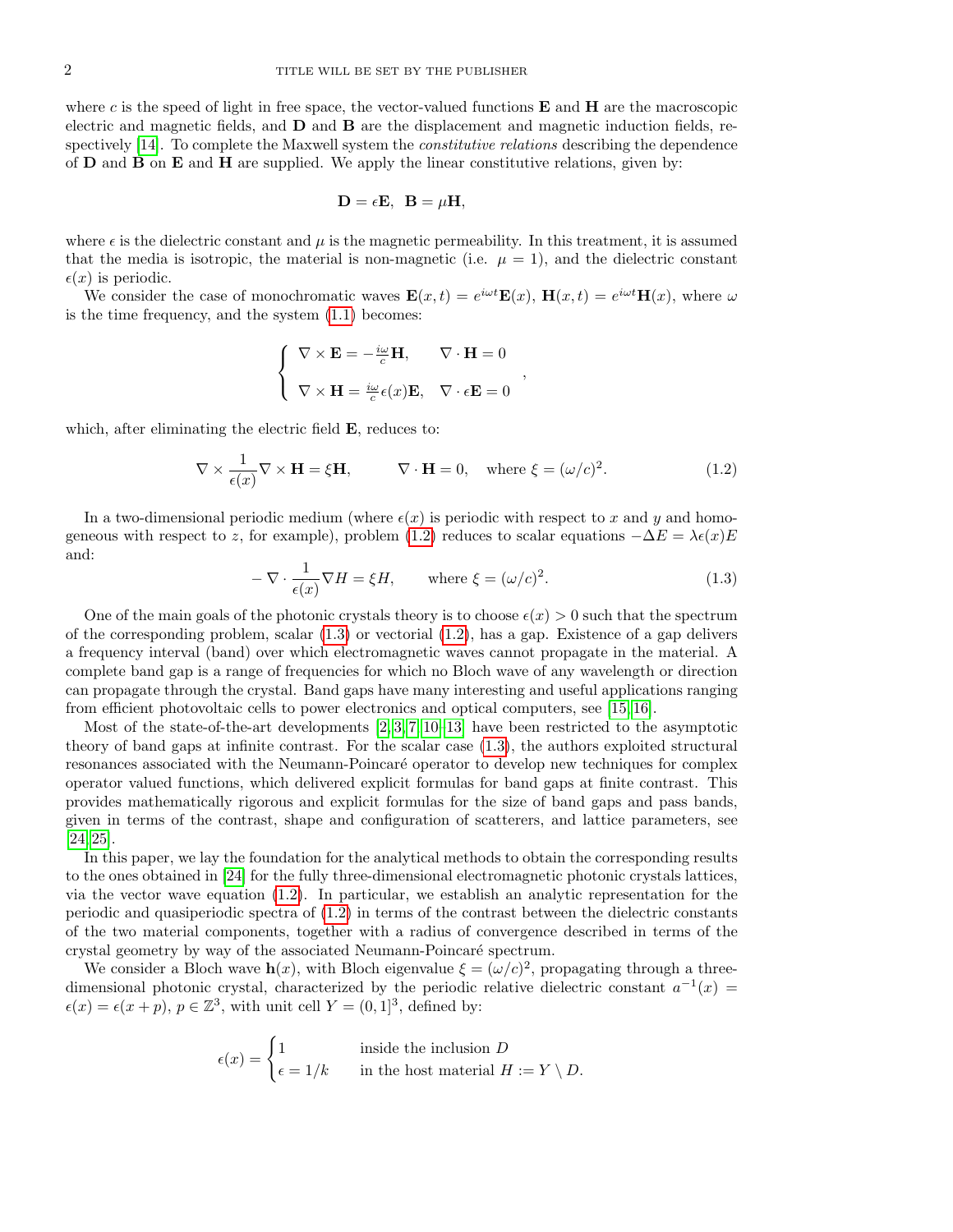where $c$ is the speed of light in free space, the vector-valued functions $\mathbf{E}$ and $\mathbf{H}$ are the macroscopic electric and magnetic fields, and $\mathbf{D}$ and $\mathbf{B}$ are the displacement and magnetic induction fields, respectively [14]. To complete the Maxwell system the *constitutive relations* describing the dependence of $\mathbf{D}$ and $\mathbf{B}$ on $\mathbf{E}$ and $\mathbf{H}$ are supplied. We apply the linear constitutive relations, given by:

$$\mathbf{D} = \epsilon \mathbf{E}, \ \ \mathbf{B} = \mu \mathbf{H},$$

where $\epsilon$ is the dielectric constant and $\mu$ is the magnetic permeability. In this treatment, it is assumed that the media is isotropic, the material is non-magnetic (i.e. $\mu = 1$), and the dielectric constant $\epsilon(x)$ is periodic.

We consider the case of monochromatic waves $\mathbf{E}(x,t) = e^{i\omega t}\mathbf{E}(x)$, $\mathbf{H}(x,t) = e^{i\omega t}\mathbf{H}(x)$, where $\omega$ is the time frequency, and the system (1.1) becomes:

$$\begin{cases} \nabla \times \mathbf{E} = -\frac{i\omega}{c}\mathbf{H}, & \nabla \cdot \mathbf{H} = 0 \\ \nabla \times \mathbf{H} = \frac{i\omega}{c}\epsilon(x)\mathbf{E}, & \nabla \cdot \epsilon \mathbf{E} = 0 \end{cases},$$

which, after eliminating the electric field $\mathbf{E}$, reduces to:

$$\nabla \times \frac{1}{\epsilon(x)} \nabla \times \mathbf{H} = \xi \mathbf{H}, \qquad \nabla \cdot \mathbf{H} = 0, \quad \text{where } \xi = (\omega/c)^2. \tag{1.2}$$

In a two-dimensional periodic medium (where $\epsilon(x)$ is periodic with respect to $x$ and $y$ and homogeneous with respect to $z$, for example), problem (1.2) reduces to scalar equations $-\Delta E = \lambda \epsilon(x) E$ and:

$$-\nabla \cdot \frac{1}{\epsilon(x)} \nabla H = \xi H, \qquad \text{where } \xi = (\omega/c)^2. \tag{1.3}$$

One of the main goals of the photonic crystals theory is to choose $\epsilon(x) > 0$ such that the spectrum of the corresponding problem, scalar (1.3) or vectorial (1.2), has a gap. Existence of a gap delivers a frequency interval (band) over which electromagnetic waves cannot propagate in the material. A complete band gap is a range of frequencies for which no Bloch wave of any wavelength or direction can propagate through the crystal. Band gaps have many interesting and useful applications ranging from efficient photovoltaic cells to power electronics and optical computers, see [15, 16].

Most of the state-of-the-art developments [2, 3, 7, 10–13] have been restricted to the asymptotic theory of band gaps at infinite contrast. For the scalar case (1.3), the authors exploited structural resonances associated with the Neumann-Poincaré operator to develop new techniques for complex operator valued functions, which delivered explicit formulas for band gaps at finite contrast. This provides mathematically rigorous and explicit formulas for the size of band gaps and pass bands, given in terms of the contrast, shape and configuration of scatterers, and lattice parameters, see [24, 25].

In this paper, we lay the foundation for the analytical methods to obtain the corresponding results to the ones obtained in [24] for the fully three-dimensional electromagnetic photonic crystals lattices, via the vector wave equation (1.2). In particular, we establish an analytic representation for the periodic and quasiperiodic spectra of (1.2) in terms of the contrast between the dielectric constants of the two material components, together with a radius of convergence described in terms of the crystal geometry by way of the associated Neumann-Poincaré spectrum.

We consider a Bloch wave $\mathbf{h}(x)$, with Bloch eigenvalue $\xi = (\omega/c)^2$, propagating through a three-dimensional photonic crystal, characterized by the periodic relative dielectric constant $a^{-1}(x) = \epsilon(x) = \epsilon(x+p)$, $p \in \mathbb{Z}^3$, with unit cell $Y = (0,1]^3$, defined by:

$$\epsilon(x) = \begin{cases} 1 & \text{inside the inclusion } D \\ \epsilon = 1/k & \text{in the host material } H := Y \setminus D. \end{cases}$$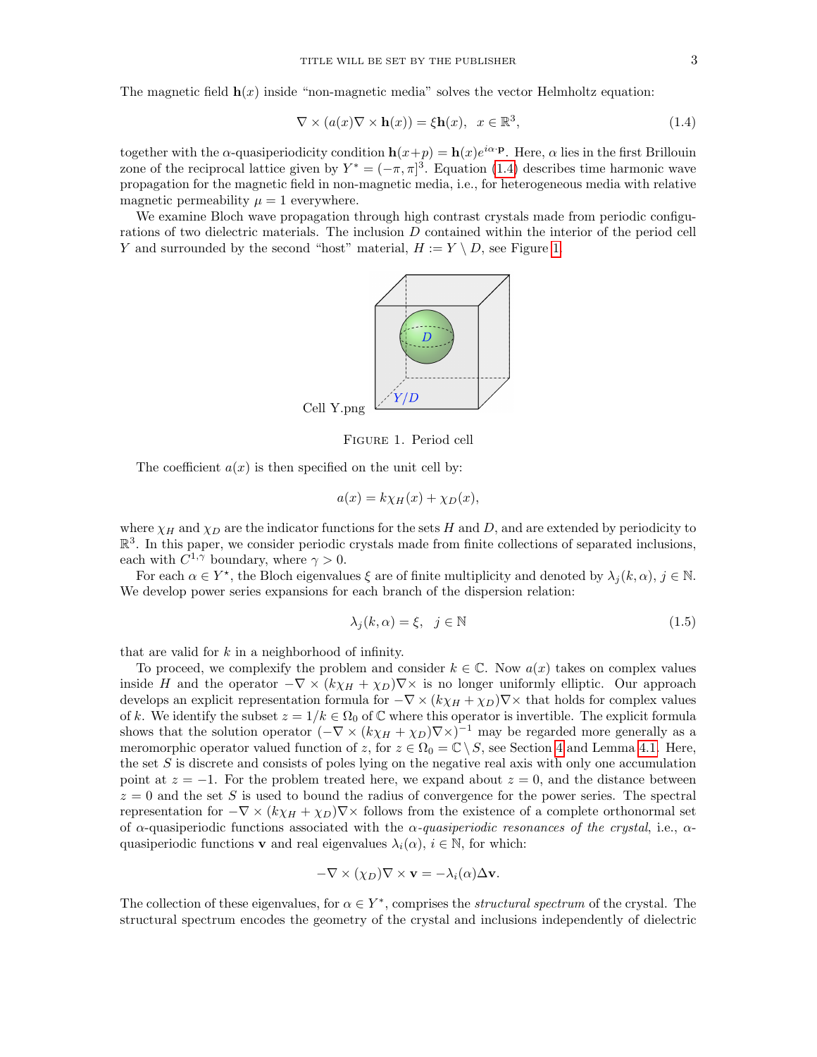The magnetic field $\mathbf{h}(x)$ inside "non-magnetic media" solves the vector Helmholtz equation:

$$\nabla \times (a(x)\nabla \times \mathbf{h}(x)) = \xi \mathbf{h}(x), \quad x \in \mathbb{R}^3, \tag{1.4}$$

together with the $\alpha$-quasiperiodicity condition $\mathbf{h}(x+p) = \mathbf{h}(x)e^{i\alpha\cdot\mathbf{p}}$. Here, $\alpha$ lies in the first Brillouin zone of the reciprocal lattice given by $Y^* = (-\pi, \pi]^3$. Equation (1.4) describes time harmonic wave propagation for the magnetic field in non-magnetic media, i.e., for heterogeneous media with relative magnetic permeability $\mu = 1$ everywhere.

We examine Bloch wave propagation through high contrast crystals made from periodic configurations of two dielectric materials. The inclusion $D$ contained within the interior of the period cell $Y$ and surrounded by the second "host" material, $H := Y \setminus D$, see Figure 1.

Cell Y.png

Figure 1. Period cell

The coefficient $a(x)$ is then specified on the unit cell by:

$$a(x) = k\chi_H(x) + \chi_D(x),$$

where $\chi_H$ and $\chi_D$ are the indicator functions for the sets $H$ and $D$, and are extended by periodicity to $\mathbb{R}^3$. In this paper, we consider periodic crystals made from finite collections of separated inclusions, each with $C^{1,\gamma}$ boundary, where $\gamma > 0$.

For each $\alpha \in Y^\star$, the Bloch eigenvalues $\xi$ are of finite multiplicity and denoted by $\lambda_j(k, \alpha)$, $j \in \mathbb{N}$. We develop power series expansions for each branch of the dispersion relation:

$$\lambda_j(k, \alpha) = \xi, \quad j \in \mathbb{N} \tag{1.5}$$

that are valid for $k$ in a neighborhood of infinity.

To proceed, we complexify the problem and consider $k \in \mathbb{C}$. Now $a(x)$ takes on complex values inside $H$ and the operator $-\nabla \times (k\chi_H + \chi_D)\nabla\times$ is no longer uniformly elliptic. Our approach develops an explicit representation formula for $-\nabla \times (k\chi_H + \chi_D)\nabla\times$ that holds for complex values of $k$. We identify the subset $z = 1/k \in \Omega_0$ of $\mathbb{C}$ where this operator is invertible. The explicit formula shows that the solution operator $(-\nabla \times (k\chi_H + \chi_D)\nabla\times)^{-1}$ may be regarded more generally as a meromorphic operator valued function of $z$, for $z \in \Omega_0 = \mathbb{C} \setminus S$, see Section 4 and Lemma 4.1. Here, the set $S$ is discrete and consists of poles lying on the negative real axis with only one accumulation point at $z = -1$. For the problem treated here, we expand about $z = 0$, and the distance between $z = 0$ and the set $S$ is used to bound the radius of convergence for the power series. The spectral representation for $-\nabla \times (k\chi_H + \chi_D)\nabla\times$ follows from the existence of a complete orthonormal set of $\alpha$-quasiperiodic functions associated with the *$\alpha$-quasiperiodic resonances of the crystal*, i.e., $\alpha$-quasiperiodic functions $\mathbf{v}$ and real eigenvalues $\lambda_i(\alpha)$, $i \in \mathbb{N}$, for which:

$$-\nabla \times (\chi_D)\nabla \times \mathbf{v} = -\lambda_i(\alpha)\Delta \mathbf{v}.$$

The collection of these eigenvalues, for $\alpha \in Y^*$, comprises the *structural spectrum* of the crystal. The structural spectrum encodes the geometry of the crystal and inclusions independently of dielectric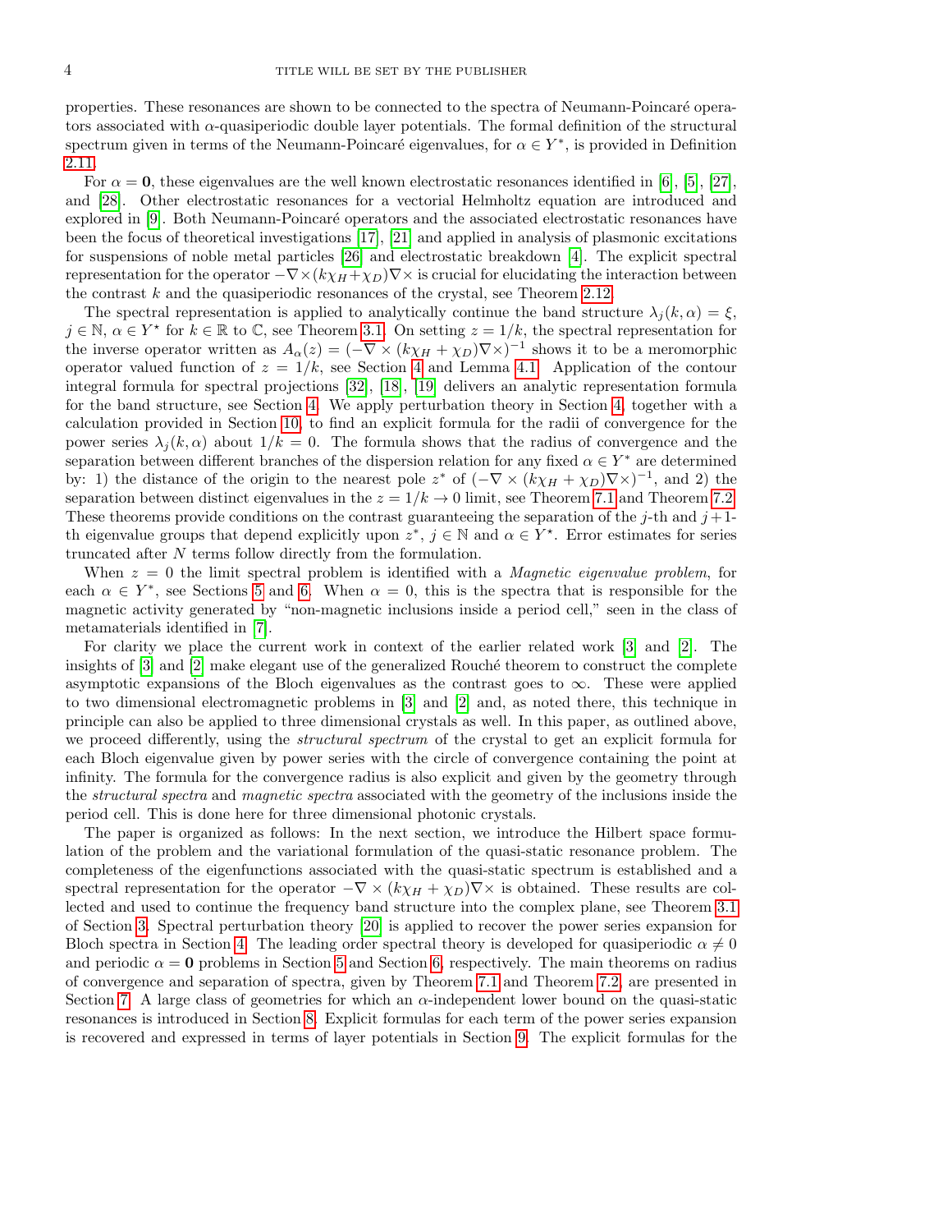properties. These resonances are shown to be connected to the spectra of Neumann-Poincaré operators associated with $\alpha$-quasiperiodic double layer potentials. The formal definition of the structural spectrum given in terms of the Neumann-Poincaré eigenvalues, for $\alpha \in Y^*$, is provided in Definition 2.11.

For $\alpha = \mathbf{0}$, these eigenvalues are the well known electrostatic resonances identified in [6], [5], [27], and [28]. Other electrostatic resonances for a vectorial Helmholtz equation are introduced and explored in [9]. Both Neumann-Poincaré operators and the associated electrostatic resonances have been the focus of theoretical investigations [17], [21] and applied in analysis of plasmonic excitations for suspensions of noble metal particles [26] and electrostatic breakdown [4]. The explicit spectral representation for the operator $-\nabla\times(k\chi_H+\chi_D)\nabla\times$ is crucial for elucidating the interaction between the contrast $k$ and the quasiperiodic resonances of the crystal, see Theorem 2.12.

The spectral representation is applied to analytically continue the band structure $\lambda_j(k,\alpha) = \xi$, $j \in \mathbb{N}$, $\alpha \in Y^\star$ for $k \in \mathbb{R}$ to $\mathbb{C}$, see Theorem 3.1. On setting $z = 1/k$, the spectral representation for the inverse operator written as $A_\alpha(z) = (-\nabla\times(k\chi_H+\chi_D)\nabla\times)^{-1}$ shows it to be a meromorphic operator valued function of $z = 1/k$, see Section 4 and Lemma 4.1. Application of the contour integral formula for spectral projections [32], [18], [19] delivers an analytic representation formula for the band structure, see Section 4. We apply perturbation theory in Section 4, together with a calculation provided in Section 10, to find an explicit formula for the radii of convergence for the power series $\lambda_j(k,\alpha)$ about $1/k = 0$. The formula shows that the radius of convergence and the separation between different branches of the dispersion relation for any fixed $\alpha \in Y^*$ are determined by: 1) the distance of the origin to the nearest pole $z^*$ of $(-\nabla\times(k\chi_H+\chi_D)\nabla\times)^{-1}$, and 2) the separation between distinct eigenvalues in the $z = 1/k \to 0$ limit, see Theorem 7.1 and Theorem 7.2. These theorems provide conditions on the contrast guaranteeing the separation of the $j$-th and $j+1$-th eigenvalue groups that depend explicitly upon $z^*$, $j \in \mathbb{N}$ and $\alpha \in Y^\star$. Error estimates for series truncated after $N$ terms follow directly from the formulation.

When $z = 0$ the limit spectral problem is identified with a *Magnetic eigenvalue problem*, for each $\alpha \in Y^*$, see Sections 5 and 6. When $\alpha = 0$, this is the spectra that is responsible for the magnetic activity generated by "non-magnetic inclusions inside a period cell," seen in the class of metamaterials identified in [7].

For clarity we place the current work in context of the earlier related work [3] and [2]. The insights of [3] and [2] make elegant use of the generalized Rouché theorem to construct the complete asymptotic expansions of the Bloch eigenvalues as the contrast goes to $\infty$. These were applied to two dimensional electromagnetic problems in [3] and [2] and, as noted there, this technique in principle can also be applied to three dimensional crystals as well. In this paper, as outlined above, we proceed differently, using the *structural spectrum* of the crystal to get an explicit formula for each Bloch eigenvalue given by power series with the circle of convergence containing the point at infinity. The formula for the convergence radius is also explicit and given by the geometry through the *structural spectra* and *magnetic spectra* associated with the geometry of the inclusions inside the period cell. This is done here for three dimensional photonic crystals.

The paper is organized as follows: In the next section, we introduce the Hilbert space formulation of the problem and the variational formulation of the quasi-static resonance problem. The completeness of the eigenfunctions associated with the quasi-static spectrum is established and a spectral representation for the operator $-\nabla\times(k\chi_H+\chi_D)\nabla\times$ is obtained. These results are collected and used to continue the frequency band structure into the complex plane, see Theorem 3.1 of Section 3. Spectral perturbation theory [20] is applied to recover the power series expansion for Bloch spectra in Section 4. The leading order spectral theory is developed for quasiperiodic $\alpha \neq 0$ and periodic $\alpha = \mathbf{0}$ problems in Section 5 and Section 6, respectively. The main theorems on radius of convergence and separation of spectra, given by Theorem 7.1 and Theorem 7.2, are presented in Section 7. A large class of geometries for which an $\alpha$-independent lower bound on the quasi-static resonances is introduced in Section 8. Explicit formulas for each term of the power series expansion is recovered and expressed in terms of layer potentials in Section 9. The explicit formulas for the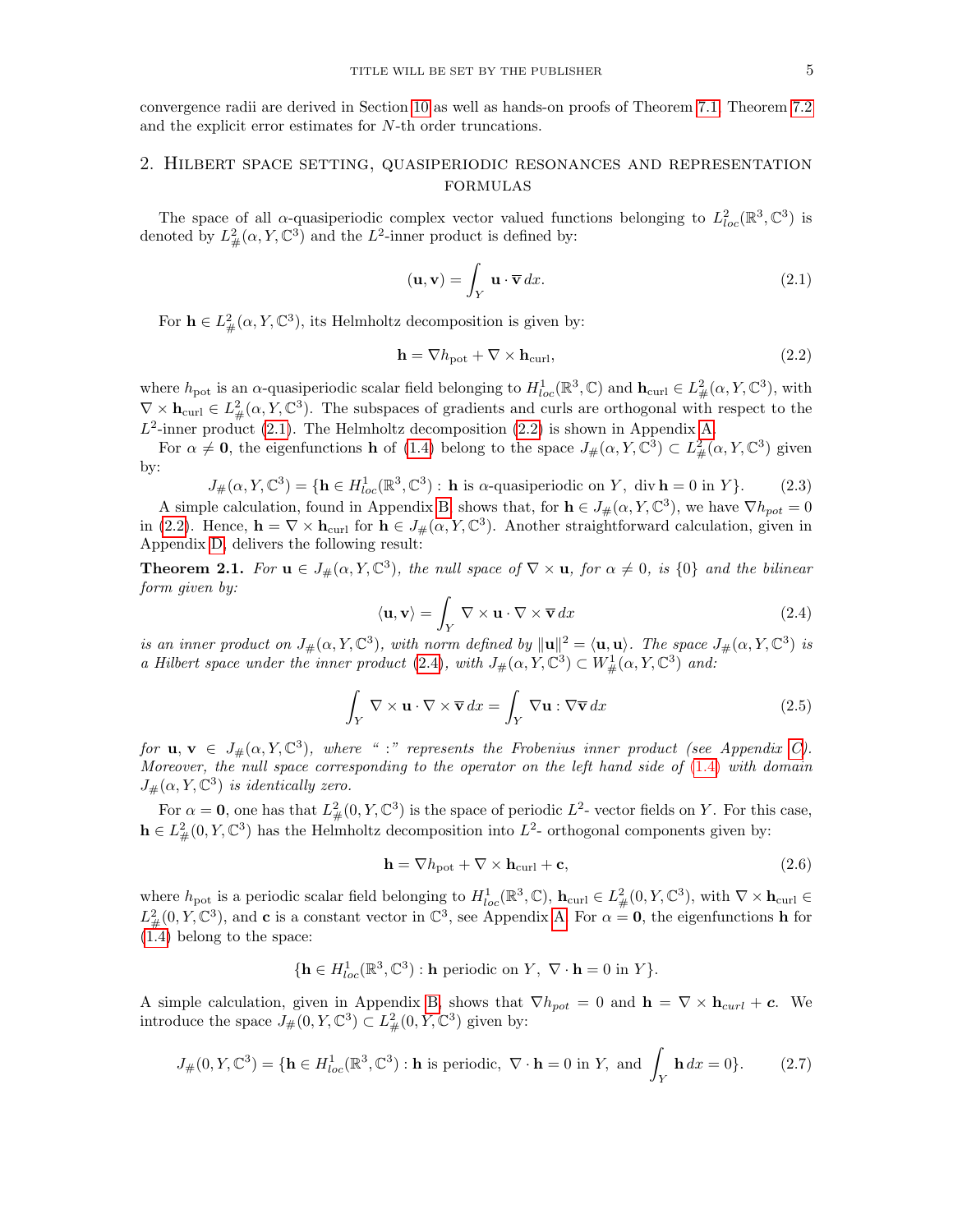convergence radii are derived in Section 10 as well as hands-on proofs of Theorem 7.1, Theorem 7.2 and the explicit error estimates for $N$-th order truncations.

## 2. Hilbert space setting, quasiperiodic resonances and representation formulas

The space of all $\alpha$-quasiperiodic complex vector valued functions belonging to $L^2_{loc}(\mathbb{R}^3, \mathbb{C}^3)$ is denoted by $L^2_\#(\alpha, Y, \mathbb{C}^3)$ and the $L^2$-inner product is defined by:

$$(\mathbf{u}, \mathbf{v}) = \int_Y \mathbf{u} \cdot \overline{\mathbf{v}}\, dx. \tag{2.1}$$

For $\mathbf{h} \in L^2_\#(\alpha, Y, \mathbb{C}^3)$, its Helmholtz decomposition is given by:

$$\mathbf{h} = \nabla h_{\text{pot}} + \nabla \times \mathbf{h}_{\text{curl}}, \tag{2.2}$$

where $h_{\text{pot}}$ is an $\alpha$-quasiperiodic scalar field belonging to $H^1_{loc}(\mathbb{R}^3, \mathbb{C})$ and $\mathbf{h}_{\text{curl}} \in L^2_\#(\alpha, Y, \mathbb{C}^3)$, with $\nabla \times \mathbf{h}_{\text{curl}} \in L^2_\#(\alpha, Y, \mathbb{C}^3)$. The subspaces of gradients and curls are orthogonal with respect to the $L^2$-inner product (2.1). The Helmholtz decomposition (2.2) is shown in Appendix A.

For $\alpha \neq \mathbf{0}$, the eigenfunctions $\mathbf{h}$ of (1.4) belong to the space $J_\#(\alpha, Y, \mathbb{C}^3) \subset L^2_\#(\alpha, Y, \mathbb{C}^3)$ given by:

$$J_\#(\alpha, Y, \mathbb{C}^3) = \{\mathbf{h} \in H^1_{loc}(\mathbb{R}^3, \mathbb{C}^3) : \mathbf{h} \text{ is } \alpha\text{-quasiperiodic on } Y,\ \operatorname{div} \mathbf{h} = 0 \text{ in } Y\}. \tag{2.3}$$

A simple calculation, found in Appendix B, shows that, for $\mathbf{h} \in J_\#(\alpha, Y, \mathbb{C}^3)$, we have $\nabla h_{pot} = 0$ in (2.2). Hence, $\mathbf{h} = \nabla \times \mathbf{h}_{\text{curl}}$ for $\mathbf{h} \in J_\#(\alpha, Y, \mathbb{C}^3)$. Another straightforward calculation, given in Appendix D, delivers the following result:

**Theorem 2.1.** *For $\mathbf{u} \in J_\#(\alpha, Y, \mathbb{C}^3)$, the null space of $\nabla \times \mathbf{u}$, for $\alpha \neq 0$, is $\{0\}$ and the bilinear form given by:*

$$\langle \mathbf{u}, \mathbf{v} \rangle = \int_Y \nabla \times \mathbf{u} \cdot \nabla \times \overline{\mathbf{v}}\, dx \tag{2.4}$$

*is an inner product on $J_\#(\alpha, Y, \mathbb{C}^3)$, with norm defined by $\|\mathbf{u}\|^2 = \langle \mathbf{u}, \mathbf{u} \rangle$. The space $J_\#(\alpha, Y, \mathbb{C}^3)$ is a Hilbert space under the inner product (2.4), with $J_\#(\alpha, Y, \mathbb{C}^3) \subset W^1_\#(\alpha, Y, \mathbb{C}^3)$ and:*

$$\int_Y \nabla \times \mathbf{u} \cdot \nabla \times \overline{\mathbf{v}}\, dx = \int_Y \nabla \mathbf{u} : \nabla \overline{\mathbf{v}}\, dx \tag{2.5}$$

*for $\mathbf{u}, \mathbf{v} \in J_\#(\alpha, Y, \mathbb{C}^3)$, where " $:$" represents the Frobenius inner product (see Appendix C). Moreover, the null space corresponding to the operator on the left hand side of (1.4) with domain $J_\#(\alpha, Y, \mathbb{C}^3)$ is identically zero.*

For $\alpha = \mathbf{0}$, one has that $L^2_\#(0, Y, \mathbb{C}^3)$ is the space of periodic $L^2$- vector fields on $Y$. For this case, $\mathbf{h} \in L^2_\#(0, Y, \mathbb{C}^3)$ has the Helmholtz decomposition into $L^2$- orthogonal components given by:

$$\mathbf{h} = \nabla h_{\text{pot}} + \nabla \times \mathbf{h}_{\text{curl}} + \mathbf{c}, \tag{2.6}$$

where $h_{\text{pot}}$ is a periodic scalar field belonging to $H^1_{loc}(\mathbb{R}^3, \mathbb{C})$, $\mathbf{h}_{\text{curl}} \in L^2_\#(0, Y, \mathbb{C}^3)$, with $\nabla \times \mathbf{h}_{\text{curl}} \in L^2_\#(0, Y, \mathbb{C}^3)$, and $\mathbf{c}$ is a constant vector in $\mathbb{C}^3$, see Appendix A. For $\alpha = \mathbf{0}$, the eigenfunctions $\mathbf{h}$ for (1.4) belong to the space:

$$\{\mathbf{h} \in H^1_{loc}(\mathbb{R}^3, \mathbb{C}^3) : \mathbf{h} \text{ periodic on } Y,\ \nabla \cdot \mathbf{h} = 0 \text{ in } Y\}.$$

A simple calculation, given in Appendix B, shows that $\nabla h_{pot} = 0$ and $\mathbf{h} = \nabla \times \mathbf{h}_{curl} + \boldsymbol{c}$. We introduce the space $J_\#(0, Y, \mathbb{C}^3) \subset L^2_\#(0, Y, \mathbb{C}^3)$ given by:

$$J_\#(0, Y, \mathbb{C}^3) = \{\mathbf{h} \in H^1_{loc}(\mathbb{R}^3, \mathbb{C}^3) : \mathbf{h} \text{ is periodic},\ \nabla \cdot \mathbf{h} = 0 \text{ in } Y, \text{ and } \int_Y \mathbf{h}\, dx = 0\}. \tag{2.7}$$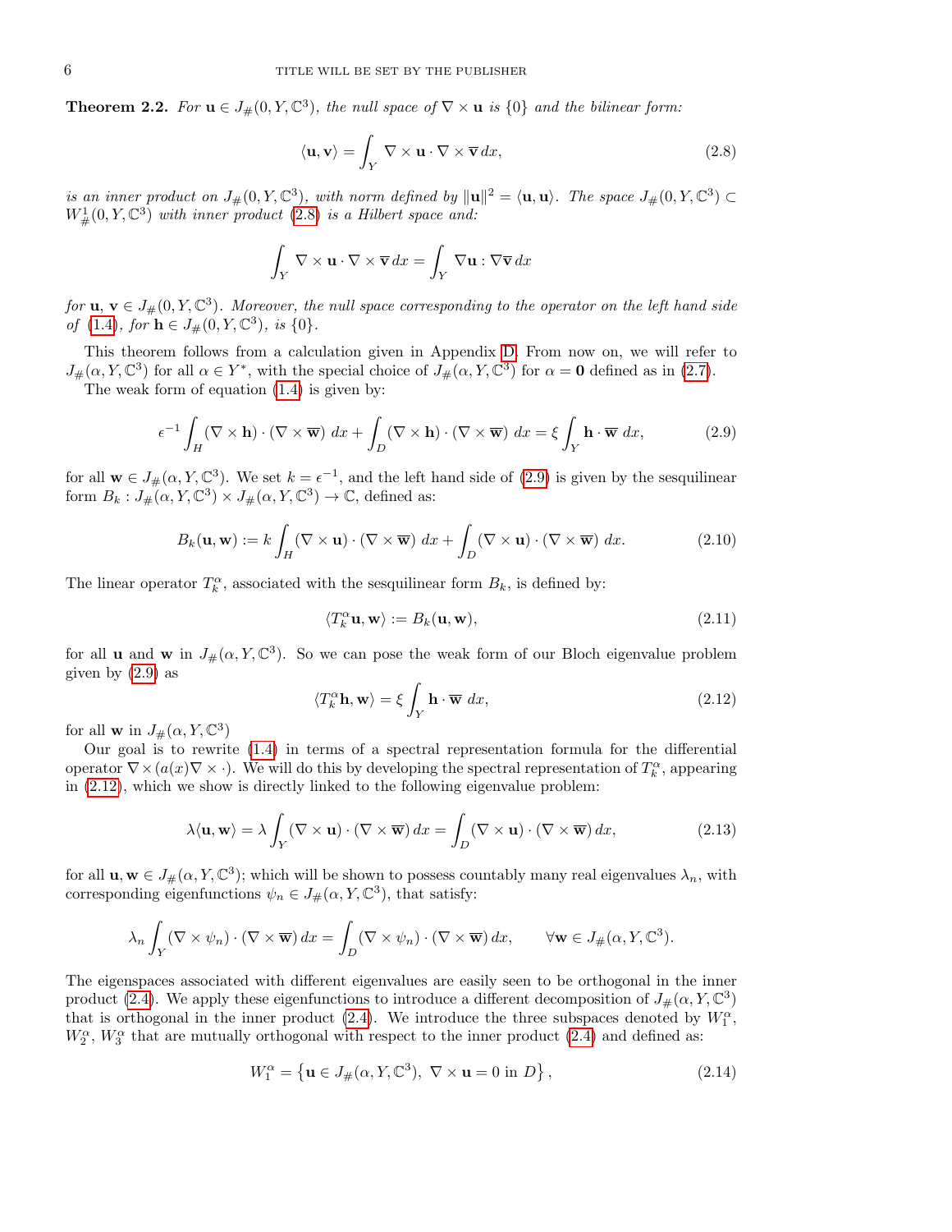**Theorem 2.2.** *For $\mathbf{u} \in J_{\#}(0, Y, \mathbb{C}^3)$, the null space of $\nabla \times \mathbf{u}$ is $\{0\}$ and the bilinear form:*

$$\langle \mathbf{u}, \mathbf{v} \rangle = \int_Y \nabla \times \mathbf{u} \cdot \nabla \times \overline{\mathbf{v}} \, dx, \tag{2.8}$$

*is an inner product on $J_{\#}(0, Y, \mathbb{C}^3)$, with norm defined by $\|\mathbf{u}\|^2 = \langle \mathbf{u}, \mathbf{u} \rangle$. The space $J_{\#}(0, Y, \mathbb{C}^3) \subset W^1_{\#}(0, Y, \mathbb{C}^3)$ with inner product (2.8) is a Hilbert space and:*

$$\int_Y \nabla \times \mathbf{u} \cdot \nabla \times \overline{\mathbf{v}} \, dx = \int_Y \nabla \mathbf{u} : \nabla \overline{\mathbf{v}} \, dx$$

*for $\mathbf{u}$, $\mathbf{v} \in J_{\#}(0, Y, \mathbb{C}^3)$. Moreover, the null space corresponding to the operator on the left hand side of (1.4), for $\mathbf{h} \in J_{\#}(0, Y, \mathbb{C}^3)$, is $\{0\}$.*

This theorem follows from a calculation given in Appendix D. From now on, we will refer to $J_{\#}(\alpha, Y, \mathbb{C}^3)$ for all $\alpha \in Y^*$, with the special choice of $J_{\#}(\alpha, Y, \mathbb{C}^3)$ for $\alpha = \mathbf{0}$ defined as in (2.7).

The weak form of equation (1.4) is given by:

$$\epsilon^{-1} \int_H (\nabla \times \mathbf{h}) \cdot (\nabla \times \overline{\mathbf{w}}) \; dx + \int_D (\nabla \times \mathbf{h}) \cdot (\nabla \times \overline{\mathbf{w}}) \; dx = \xi \int_Y \mathbf{h} \cdot \overline{\mathbf{w}} \; dx, \tag{2.9}$$

for all $\mathbf{w} \in J_{\#}(\alpha, Y, \mathbb{C}^3)$. We set $k = \epsilon^{-1}$, and the left hand side of (2.9) is given by the sesquilinear form $B_k : J_{\#}(\alpha, Y, \mathbb{C}^3) \times J_{\#}(\alpha, Y, \mathbb{C}^3) \to \mathbb{C}$, defined as:

$$B_k(\mathbf{u}, \mathbf{w}) := k \int_H (\nabla \times \mathbf{u}) \cdot (\nabla \times \overline{\mathbf{w}}) \; dx + \int_D (\nabla \times \mathbf{u}) \cdot (\nabla \times \overline{\mathbf{w}}) \; dx. \tag{2.10}$$

The linear operator $T_k^\alpha$, associated with the sesquilinear form $B_k$, is defined by:

$$\langle T_k^\alpha \mathbf{u}, \mathbf{w} \rangle := B_k(\mathbf{u}, \mathbf{w}), \tag{2.11}$$

for all $\mathbf{u}$ and $\mathbf{w}$ in $J_{\#}(\alpha, Y, \mathbb{C}^3)$. So we can pose the weak form of our Bloch eigenvalue problem given by (2.9) as

$$\langle T_k^\alpha \mathbf{h}, \mathbf{w} \rangle = \xi \int_Y \mathbf{h} \cdot \overline{\mathbf{w}} \; dx, \tag{2.12}$$

for all $\mathbf{w}$ in $J_{\#}(\alpha, Y, \mathbb{C}^3)$

Our goal is to rewrite (1.4) in terms of a spectral representation formula for the differential operator $\nabla \times (a(x) \nabla \times \cdot)$. We will do this by developing the spectral representation of $T_k^\alpha$, appearing in (2.12), which we show is directly linked to the following eigenvalue problem:

$$\lambda \langle \mathbf{u}, \mathbf{w} \rangle = \lambda \int_Y (\nabla \times \mathbf{u}) \cdot (\nabla \times \overline{\mathbf{w}}) \, dx = \int_D (\nabla \times \mathbf{u}) \cdot (\nabla \times \overline{\mathbf{w}}) \, dx, \tag{2.13}$$

for all $\mathbf{u}, \mathbf{w} \in J_{\#}(\alpha, Y, \mathbb{C}^3)$; which will be shown to possess countably many real eigenvalues $\lambda_n$, with corresponding eigenfunctions $\psi_n \in J_{\#}(\alpha, Y, \mathbb{C}^3)$, that satisfy:

$$\lambda_n \int_Y (\nabla \times \psi_n) \cdot (\nabla \times \overline{\mathbf{w}}) \, dx = \int_D (\nabla \times \psi_n) \cdot (\nabla \times \overline{\mathbf{w}}) \, dx, \qquad \forall \mathbf{w} \in J_{\#}(\alpha, Y, \mathbb{C}^3).$$

The eigenspaces associated with different eigenvalues are easily seen to be orthogonal in the inner product (2.4). We apply these eigenfunctions to introduce a different decomposition of $J_{\#}(\alpha, Y, \mathbb{C}^3)$ that is orthogonal in the inner product (2.4). We introduce the three subspaces denoted by $W_1^\alpha$, $W_2^\alpha$, $W_3^\alpha$ that are mutually orthogonal with respect to the inner product (2.4) and defined as:

$$W_1^\alpha = \left\{ \mathbf{u} \in J_{\#}(\alpha, Y, \mathbb{C}^3), \; \nabla \times \mathbf{u} = 0 \text{ in } D \right\}, \tag{2.14}$$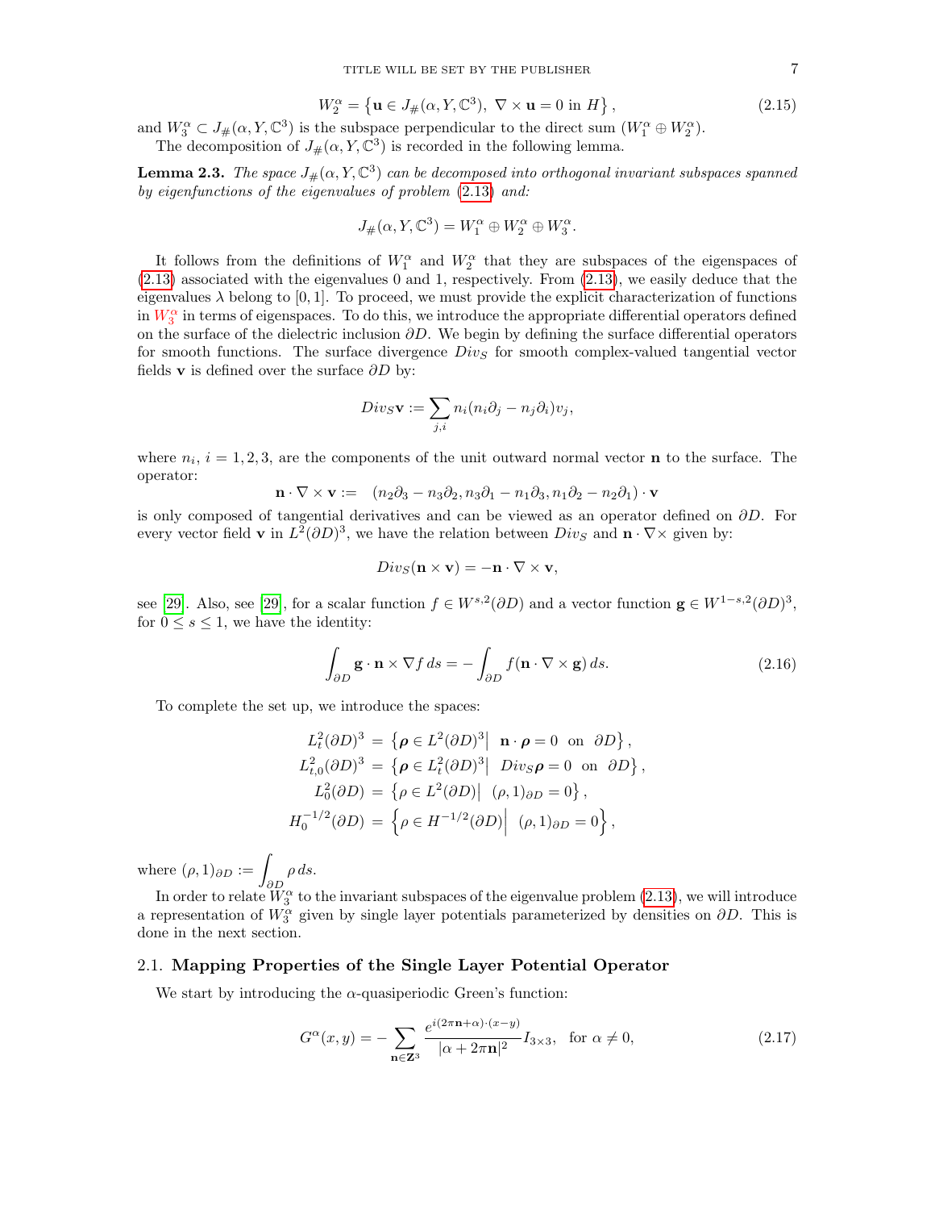$$W_2^\alpha = \left\{ \mathbf{u} \in J_\#(\alpha, Y, \mathbb{C}^3),\ \nabla \times \mathbf{u} = 0 \text{ in } H \right\}, \tag{2.15}$$

and $W_3^\alpha \subset J_\#(\alpha, Y, \mathbb{C}^3)$ is the subspace perpendicular to the direct sum $(W_1^\alpha \oplus W_2^\alpha)$.

The decomposition of $J_\#(\alpha, Y, \mathbb{C}^3)$ is recorded in the following lemma.

**Lemma 2.3.** *The space $J_\#(\alpha, Y, \mathbb{C}^3)$ can be decomposed into orthogonal invariant subspaces spanned by eigenfunctions of the eigenvalues of problem (2.13) and:*

$$J_\#(\alpha, Y, \mathbb{C}^3) = W_1^\alpha \oplus W_2^\alpha \oplus W_3^\alpha.$$

It follows from the definitions of $W_1^\alpha$ and $W_2^\alpha$ that they are subspaces of the eigenspaces of (2.13) associated with the eigenvalues 0 and 1, respectively. From (2.13), we easily deduce that the eigenvalues $\lambda$ belong to $[0, 1]$. To proceed, we must provide the explicit characterization of functions in $W_3^\alpha$ in terms of eigenspaces. To do this, we introduce the appropriate differential operators defined on the surface of the dielectric inclusion $\partial D$. We begin by defining the surface differential operators for smooth functions. The surface divergence $Div_S$ for smooth complex-valued tangential vector fields $\mathbf{v}$ is defined over the surface $\partial D$ by:

$$Div_S \mathbf{v} := \sum_{j,i} n_i (n_i \partial_j - n_j \partial_i) v_j,$$

where $n_i$, $i = 1, 2, 3$, are the components of the unit outward normal vector $\mathbf{n}$ to the surface. The operator:

$$\mathbf{n} \cdot \nabla \times \mathbf{v} := \quad (n_2 \partial_3 - n_3 \partial_2, n_3 \partial_1 - n_1 \partial_3, n_1 \partial_2 - n_2 \partial_1) \cdot \mathbf{v}$$

is only composed of tangential derivatives and can be viewed as an operator defined on $\partial D$. For every vector field $\mathbf{v}$ in $L^2(\partial D)^3$, we have the relation between $Div_S$ and $\mathbf{n} \cdot \nabla \times$ given by:

$$Div_S (\mathbf{n} \times \mathbf{v}) = -\mathbf{n} \cdot \nabla \times \mathbf{v},$$

see [29]. Also, see [29], for a scalar function $f \in W^{s,2}(\partial D)$ and a vector function $\mathbf{g} \in W^{1-s,2}(\partial D)^3$, for $0 \leq s \leq 1$, we have the identity:

$$\int_{\partial D} \mathbf{g} \cdot \mathbf{n} \times \nabla f \, ds = -\int_{\partial D} f (\mathbf{n} \cdot \nabla \times \mathbf{g}) \, ds. \tag{2.16}$$

To complete the set up, we introduce the spaces:

$$\begin{aligned}
L_t^2(\partial D)^3 &= \left\{ \boldsymbol{\rho} \in L^2(\partial D)^3 \middle| \ \mathbf{n} \cdot \boldsymbol{\rho} = 0 \ \text{ on } \ \partial D \right\}, \\
L_{t,0}^2(\partial D)^3 &= \left\{ \boldsymbol{\rho} \in L_t^2(\partial D)^3 \middle| \ Div_S \boldsymbol{\rho} = 0 \ \text{ on } \ \partial D \right\}, \\
L_0^2(\partial D) &= \left\{ \rho \in L^2(\partial D) \middle| \ (\rho, 1)_{\partial D} = 0 \right\}, \\
H_0^{-1/2}(\partial D) &= \left\{ \rho \in H^{-1/2}(\partial D) \middle| \ (\rho, 1)_{\partial D} = 0 \right\},
\end{aligned}$$

where $(\rho, 1)_{\partial D} := \displaystyle\int_{\partial D} \rho \, ds$.

In order to relate $W_3^\alpha$ to the invariant subspaces of the eigenvalue problem (2.13), we will introduce a representation of $W_3^\alpha$ given by single layer potentials parameterized by densities on $\partial D$. This is done in the next section.

## 2.1. Mapping Properties of the Single Layer Potential Operator

We start by introducing the $\alpha$-quasiperiodic Green's function:

$$G^\alpha(x, y) = -\sum_{\mathbf{n} \in \mathbf{Z}^3} \frac{e^{i(2\pi \mathbf{n} + \alpha) \cdot (x - y)}}{|\alpha + 2\pi \mathbf{n}|^2} I_{3 \times 3}, \quad \text{for } \alpha \neq 0, \tag{2.17}$$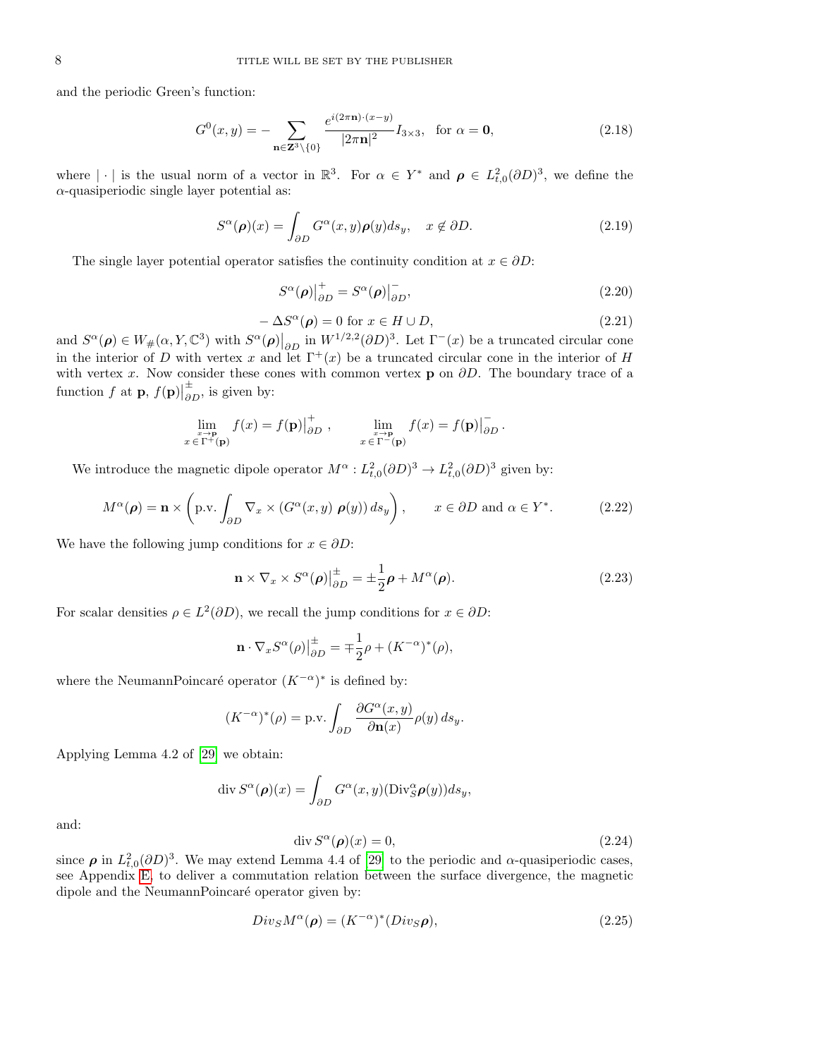and the periodic Green's function:

$$G^0(x,y) = -\sum_{\mathbf{n}\in\mathbf{Z}^3\setminus\{0\}} \frac{e^{i(2\pi\mathbf{n})\cdot(x-y)}}{|2\pi\mathbf{n}|^2} I_{3\times 3}, \quad \text{for } \alpha = \mathbf{0}, \tag{2.18}$$

where $|\cdot|$ is the usual norm of a vector in $\mathbb{R}^3$. For $\alpha \in Y^*$ and $\boldsymbol{\rho} \in L^2_{t,0}(\partial D)^3$, we define the $\alpha$-quasiperiodic single layer potential as:

$$S^\alpha(\boldsymbol{\rho})(x) = \int_{\partial D} G^\alpha(x,y)\boldsymbol{\rho}(y) ds_y, \quad x \notin \partial D. \tag{2.19}$$

The single layer potential operator satisfies the continuity condition at $x \in \partial D$:

$$S^\alpha(\boldsymbol{\rho})\big|^+_{\partial D} = S^\alpha(\boldsymbol{\rho})\big|^-_{\partial D}, \tag{2.20}$$

$$-\Delta S^\alpha(\boldsymbol{\rho}) = 0 \text{ for } x \in H \cup D, \tag{2.21}$$

and $S^\alpha(\boldsymbol{\rho}) \in W_\#(\alpha, Y, \mathbb{C}^3)$ with $S^\alpha(\boldsymbol{\rho})\big|_{\partial D}$ in $W^{1/2,2}(\partial D)^3$. Let $\Gamma^-(x)$ be a truncated circular cone in the interior of $D$ with vertex $x$ and let $\Gamma^+(x)$ be a truncated circular cone in the interior of $H$ with vertex $x$. Now consider these cones with common vertex $\mathbf{p}$ on $\partial D$. The boundary trace of a function $f$ at $\mathbf{p}$, $f(\mathbf{p})\big|^\pm_{\partial D}$, is given by:

$$\lim_{\substack{x\to\mathbf{p}\\ x\,\in\,\Gamma^+(\mathbf{p})}} f(x) = f(\mathbf{p})\big|^+_{\partial D}, \qquad \lim_{\substack{x\to\mathbf{p}\\ x\,\in\,\Gamma^-(\mathbf{p})}} f(x) = f(\mathbf{p})\big|^-_{\partial D}.$$

We introduce the magnetic dipole operator $M^\alpha : L^2_{t,0}(\partial D)^3 \to L^2_{t,0}(\partial D)^3$ given by:

$$M^\alpha(\boldsymbol{\rho}) = \mathbf{n} \times \left(\text{p.v.} \int_{\partial D} \nabla_x \times (G^\alpha(x,y)\ \boldsymbol{\rho}(y))\, ds_y\right), \qquad x \in \partial D \text{ and } \alpha \in Y^*. \tag{2.22}$$

We have the following jump conditions for $x \in \partial D$:

$$\mathbf{n} \times \nabla_x \times S^\alpha(\boldsymbol{\rho})\big|^\pm_{\partial D} = \pm\frac{1}{2}\boldsymbol{\rho} + M^\alpha(\boldsymbol{\rho}). \tag{2.23}$$

For scalar densities $\rho \in L^2(\partial D)$, we recall the jump conditions for $x \in \partial D$:

$$\mathbf{n} \cdot \nabla_x S^\alpha(\rho)\big|^\pm_{\partial D} = \mp\frac{1}{2}\rho + (K^{-\alpha})^*(\rho),$$

where the NeumannPoincaré operator $(K^{-\alpha})^*$ is defined by:

$$(K^{-\alpha})^*(\rho) = \text{p.v.} \int_{\partial D} \frac{\partial G^\alpha(x,y)}{\partial \mathbf{n}(x)} \rho(y)\, ds_y.$$

Applying Lemma 4.2 of [29] we obtain:

$$\operatorname{div} S^\alpha(\boldsymbol{\rho})(x) = \int_{\partial D} G^\alpha(x,y)(\operatorname{Div}^\alpha_S \boldsymbol{\rho}(y)) ds_y,$$

and:

$$\operatorname{div} S^\alpha(\boldsymbol{\rho})(x) = 0, \tag{2.24}$$

since $\boldsymbol{\rho}$ in $L^2_{t,0}(\partial D)^3$. We may extend Lemma 4.4 of [29] to the periodic and $\alpha$-quasiperiodic cases, see Appendix E, to deliver a commutation relation between the surface divergence, the magnetic dipole and the NeumannPoincaré operator given by:

$$Div_S M^\alpha(\boldsymbol{\rho}) = (K^{-\alpha})^*(Div_S \boldsymbol{\rho}), \tag{2.25}$$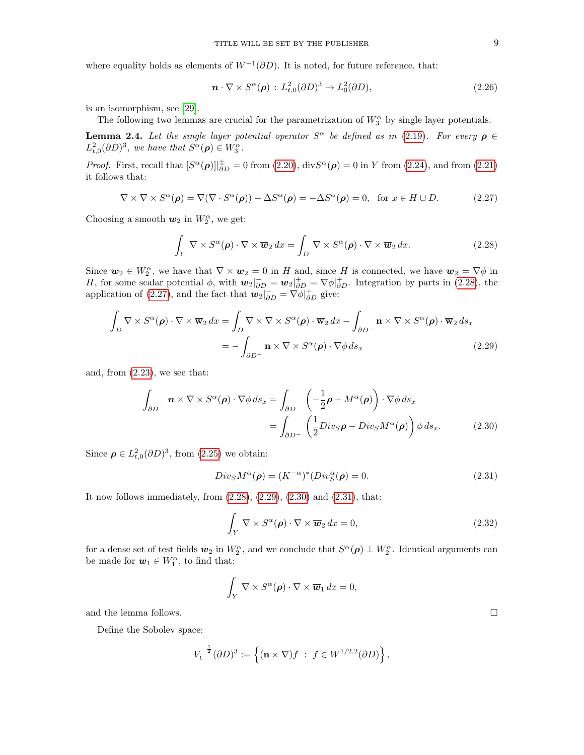where equality holds as elements of $W^{-1}(\partial D)$. It is noted, for future reference, that:

$$\boldsymbol{n}\cdot\nabla\times S^\alpha(\boldsymbol{\rho})\,:\,L^2_{t,0}(\partial D)^3\to L^2_0(\partial D), \tag{2.26}$$

is an isomorphism, see [29].

The following two lemmas are crucial for the parametrization of $W_3^\alpha$ by single layer potentials.

**Lemma 2.4.** *Let the single layer potential operator $S^\alpha$ be defined as in (2.19). For every $\boldsymbol{\rho}\in L^2_{t,0}(\partial D)^3$, we have that $S^\alpha(\boldsymbol{\rho})\in W_3^\alpha$.*

*Proof.* First, recall that $[S^\alpha(\boldsymbol{\rho})]|^{\pm}_{\partial D}=0$ from (2.20), $\mathrm{div}S^\alpha(\boldsymbol{\rho})=0$ in $Y$ from (2.24), and from (2.21) it follows that:

$$\nabla\times\nabla\times S^\alpha(\boldsymbol{\rho})=\nabla(\nabla\cdot S^\alpha(\boldsymbol{\rho}))-\Delta S^\alpha(\boldsymbol{\rho})=-\Delta S^\alpha(\boldsymbol{\rho})=0,\;\;\text{for } x\in H\cup D. \tag{2.27}$$

Choosing a smooth $\boldsymbol{w}_2$ in $W_2^\alpha$, we get:

$$\int_Y\nabla\times S^\alpha(\boldsymbol{\rho})\cdot\nabla\times\overline{\boldsymbol{w}}_2\,dx=\int_D\nabla\times S^\alpha(\boldsymbol{\rho})\cdot\nabla\times\overline{\boldsymbol{w}}_2\,dx. \tag{2.28}$$

Since $\boldsymbol{w}_2\in W_2^\alpha$, we have that $\nabla\times\boldsymbol{w}_2=0$ in $H$ and, since $H$ is connected, we have $\boldsymbol{w}_2=\nabla\phi$ in $H$, for some scalar potential $\phi$, with $\boldsymbol{w}_2|^-_{\partial D}=\boldsymbol{w}_2|^+_{\partial D}=\nabla\phi|^+_{\partial D}$. Integration by parts in (2.28), the application of (2.27), and the fact that $\boldsymbol{w}_2|^-_{\partial D}=\nabla\phi|^+_{\partial D}$ give:

$$\begin{aligned}\int_D\nabla\times S^\alpha(\boldsymbol{\rho})\cdot\nabla\times\overline{\mathbf{w}}_2\,dx&=\int_D\nabla\times\nabla\times S^\alpha(\boldsymbol{\rho})\cdot\overline{\mathbf{w}}_2\,dx-\int_{\partial D^-}\mathbf{n}\times\nabla\times S^\alpha(\boldsymbol{\rho})\cdot\overline{\mathbf{w}}_2\,ds_x\\&=-\int_{\partial D^-}\mathbf{n}\times\nabla\times S^\alpha(\boldsymbol{\rho})\cdot\nabla\phi\,ds_x\end{aligned} \tag{2.29}$$

and, from (2.23), we see that:

$$\begin{aligned}\int_{\partial D^-}\boldsymbol{n}\times\nabla\times S^\alpha(\boldsymbol{\rho})\cdot\nabla\phi\,ds_x&=\int_{\partial D^-}\left(-\frac{1}{2}\boldsymbol{\rho}+M^\alpha(\boldsymbol{\rho})\right)\cdot\nabla\phi\,ds_x\\&=\int_{\partial D^-}\left(\frac{1}{2}Div_S\boldsymbol{\rho}-Div_SM^\alpha(\boldsymbol{\rho})\right)\phi\,ds_x.\end{aligned} \tag{2.30}$$

Since $\boldsymbol{\rho}\in L^2_{t,0}(\partial D)^3$, from (2.25) we obtain:

$$Div_SM^\alpha(\boldsymbol{\rho})=(K^{-\alpha})^*(Div_S^\alpha(\boldsymbol{\rho})=0. \tag{2.31}$$

It now follows immediately, from (2.28), (2.29), (2.30) and (2.31), that:

$$\int_Y\nabla\times S^\alpha(\boldsymbol{\rho})\cdot\nabla\times\overline{\boldsymbol{w}}_2\,dx=0, \tag{2.32}$$

for a dense set of test fields $\boldsymbol{w}_2$ in $W_2^\alpha$, and we conclude that $S^\alpha(\boldsymbol{\rho})\perp W_2^\alpha$. Identical arguments can be made for $\boldsymbol{w}_1\in W_1^\alpha$, to find that:

$$\int_Y\nabla\times S^\alpha(\boldsymbol{\rho})\cdot\nabla\times\overline{\boldsymbol{w}}_1\,dx=0,$$

and the lemma follows. $\square$

Define the Sobolev space:

$$V_t^{-\frac{1}{2}}(\partial D)^3:=\left\{(\mathbf{n}\times\nabla)f\;:\;f\in W^{1/2,2}(\partial D)\right\},$$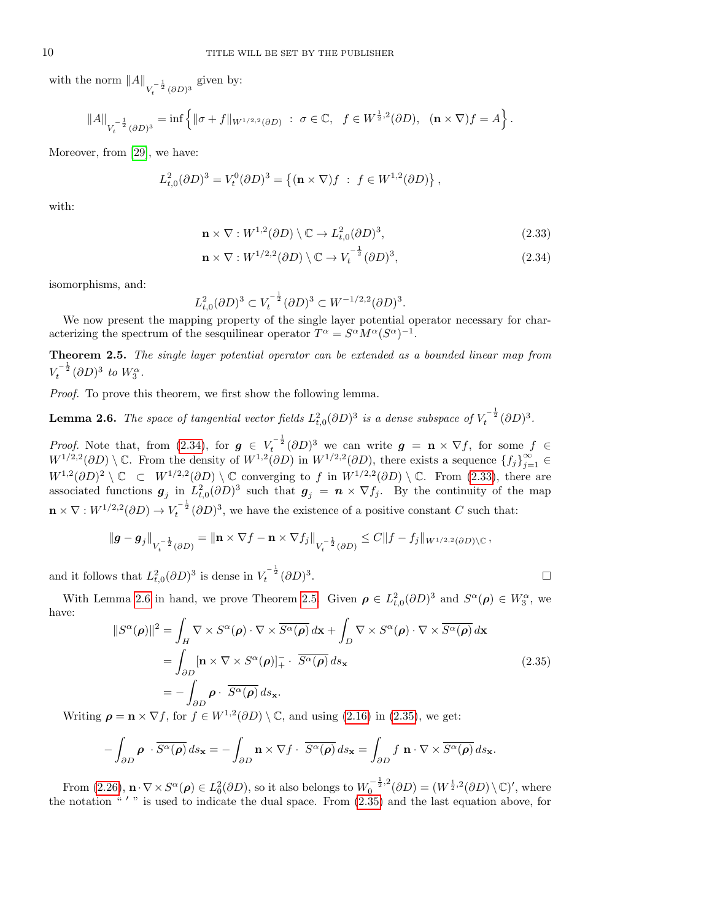with the norm $\|A\|_{V_t^{-\frac{1}{2}}(\partial D)^3}$ given by:

$$\|A\|_{V_t^{-\frac{1}{2}}(\partial D)^3} = \inf\Big\{ \|\sigma + f\|_{W^{1/2,2}(\partial D)} \ : \ \sigma \in \mathbb{C}, \ \ f \in W^{\frac{1}{2},2}(\partial D), \ \ (\mathbf{n}\times\nabla) f = A \Big\}.$$

Moreover, from [29], we have:

$$L^2_{t,0}(\partial D)^3 = V^0_t(\partial D)^3 = \left\{ (\mathbf{n}\times\nabla) f \ : \ f \in W^{1,2}(\partial D) \right\},$$

with:

$$\mathbf{n}\times\nabla : W^{1,2}(\partial D)\setminus\mathbb{C} \to L^2_{t,0}(\partial D)^3, \tag{2.33}$$

$$\mathbf{n}\times\nabla : W^{1/2,2}(\partial D)\setminus\mathbb{C} \to V_t^{-\frac{1}{2}}(\partial D)^3, \tag{2.34}$$

isomorphisms, and:

$$L^2_{t,0}(\partial D)^3 \subset V_t^{-\frac{1}{2}}(\partial D)^3 \subset W^{-1/2,2}(\partial D)^3.$$

We now present the mapping property of the single layer potential operator necessary for characterizing the spectrum of the sesquilinear operator $T^\alpha = S^\alpha M^\alpha (S^\alpha)^{-1}$.

**Theorem 2.5.** *The single layer potential operator can be extended as a bounded linear map from $V_t^{-\frac{1}{2}}(\partial D)^3$ to $W_3^\alpha$.*

*Proof.* To prove this theorem, we first show the following lemma.

**Lemma 2.6.** *The space of tangential vector fields $L^2_{t,0}(\partial D)^3$ is a dense subspace of $V_t^{-\frac{1}{2}}(\partial D)^3$.*

*Proof.* Note that, from (2.34), for $\boldsymbol{g} \in V_t^{-\frac{1}{2}}(\partial D)^3$ we can write $\boldsymbol{g} = \mathbf{n}\times\nabla f$, for some $f \in W^{1/2,2}(\partial D)\setminus\mathbb{C}$. From the density of $W^{1,2}(\partial D)$ in $W^{1/2,2}(\partial D)$, there exists a sequence $\{f_j\}_{j=1}^\infty \in W^{1,2}(\partial D)^2\setminus\mathbb{C} \subset W^{1/2,2}(\partial D)\setminus\mathbb{C}$ converging to $f$ in $W^{1/2,2}(\partial D)\setminus\mathbb{C}$. From (2.33), there are associated functions $\boldsymbol{g}_j$ in $L^2_{t,0}(\partial D)^3$ such that $\boldsymbol{g}_j = \boldsymbol{n}\times\nabla f_j$. By the continuity of the map $\mathbf{n}\times\nabla : W^{1/2,2}(\partial D) \to V_t^{-\frac{1}{2}}(\partial D)^3$, we have the existence of a positive constant $C$ such that:

$$\|\boldsymbol{g}-\boldsymbol{g}_j\|_{V_t^{-\frac{1}{2}}(\partial D)} = \|\mathbf{n}\times\nabla f - \mathbf{n}\times\nabla f_j\|_{V_t^{-\frac{1}{2}}(\partial D)} \le C\|f-f_j\|_{W^{1/2,2}(\partial D)\setminus\mathbb{C}},$$

and it follows that $L^2_{t,0}(\partial D)^3$ is dense in $V_t^{-\frac{1}{2}}(\partial D)^3$. $\square$

With Lemma 2.6 in hand, we prove Theorem 2.5. Given $\boldsymbol{\rho} \in L^2_{t,0}(\partial D)^3$ and $S^\alpha(\boldsymbol{\rho}) \in W_3^\alpha$, we have:

$$\begin{aligned}
\|S^\alpha(\boldsymbol{\rho})\|^2 &= \int_H \nabla\times S^\alpha(\boldsymbol{\rho})\cdot\nabla\times\overline{S^\alpha(\boldsymbol{\rho})}\,d\mathbf{x} + \int_D \nabla\times S^\alpha(\boldsymbol{\rho})\cdot\nabla\times\overline{S^\alpha(\boldsymbol{\rho})}\,d\mathbf{x} \\
&= \int_{\partial D} [\mathbf{n}\times\nabla\times S^\alpha(\boldsymbol{\rho})]_+^-\cdot\ \overline{S^\alpha(\boldsymbol{\rho})}\,ds_{\mathbf{x}} \\
&= -\int_{\partial D} \boldsymbol{\rho}\cdot\ \overline{S^\alpha(\boldsymbol{\rho})}\,ds_{\mathbf{x}}.
\end{aligned} \tag{2.35}$$

Writing $\boldsymbol{\rho} = \mathbf{n}\times\nabla f$, for $f \in W^{1,2}(\partial D)\setminus\mathbb{C}$, and using (2.16) in (2.35), we get:

$$-\int_{\partial D}\boldsymbol{\rho}\ \cdot\overline{S^\alpha(\boldsymbol{\rho})}\,ds_{\mathbf{x}} = -\int_{\partial D}\mathbf{n}\times\nabla f\cdot\ \overline{S^\alpha(\boldsymbol{\rho})}\,ds_{\mathbf{x}} = \int_{\partial D} f\ \mathbf{n}\cdot\nabla\times\overline{S^\alpha(\boldsymbol{\rho})}\,ds_{\mathbf{x}}.$$

From (2.26), $\mathbf{n}\cdot\nabla\times S^\alpha(\boldsymbol{\rho}) \in L^2_0(\partial D)$, so it also belongs to $W_0^{-\frac{1}{2},2}(\partial D) = (W^{\frac{1}{2},2}(\partial D)\setminus\mathbb{C})'$, where the notation " $'$ " is used to indicate the dual space. From (2.35) and the last equation above, for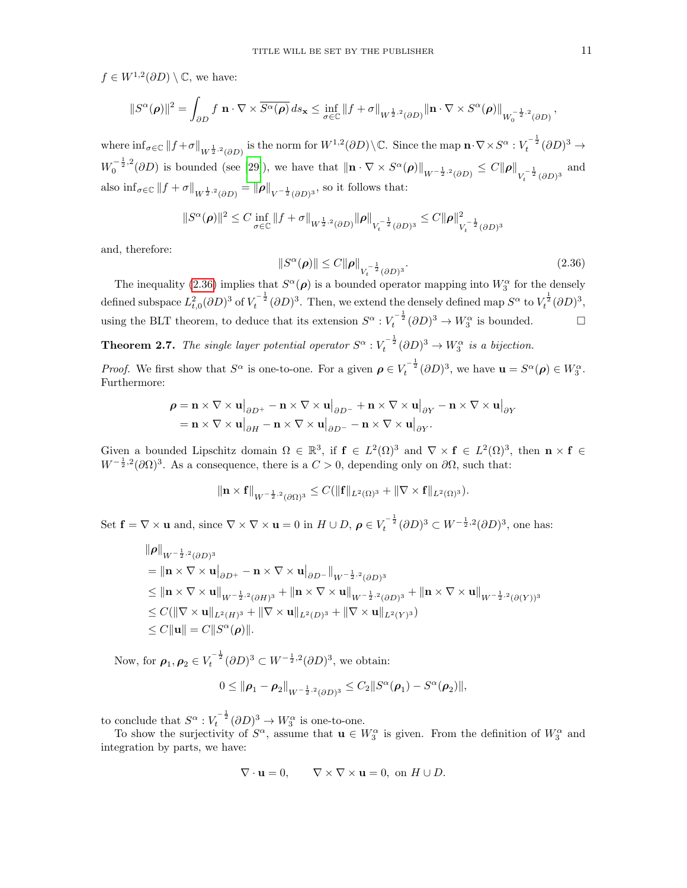$f \in W^{1,2}(\partial D) \setminus \mathbb{C}$, we have:

$$\|S^\alpha(\boldsymbol{\rho})\|^2 = \int_{\partial D} f\ \mathbf{n} \cdot \nabla \times \overline{S^\alpha(\boldsymbol{\rho})}\, ds_{\mathbf{x}} \leq \inf_{\sigma \in \mathbb{C}} \|f + \sigma\|_{W^{\frac{1}{2},2}(\partial D)} \|\mathbf{n} \cdot \nabla \times S^\alpha(\boldsymbol{\rho})\|_{W_0^{-\frac{1}{2},2}(\partial D)},$$

where $\inf_{\sigma \in \mathbb{C}} \|f+\sigma\|_{W^{\frac{1}{2},2}(\partial D)}$ is the norm for $W^{1,2}(\partial D) \setminus \mathbb{C}$. Since the map $\mathbf{n} \cdot \nabla \times S^\alpha : V_t^{-\frac{1}{2}}(\partial D)^3 \to W_0^{-\frac{1}{2},2}(\partial D)$ is bounded (see [29]), we have that $\|\mathbf{n} \cdot \nabla \times S^\alpha(\boldsymbol{\rho})\|_{W^{-\frac{1}{2},2}(\partial D)} \leq C\|\boldsymbol{\rho}\|_{V_t^{-\frac{1}{2}}(\partial D)^3}$ and also $\inf_{\sigma \in \mathbb{C}} \|f + \sigma\|_{W^{\frac{1}{2},2}(\partial D)} = \|\boldsymbol{\rho}\|_{V^{-\frac{1}{2}}(\partial D)^3}$, so it follows that:

$$\|S^\alpha(\boldsymbol{\rho})\|^2 \leq C \inf_{\sigma \in \mathbb{C}} \|f + \sigma\|_{W^{\frac{1}{2},2}(\partial D)} \|\boldsymbol{\rho}\|_{V_t^{-\frac{1}{2}}(\partial D)^3} \leq C\|\boldsymbol{\rho}\|^2_{V_t^{-\frac{1}{2}}(\partial D)^3}$$

and, therefore:

$$\|S^\alpha(\boldsymbol{\rho})\| \leq C\|\boldsymbol{\rho}\|_{V_t^{-\frac{1}{2}}(\partial D)^3}. \tag{2.36}$$

The inequality (2.36) implies that $S^\alpha(\boldsymbol{\rho})$ is a bounded operator mapping into $W_3^\alpha$ for the densely defined subspace $L^2_{t,0}(\partial D)^3$ of $V_t^{-\frac{1}{2}}(\partial D)^3$. Then, we extend the densely defined map $S^\alpha$ to $V_t^{\frac{1}{2}}(\partial D)^3$, using the BLT theorem, to deduce that its extension $S^\alpha : V_t^{-\frac{1}{2}}(\partial D)^3 \to W_3^\alpha$ is bounded. □

**Theorem 2.7.** *The single layer potential operator $S^\alpha : V_t^{-\frac{1}{2}}(\partial D)^3 \to W_3^\alpha$ is a bijection.*

*Proof.* We first show that $S^\alpha$ is one-to-one. For a given $\boldsymbol{\rho} \in V_t^{-\frac{1}{2}}(\partial D)^3$, we have $\mathbf{u} = S^\alpha(\boldsymbol{\rho}) \in W_3^\alpha$. Furthermore:

$$\begin{aligned}
\boldsymbol{\rho} &= \mathbf{n} \times \nabla \times \mathbf{u}\big|_{\partial D^+} - \mathbf{n} \times \nabla \times \mathbf{u}\big|_{\partial D^-} + \mathbf{n} \times \nabla \times \mathbf{u}\big|_{\partial Y} - \mathbf{n} \times \nabla \times \mathbf{u}\big|_{\partial Y} \\
&= \mathbf{n} \times \nabla \times \mathbf{u}\big|_{\partial H} - \mathbf{n} \times \nabla \times \mathbf{u}\big|_{\partial D^-} - \mathbf{n} \times \nabla \times \mathbf{u}\big|_{\partial Y}.
\end{aligned}$$

Given a bounded Lipschitz domain $\Omega \in \mathbb{R}^3$, if $\mathbf{f} \in L^2(\Omega)^3$ and $\nabla \times \mathbf{f} \in L^2(\Omega)^3$, then $\mathbf{n} \times \mathbf{f} \in W^{-\frac{1}{2},2}(\partial\Omega)^3$. As a consequence, there is a $C > 0$, depending only on $\partial\Omega$, such that:

$$\|\mathbf{n} \times \mathbf{f}\|_{W^{-\frac{1}{2},2}(\partial\Omega)^3} \leq C(\|\mathbf{f}\|_{L^2(\Omega)^3} + \|\nabla \times \mathbf{f}\|_{L^2(\Omega)^3}).$$

Set $\mathbf{f} = \nabla \times \mathbf{u}$ and, since $\nabla \times \nabla \times \mathbf{u} = 0$ in $H \cup D$, $\boldsymbol{\rho} \in V_t^{-\frac{1}{2}}(\partial D)^3 \subset W^{-\frac{1}{2},2}(\partial D)^3$, one has:

$$\begin{aligned}
&\|\boldsymbol{\rho}\|_{W^{-\frac{1}{2},2}(\partial D)^3} \\
&= \|\mathbf{n} \times \nabla \times \mathbf{u}\big|_{\partial D^+} - \mathbf{n} \times \nabla \times \mathbf{u}\big|_{\partial D^-}\|_{W^{-\frac{1}{2},2}(\partial D)^3} \\
&\leq \|\mathbf{n} \times \nabla \times \mathbf{u}\|_{W^{-\frac{1}{2},2}(\partial H)^3} + \|\mathbf{n} \times \nabla \times \mathbf{u}\|_{W^{-\frac{1}{2},2}(\partial D)^3} + \|\mathbf{n} \times \nabla \times \mathbf{u}\|_{W^{-\frac{1}{2},2}(\partial(Y))^3} \\
&\leq C(\|\nabla \times \mathbf{u}\|_{L^2(H)^3} + \|\nabla \times \mathbf{u}\|_{L^2(D)^3} + \|\nabla \times \mathbf{u}\|_{L^2(Y)^3}) \\
&\leq C\|\mathbf{u}\| = C\|S^\alpha(\boldsymbol{\rho})\|.
\end{aligned}$$

Now, for $\boldsymbol{\rho}_1, \boldsymbol{\rho}_2 \in V_t^{-\frac{1}{2}}(\partial D)^3 \subset W^{-\frac{1}{2},2}(\partial D)^3$, we obtain:

$$0 \leq \|\boldsymbol{\rho}_1 - \boldsymbol{\rho}_2\|_{W^{-\frac{1}{2},2}(\partial D)^3} \leq C_2\|S^\alpha(\boldsymbol{\rho}_1) - S^\alpha(\boldsymbol{\rho}_2)\|,$$

to conclude that $S^\alpha : V_t^{-\frac{1}{2}}(\partial D)^3 \to W_3^\alpha$ is one-to-one.

To show the surjectivity of $S^\alpha$, assume that $\mathbf{u} \in W_3^\alpha$ is given. From the definition of $W_3^\alpha$ and integration by parts, we have:

$$\nabla \cdot \mathbf{u} = 0, \qquad \nabla \times \nabla \times \mathbf{u} = 0, \text{ on } H \cup D.$$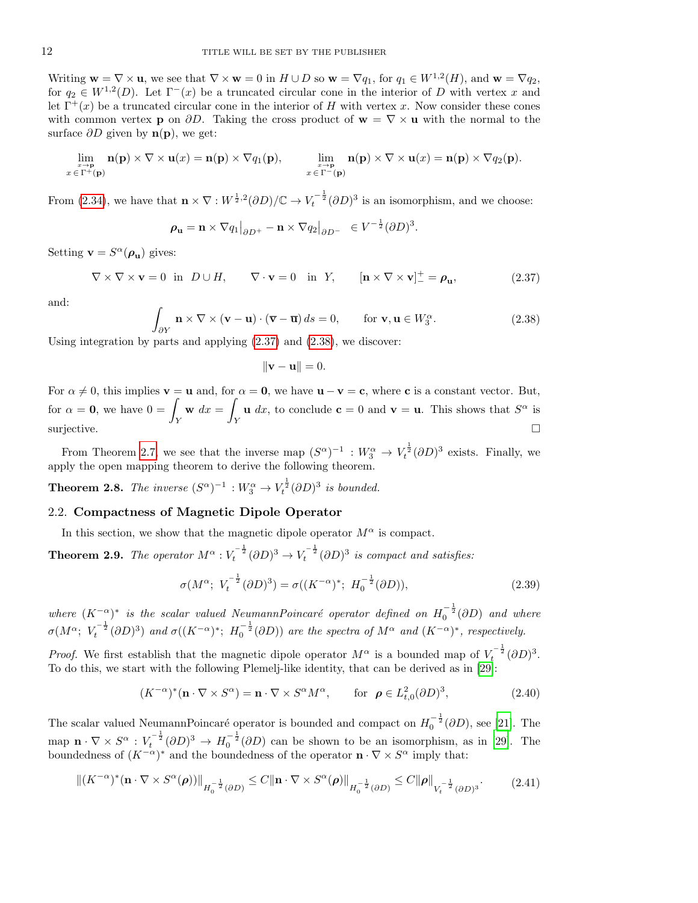Writing $\mathbf{w} = \nabla \times \mathbf{u}$, we see that $\nabla \times \mathbf{w} = 0$ in $H \cup D$ so $\mathbf{w} = \nabla q_1$, for $q_1 \in W^{1,2}(H)$, and $\mathbf{w} = \nabla q_2$, for $q_2 \in W^{1,2}(D)$. Let $\Gamma^-(x)$ be a truncated circular cone in the interior of $D$ with vertex $x$ and let $\Gamma^+(x)$ be a truncated circular cone in the interior of $H$ with vertex $x$. Now consider these cones with common vertex $\mathbf{p}$ on $\partial D$. Taking the cross product of $\mathbf{w} = \nabla \times \mathbf{u}$ with the normal to the surface $\partial D$ given by $\mathbf{n}(\mathbf{p})$, we get:

$$\lim_{\substack{x \to \mathbf{p} \\ x \in \Gamma^+(\mathbf{p})}} \mathbf{n}(\mathbf{p}) \times \nabla \times \mathbf{u}(x) = \mathbf{n}(\mathbf{p}) \times \nabla q_1(\mathbf{p}), \qquad \lim_{\substack{x \to \mathbf{p} \\ x \in \Gamma^-(\mathbf{p})}} \mathbf{n}(\mathbf{p}) \times \nabla \times \mathbf{u}(x) = \mathbf{n}(\mathbf{p}) \times \nabla q_2(\mathbf{p}).$$

From (2.34), we have that $\mathbf{n} \times \nabla : W^{\frac{1}{2},2}(\partial D)/\mathbb{C} \to V_t^{-\frac{1}{2}}(\partial D)^3$ is an isomorphism, and we choose:

$$\boldsymbol{\rho}_{\mathbf{u}} = \mathbf{n} \times \nabla q_1\big|_{\partial D^+} - \mathbf{n} \times \nabla q_2\big|_{\partial D^-} \in V^{-\frac{1}{2}}(\partial D)^3.$$

Setting $\mathbf{v} = S^\alpha(\boldsymbol{\rho}_{\mathbf{u}})$ gives:

$$\nabla \times \nabla \times \mathbf{v} = 0 \ \text{ in } \ D \cup H, \qquad \nabla \cdot \mathbf{v} = 0 \ \text{ in } \ Y, \qquad [\mathbf{n} \times \nabla \times \mathbf{v}]_-^+ = \boldsymbol{\rho}_{\mathbf{u}}, \tag{2.37}$$

and:

$$\int_{\partial Y} \mathbf{n} \times \nabla \times (\mathbf{v} - \mathbf{u}) \cdot (\overline{\mathbf{v}} - \overline{\mathbf{u}})\, ds = 0, \qquad \text{for } \mathbf{v}, \mathbf{u} \in W_3^\alpha. \tag{2.38}$$

Using integration by parts and applying (2.37) and (2.38), we discover:

$$\|\mathbf{v} - \mathbf{u}\| = 0.$$

For $\alpha \neq 0$, this implies $\mathbf{v} = \mathbf{u}$ and, for $\alpha = \mathbf{0}$, we have $\mathbf{u} - \mathbf{v} = \mathbf{c}$, where $\mathbf{c}$ is a constant vector. But, for $\alpha = \mathbf{0}$, we have $0 = \int_Y \mathbf{w}\, dx = \int_Y \mathbf{u}\, dx$, to conclude $\mathbf{c} = 0$ and $\mathbf{v} = \mathbf{u}$. This shows that $S^\alpha$ is surjective. □

From Theorem 2.7, we see that the inverse map $(S^\alpha)^{-1} : W_3^\alpha \to V_t^{\frac{1}{2}}(\partial D)^3$ exists. Finally, we apply the open mapping theorem to derive the following theorem.

**Theorem 2.8.** *The inverse $(S^\alpha)^{-1} : W_3^\alpha \to V_t^{\frac{1}{2}}(\partial D)^3$ is bounded.*

## 2.2. Compactness of Magnetic Dipole Operator

In this section, we show that the magnetic dipole operator $M^\alpha$ is compact.

**Theorem 2.9.** *The operator $M^\alpha : V_t^{-\frac{1}{2}}(\partial D)^3 \to V_t^{-\frac{1}{2}}(\partial D)^3$ is compact and satisfies:*

$$\sigma(M^\alpha;\ V_t^{-\frac{1}{2}}(\partial D)^3) = \sigma((K^{-\alpha})^*;\ H_0^{-\frac{1}{2}}(\partial D)), \tag{2.39}$$

*where $(K^{-\alpha})^*$ is the scalar valued NeumannPoincaré operator defined on $H_0^{-\frac{1}{2}}(\partial D)$ and where $\sigma(M^\alpha;\ V_t^{-\frac{1}{2}}(\partial D)^3)$ and $\sigma((K^{-\alpha})^*;\ H_0^{-\frac{1}{2}}(\partial D))$ are the spectra of $M^\alpha$ and $(K^{-\alpha})^*$, respectively.*

*Proof.* We first establish that the magnetic dipole operator $M^\alpha$ is a bounded map of $V_t^{-\frac{1}{2}}(\partial D)^3$. To do this, we start with the following Plemelj-like identity, that can be derived as in [29]:

$$(K^{-\alpha})^*(\mathbf{n} \cdot \nabla \times S^\alpha) = \mathbf{n} \cdot \nabla \times S^\alpha M^\alpha, \qquad \text{for } \ \boldsymbol{\rho} \in L^2_{t,0}(\partial D)^3, \tag{2.40}$$

The scalar valued NeumannPoincaré operator is bounded and compact on $H_0^{-\frac{1}{2}}(\partial D)$, see [21]. The map $\mathbf{n} \cdot \nabla \times S^\alpha : V_t^{-\frac{1}{2}}(\partial D)^3 \to H_0^{-\frac{1}{2}}(\partial D)$ can be shown to be an isomorphism, as in [29]. The boundedness of $(K^{-\alpha})^*$ and the boundedness of the operator $\mathbf{n} \cdot \nabla \times S^\alpha$ imply that:

$$\|(K^{-\alpha})^*(\mathbf{n} \cdot \nabla \times S^\alpha(\boldsymbol{\rho}))\|_{H_0^{-\frac{1}{2}}(\partial D)} \leq C\|\mathbf{n} \cdot \nabla \times S^\alpha(\boldsymbol{\rho})\|_{H_0^{-\frac{1}{2}}(\partial D)} \leq C\|\boldsymbol{\rho}\|_{V_t^{-\frac{1}{2}}(\partial D)^3}. \tag{2.41}$$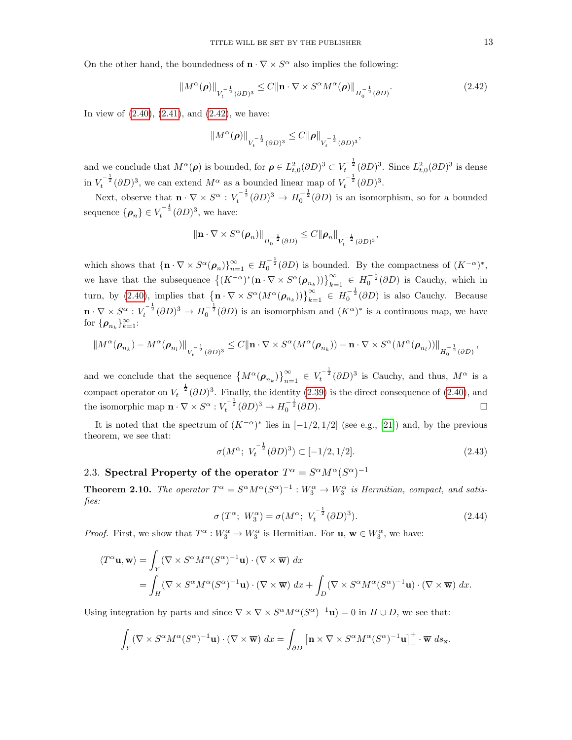On the other hand, the boundedness of $\mathbf{n}\cdot\nabla\times S^\alpha$ also implies the following:

$$\|M^\alpha(\boldsymbol{\rho})\|_{V_t^{-\frac{1}{2}}(\partial D)^3} \le C\|\mathbf{n}\cdot\nabla\times S^\alpha M^\alpha(\boldsymbol{\rho})\|_{H_0^{-\frac{1}{2}}(\partial D)}. \tag{2.42}$$

In view of (2.40), (2.41), and (2.42), we have:

$$\|M^\alpha(\boldsymbol{\rho})\|_{V_t^{-\frac{1}{2}}(\partial D)^3} \le C\|\boldsymbol{\rho}\|_{V_t^{-\frac{1}{2}}(\partial D)^3},$$

and we conclude that $M^\alpha(\boldsymbol{\rho})$ is bounded, for $\boldsymbol{\rho}\in L^2_{t,0}(\partial D)^3 \subset V_t^{-\frac{1}{2}}(\partial D)^3$. Since $L^2_{t,0}(\partial D)^3$ is dense in $V_t^{-\frac{1}{2}}(\partial D)^3$, we can extend $M^\alpha$ as a bounded linear map of $V_t^{-\frac{1}{2}}(\partial D)^3$.

Next, observe that $\mathbf{n}\cdot\nabla\times S^\alpha : V_t^{-\frac{1}{2}}(\partial D)^3 \to H_0^{-\frac{1}{2}}(\partial D)$ is an isomorphism, so for a bounded sequence $\{\boldsymbol{\rho}_n\}\in V_t^{-\frac{1}{2}}(\partial D)^3$, we have:

$$\|\mathbf{n}\cdot\nabla\times S^\alpha(\boldsymbol{\rho}_n)\|_{H_0^{-\frac{1}{2}}(\partial D)} \le C\|\boldsymbol{\rho}_n\|_{V_t^{-\frac{1}{2}}(\partial D)^3},$$

which shows that $\{\mathbf{n}\cdot\nabla\times S^\alpha(\boldsymbol{\rho}_n)\}_{n=1}^\infty \in H_0^{-\frac{1}{2}}(\partial D)$ is bounded. By the compactness of $(K^{-\alpha})^*$, we have that the subsequence $\left\{(K^{-\alpha})^*(\mathbf{n}\cdot\nabla\times S^\alpha(\boldsymbol{\rho}_{n_k}))\right\}_{k=1}^\infty \in H_0^{-\frac{1}{2}}(\partial D)$ is Cauchy, which in turn, by (2.40), implies that $\left\{\mathbf{n}\cdot\nabla\times S^\alpha(M^\alpha(\boldsymbol{\rho}_{n_k}))\right\}_{k=1}^\infty \in H_0^{-\frac{1}{2}}(\partial D)$ is also Cauchy. Because $\mathbf{n}\cdot\nabla\times S^\alpha : V_t^{-\frac{1}{2}}(\partial D)^3 \to H_0^{-\frac{1}{2}}(\partial D)$ is an isomorphism and $(K^\alpha)^*$ is a continuous map, we have for $\{\boldsymbol{\rho}_{n_k}\}_{k=1}^\infty$:

$$\|M^\alpha(\boldsymbol{\rho}_{n_k}) - M^\alpha(\boldsymbol{\rho}_{n_l})\|_{V_t^{-\frac{1}{2}}(\partial D)^3} \le C\|\mathbf{n}\cdot\nabla\times S^\alpha(M^\alpha(\boldsymbol{\rho}_{n_k})) - \mathbf{n}\cdot\nabla\times S^\alpha(M^\alpha(\boldsymbol{\rho}_{n_l}))\|_{H_0^{-\frac{1}{2}}(\partial D)},$$

and we conclude that the sequence $\left\{M^\alpha(\boldsymbol{\rho}_{n_k})\right\}_{n=1}^\infty \in V_t^{-\frac{1}{2}}(\partial D)^3$ is Cauchy, and thus, $M^\alpha$ is a compact operator on $V_t^{-\frac{1}{2}}(\partial D)^3$. Finally, the identity (2.39) is the direct consequence of (2.40), and the isomorphic map $\mathbf{n}\cdot\nabla\times S^\alpha : V_t^{-\frac{1}{2}}(\partial D)^3 \to H_0^{-\frac{1}{2}}(\partial D)$. □

It is noted that the spectrum of $(K^{-\alpha})^*$ lies in $[-1/2, 1/2]$ (see e.g., [21]) and, by the previous theorem, we see that:

$$\sigma(M^\alpha;\ V_t^{-\frac{1}{2}}(\partial D)^3) \subset [-1/2, 1/2]. \tag{2.43}$$

### 2.3. Spectral Property of the operator $T^\alpha = S^\alpha M^\alpha (S^\alpha)^{-1}$

**Theorem 2.10.** *The operator $T^\alpha = S^\alpha M^\alpha (S^\alpha)^{-1} : W_3^\alpha \to W_3^\alpha$ is Hermitian, compact, and satisfies:*

$$\sigma\left(T^\alpha;\ W_3^\alpha\right) = \sigma(M^\alpha;\ V_t^{-\frac{1}{2}}(\partial D)^3). \tag{2.44}$$

*Proof.* First, we show that $T^\alpha : W_3^\alpha \to W_3^\alpha$ is Hermitian. For $\mathbf{u}, \mathbf{w} \in W_3^\alpha$, we have:

$$\begin{aligned}
\langle T^\alpha \mathbf{u}, \mathbf{w}\rangle &= \int_Y (\nabla\times S^\alpha M^\alpha (S^\alpha)^{-1}\mathbf{u})\cdot(\nabla\times\overline{\mathbf{w}})\ dx \\
&= \int_H (\nabla\times S^\alpha M^\alpha (S^\alpha)^{-1}\mathbf{u})\cdot(\nabla\times\overline{\mathbf{w}})\ dx + \int_D (\nabla\times S^\alpha M^\alpha (S^\alpha)^{-1}\mathbf{u})\cdot(\nabla\times\overline{\mathbf{w}})\ dx.
\end{aligned}$$

Using integration by parts and since $\nabla\times\nabla\times S^\alpha M^\alpha (S^\alpha)^{-1}\mathbf{u}) = 0$ in $H\cup D$, we see that:

$$\int_Y (\nabla\times S^\alpha M^\alpha (S^\alpha)^{-1}\mathbf{u})\cdot(\nabla\times\overline{\mathbf{w}})\ dx = \int_{\partial D}\left[\mathbf{n}\times\nabla\times S^\alpha M^\alpha (S^\alpha)^{-1}\mathbf{u}\right]_-^+\cdot\overline{\mathbf{w}}\ ds_{\mathbf{x}}.$$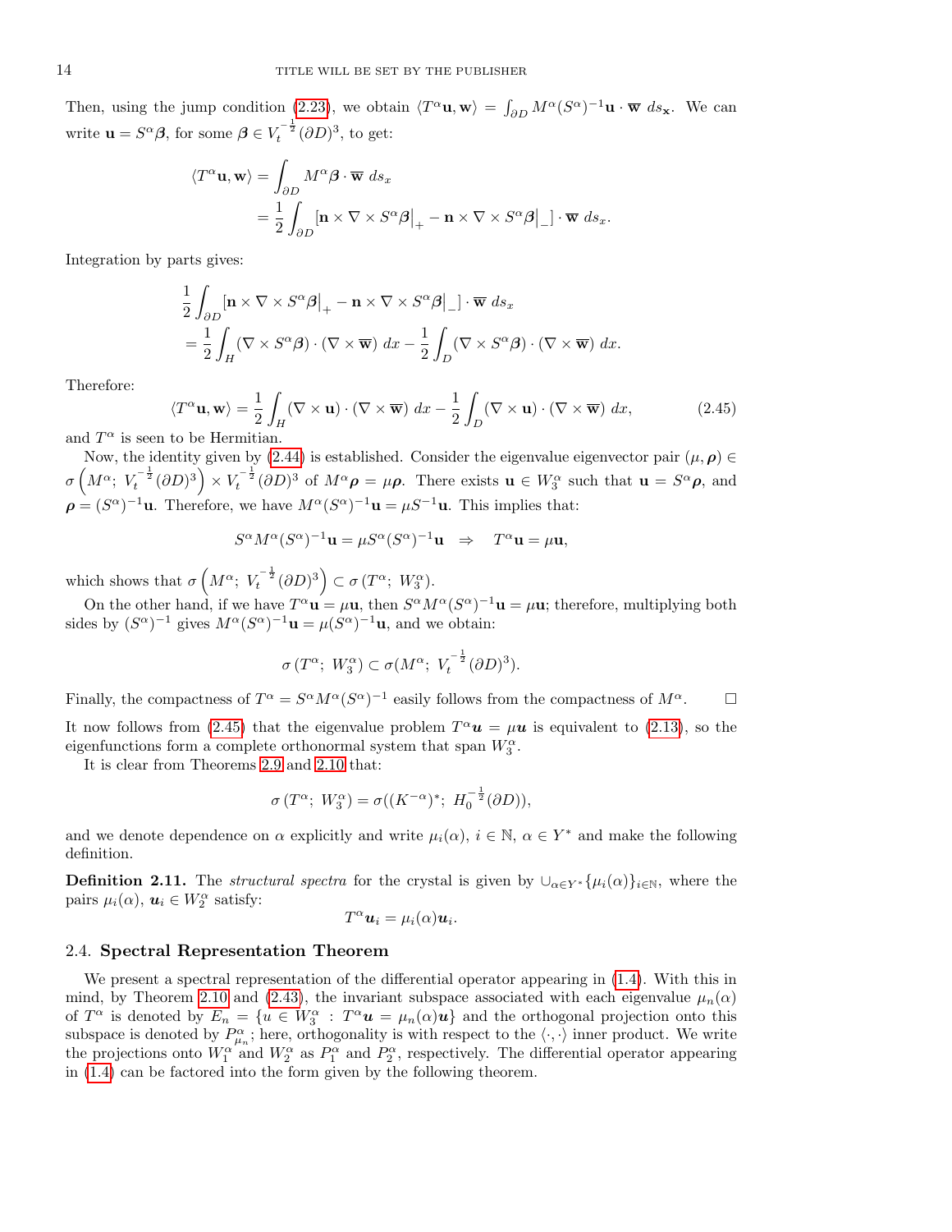Then, using the jump condition (2.23), we obtain $\langle T^\alpha \mathbf{u}, \mathbf{w}\rangle = \int_{\partial D} M^\alpha (S^\alpha)^{-1}\mathbf{u}\cdot\overline{\mathbf{w}}\; ds_{\mathbf{x}}$. We can write $\mathbf{u} = S^\alpha\boldsymbol{\beta}$, for some $\boldsymbol{\beta}\in V_t^{-\frac{1}{2}}(\partial D)^3$, to get:

$$
\begin{aligned}
\langle T^\alpha \mathbf{u}, \mathbf{w}\rangle &= \int_{\partial D} M^\alpha \boldsymbol{\beta}\cdot\overline{\mathbf{w}}\; ds_x \\
&= \frac{1}{2}\int_{\partial D} [\mathbf{n}\times\nabla\times S^\alpha\boldsymbol{\beta}\big|_+ - \mathbf{n}\times\nabla\times S^\alpha\boldsymbol{\beta}\big|_-]\cdot\overline{\mathbf{w}}\; ds_x.
\end{aligned}
$$

Integration by parts gives:

$$
\begin{aligned}
&\frac{1}{2}\int_{\partial D} [\mathbf{n}\times\nabla\times S^\alpha\boldsymbol{\beta}\big|_+ - \mathbf{n}\times\nabla\times S^\alpha\boldsymbol{\beta}\big|_-]\cdot\overline{\mathbf{w}}\; ds_x \\
&= \frac{1}{2}\int_{H} (\nabla\times S^\alpha\boldsymbol{\beta})\cdot(\nabla\times\overline{\mathbf{w}})\; dx - \frac{1}{2}\int_{D} (\nabla\times S^\alpha\boldsymbol{\beta})\cdot(\nabla\times\overline{\mathbf{w}})\; dx.
\end{aligned}
$$

Therefore:

$$
\langle T^\alpha \mathbf{u}, \mathbf{w}\rangle = \frac{1}{2}\int_{H} (\nabla\times \mathbf{u})\cdot(\nabla\times\overline{\mathbf{w}})\; dx - \frac{1}{2}\int_{D} (\nabla\times \mathbf{u})\cdot(\nabla\times\overline{\mathbf{w}})\; dx, \tag{2.45}
$$

and $T^\alpha$ is seen to be Hermitian.

Now, the identity given by (2.44) is established. Consider the eigenvalue eigenvector pair $(\mu,\boldsymbol{\rho})\in \sigma\left(M^\alpha;\; V_t^{-\frac{1}{2}}(\partial D)^3\right)\times V_t^{-\frac{1}{2}}(\partial D)^3$ of $M^\alpha\boldsymbol{\rho} = \mu\boldsymbol{\rho}$. There exists $\mathbf{u}\in W_3^\alpha$ such that $\mathbf{u} = S^\alpha\boldsymbol{\rho}$, and $\boldsymbol{\rho} = (S^\alpha)^{-1}\mathbf{u}$. Therefore, we have $M^\alpha(S^\alpha)^{-1}\mathbf{u} = \mu S^{-1}\mathbf{u}$. This implies that:

$$
S^\alpha M^\alpha (S^\alpha)^{-1}\mathbf{u} = \mu S^\alpha (S^\alpha)^{-1}\mathbf{u} \quad\Rightarrow\quad T^\alpha\mathbf{u} = \mu\mathbf{u},
$$

which shows that $\sigma\left(M^\alpha;\; V_t^{-\frac{1}{2}}(\partial D)^3\right)\subset\sigma\left(T^\alpha;\; W_3^\alpha\right)$.

On the other hand, if we have $T^\alpha\mathbf{u} = \mu\mathbf{u}$, then $S^\alpha M^\alpha(S^\alpha)^{-1}\mathbf{u} = \mu\mathbf{u}$; therefore, multiplying both sides by $(S^\alpha)^{-1}$ gives $M^\alpha(S^\alpha)^{-1}\mathbf{u} = \mu(S^\alpha)^{-1}\mathbf{u}$, and we obtain:

$$
\sigma\left(T^\alpha;\; W_3^\alpha\right)\subset\sigma(M^\alpha;\; V_t^{-\frac{1}{2}}(\partial D)^3).
$$

Finally, the compactness of $T^\alpha = S^\alpha M^\alpha (S^\alpha)^{-1}$ easily follows from the compactness of $M^\alpha$. $\square$

It now follows from (2.45) that the eigenvalue problem $T^\alpha\boldsymbol{u} = \mu\boldsymbol{u}$ is equivalent to (2.13), so the eigenfunctions form a complete orthonormal system that span $W_3^\alpha$.

It is clear from Theorems 2.9 and 2.10 that:

$$
\sigma\left(T^\alpha;\; W_3^\alpha\right) = \sigma((K^{-\alpha})^*;\; H_0^{-\frac{1}{2}}(\partial D)),
$$

and we denote dependence on $\alpha$ explicitly and write $\mu_i(\alpha)$, $i\in\mathbb{N}$, $\alpha\in Y^*$ and make the following definition.

**Definition 2.11.** The *structural spectra* for the crystal is given by $\cup_{\alpha\in Y^*}\{\mu_i(\alpha)\}_{i\in\mathbb{N}}$, where the pairs $\mu_i(\alpha)$, $\boldsymbol{u}_i\in W_2^\alpha$ satisfy:

$$
T^\alpha\boldsymbol{u}_i = \mu_i(\alpha)\boldsymbol{u}_i.
$$

## 2.4. Spectral Representation Theorem

We present a spectral representation of the differential operator appearing in (1.4). With this in mind, by Theorem 2.10 and (2.43), the invariant subspace associated with each eigenvalue $\mu_n(\alpha)$ of $T^\alpha$ is denoted by $E_n = \{u\in W_3^\alpha\;:\; T^\alpha\boldsymbol{u} = \mu_n(\alpha)\boldsymbol{u}\}$ and the orthogonal projection onto this subspace is denoted by $P^\alpha_{\mu_n}$; here, orthogonality is with respect to the $\langle\cdot,\cdot\rangle$ inner product. We write the projections onto $W_1^\alpha$ and $W_2^\alpha$ as $P_1^\alpha$ and $P_2^\alpha$, respectively. The differential operator appearing in (1.4) can be factored into the form given by the following theorem.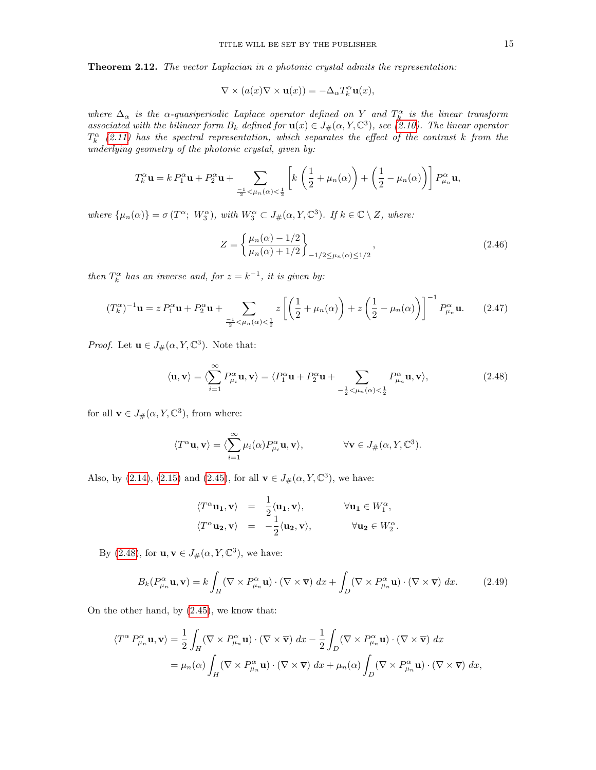**Theorem 2.12.** *The vector Laplacian in a photonic crystal admits the representation:*

$$\nabla \times (a(x)\nabla \times \mathbf{u}(x)) = -\Delta_\alpha T_k^\alpha \mathbf{u}(x),$$

*where $\Delta_\alpha$ is the $\alpha$-quasiperiodic Laplace operator defined on $Y$ and $T_k^\alpha$ is the linear transform associated with the bilinear form $B_k$ defined for $\mathbf{u}(x) \in J_\#(\alpha, Y, \mathbb{C}^3)$, see (2.10). The linear operator $T_k^\alpha$ (2.11) has the spectral representation, which separates the effect of the contrast $k$ from the underlying geometry of the photonic crystal, given by:*

$$T_k^\alpha \mathbf{u} = k\, P_1^\alpha \mathbf{u} + P_2^\alpha \mathbf{u} + \sum_{\frac{-1}{2} < \mu_n(\alpha) < \frac{1}{2}} \left[ k\left(\frac{1}{2} + \mu_n(\alpha)\right) + \left(\frac{1}{2} - \mu_n(\alpha)\right)\right] P_{\mu_n}^\alpha \mathbf{u},$$

*where $\{\mu_n(\alpha)\} = \sigma\left(T^\alpha;\ W_3^\alpha\right)$, with $W_3^\alpha \subset J_\#(\alpha, Y, \mathbb{C}^3)$. If $k \in \mathbb{C} \setminus Z$, where:*

$$Z = \left\{ \frac{\mu_n(\alpha) - 1/2}{\mu_n(\alpha) + 1/2} \right\}_{-1/2 \le \mu_n(\alpha) \le 1/2}, \tag{2.46}$$

*then $T_k^\alpha$ has an inverse and, for $z = k^{-1}$, it is given by:*

$$(T_k^\alpha)^{-1}\mathbf{u} = z\, P_1^\alpha \mathbf{u} + P_2^\alpha \mathbf{u} + \sum_{\frac{-1}{2} < \mu_n(\alpha) < \frac{1}{2}} z\left[ \left(\frac{1}{2} + \mu_n(\alpha)\right) + z\left(\frac{1}{2} - \mu_n(\alpha)\right)\right]^{-1} P_{\mu_n}^\alpha \mathbf{u}. \tag{2.47}$$

*Proof.* Let $\mathbf{u} \in J_\#(\alpha, Y, \mathbb{C}^3)$. Note that:

$$\langle \mathbf{u}, \mathbf{v}\rangle = \langle \sum_{i=1}^{\infty} P_{\mu_i}^\alpha \mathbf{u}, \mathbf{v}\rangle = \langle P_1^\alpha \mathbf{u} + P_2^\alpha \mathbf{u} + \sum_{-\frac{1}{2} < \mu_n(\alpha) < \frac{1}{2}} P_{\mu_n}^\alpha \mathbf{u}, \mathbf{v}\rangle, \tag{2.48}$$

for all $\mathbf{v} \in J_\#(\alpha, Y, \mathbb{C}^3)$, from where:

$$\langle T^\alpha \mathbf{u}, \mathbf{v}\rangle = \langle \sum_{i=1}^{\infty} \mu_i(\alpha) P_{\mu_i}^\alpha \mathbf{u}, \mathbf{v}\rangle, \qquad \forall \mathbf{v} \in J_\#(\alpha, Y, \mathbb{C}^3).$$

Also, by (2.14), (2.15) and (2.45), for all $\mathbf{v} \in J_\#(\alpha, Y, \mathbb{C}^3)$, we have:

$$\begin{aligned} \langle T^\alpha \mathbf{u_1}, \mathbf{v}\rangle &= \frac{1}{2}\langle \mathbf{u_1}, \mathbf{v}\rangle, & \forall \mathbf{u_1} \in W_1^\alpha, \\ \langle T^\alpha \mathbf{u_2}, \mathbf{v}\rangle &= -\frac{1}{2}\langle \mathbf{u_2}, \mathbf{v}\rangle, & \forall \mathbf{u_2} \in W_2^\alpha. \end{aligned}$$

By (2.48), for $\mathbf{u}, \mathbf{v} \in J_\#(\alpha, Y, \mathbb{C}^3)$, we have:

$$B_k(P_{\mu_n}^\alpha \mathbf{u}, \mathbf{v}) = k \int_H (\nabla \times P_{\mu_n}^\alpha \mathbf{u}) \cdot (\nabla \times \overline{\mathbf{v}})\ dx + \int_D (\nabla \times P_{\mu_n}^\alpha \mathbf{u}) \cdot (\nabla \times \overline{\mathbf{v}})\ dx. \tag{2.49}$$

On the other hand, by (2.45), we know that:

$$\begin{aligned} \langle T^\alpha P_{\mu_n}^\alpha \mathbf{u}, \mathbf{v}\rangle &= \frac{1}{2}\int_H (\nabla \times P_{\mu_n}^\alpha \mathbf{u}) \cdot (\nabla \times \overline{\mathbf{v}})\ dx - \frac{1}{2}\int_D (\nabla \times P_{\mu_n}^\alpha \mathbf{u}) \cdot (\nabla \times \overline{\mathbf{v}})\ dx \\ &= \mu_n(\alpha) \int_H (\nabla \times P_{\mu_n}^\alpha \mathbf{u}) \cdot (\nabla \times \overline{\mathbf{v}})\ dx + \mu_n(\alpha) \int_D (\nabla \times P_{\mu_n}^\alpha \mathbf{u}) \cdot (\nabla \times \overline{\mathbf{v}})\ dx, \end{aligned}$$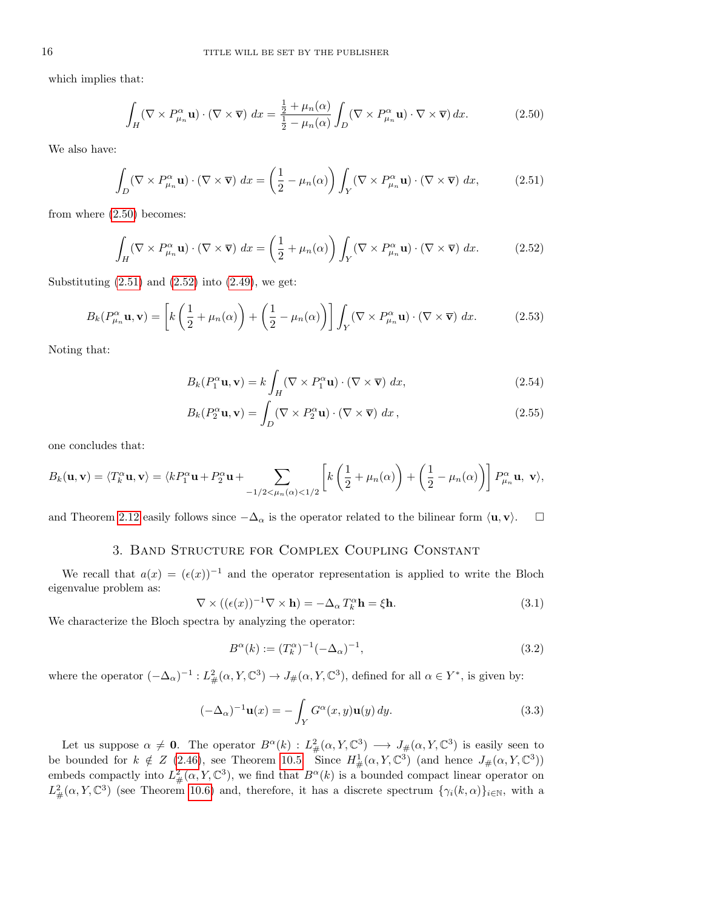which implies that:

$$\int_H (\nabla \times P^\alpha_{\mu_n}\mathbf{u}) \cdot (\nabla \times \overline{\mathbf{v}})\, dx = \frac{\frac{1}{2}+\mu_n(\alpha)}{\frac{1}{2}-\mu_n(\alpha)} \int_D (\nabla \times P^\alpha_{\mu_n}\mathbf{u}) \cdot \nabla \times \overline{\mathbf{v}})\, dx. \tag{2.50}$$

We also have:

$$\int_D (\nabla \times P^\alpha_{\mu_n}\mathbf{u}) \cdot (\nabla \times \overline{\mathbf{v}})\, dx = \left(\frac{1}{2} - \mu_n(\alpha)\right) \int_Y (\nabla \times P^\alpha_{\mu_n}\mathbf{u}) \cdot (\nabla \times \overline{\mathbf{v}})\, dx, \tag{2.51}$$

from where (2.50) becomes:

$$\int_H (\nabla \times P^\alpha_{\mu_n}\mathbf{u}) \cdot (\nabla \times \overline{\mathbf{v}})\, dx = \left(\frac{1}{2} + \mu_n(\alpha)\right) \int_Y (\nabla \times P^\alpha_{\mu_n}\mathbf{u}) \cdot (\nabla \times \overline{\mathbf{v}})\, dx. \tag{2.52}$$

Substituting (2.51) and (2.52) into (2.49), we get:

$$B_k(P^\alpha_{\mu_n}\mathbf{u}, \mathbf{v}) = \left[k\left(\frac{1}{2} + \mu_n(\alpha)\right) + \left(\frac{1}{2} - \mu_n(\alpha)\right)\right] \int_Y (\nabla \times P^\alpha_{\mu_n}\mathbf{u}) \cdot (\nabla \times \overline{\mathbf{v}})\, dx. \tag{2.53}$$

Noting that:

$$B_k(P^\alpha_1\mathbf{u}, \mathbf{v}) = k \int_H (\nabla \times P^\alpha_1\mathbf{u}) \cdot (\nabla \times \overline{\mathbf{v}})\, dx, \tag{2.54}$$

$$B_k(P^\alpha_2\mathbf{u}, \mathbf{v}) = \int_D (\nabla \times P^\alpha_2\mathbf{u}) \cdot (\nabla \times \overline{\mathbf{v}})\, dx\,, \tag{2.55}$$

one concludes that:

$$B_k(\mathbf{u}, \mathbf{v}) = \langle T^\alpha_k \mathbf{u}, \mathbf{v}\rangle = \langle kP^\alpha_1\mathbf{u} + P^\alpha_2\mathbf{u} + \sum_{-1/2<\mu_n(\alpha)<1/2} \left[k\left(\frac{1}{2} + \mu_n(\alpha)\right) + \left(\frac{1}{2} - \mu_n(\alpha)\right)\right] P^\alpha_{\mu_n}\mathbf{u},\ \mathbf{v}\rangle,$$

and Theorem 2.12 easily follows since $-\Delta_\alpha$ is the operator related to the bilinear form $\langle \mathbf{u}, \mathbf{v}\rangle$. $\square$

## 3. Band Structure for Complex Coupling Constant

We recall that $a(x) = (\epsilon(x))^{-1}$ and the operator representation is applied to write the Bloch eigenvalue problem as:

$$\nabla \times ((\epsilon(x))^{-1}\nabla \times \mathbf{h}) = -\Delta_\alpha T^\alpha_k \mathbf{h} = \xi \mathbf{h}. \tag{3.1}$$

We characterize the Bloch spectra by analyzing the operator:

$$B^\alpha(k) := (T^\alpha_k)^{-1}(-\Delta_\alpha)^{-1}, \tag{3.2}$$

where the operator $(-\Delta_\alpha)^{-1} : L^2_\#(\alpha, Y, \mathbb{C}^3) \to J_\#(\alpha, Y, \mathbb{C}^3)$, defined for all $\alpha \in Y^*$, is given by:

$$(-\Delta_\alpha)^{-1}\mathbf{u}(x) = -\int_Y G^\alpha(x, y)\mathbf{u}(y)\, dy. \tag{3.3}$$

Let us suppose $\alpha \neq \mathbf{0}$. The operator $B^\alpha(k) : L^2_\#(\alpha, Y, \mathbb{C}^3) \longrightarrow J_\#(\alpha, Y, \mathbb{C}^3)$ is easily seen to be bounded for $k \notin Z$ (2.46), see Theorem 10.5. Since $H^1_\#(\alpha, Y, \mathbb{C}^3)$ (and hence $J_\#(\alpha, Y, \mathbb{C}^3)$) embeds compactly into $L^2_\#(\alpha, Y, \mathbb{C}^3)$, we find that $B^\alpha(k)$ is a bounded compact linear operator on $L^2_\#(\alpha, Y, \mathbb{C}^3)$ (see Theorem 10.6) and, therefore, it has a discrete spectrum $\{\gamma_i(k, \alpha)\}_{i\in\mathbb{N}}$, with a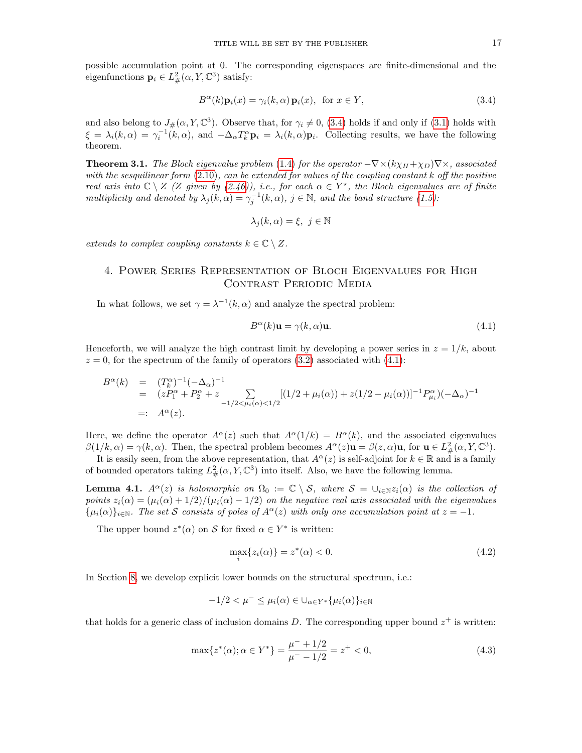possible accumulation point at 0. The corresponding eigenspaces are finite-dimensional and the eigenfunctions $\mathbf{p}_i \in L^2_\#(\alpha, Y, \mathbb{C}^3)$ satisfy:

$$B^\alpha(k)\mathbf{p}_i(x) = \gamma_i(k,\alpha)\,\mathbf{p}_i(x), \;\text{ for } x \in Y, \tag{3.4}$$

and also belong to $J_\#(\alpha, Y, \mathbb{C}^3)$. Observe that, for $\gamma_i \neq 0$, (3.4) holds if and only if (3.1) holds with $\xi = \lambda_i(k,\alpha) = \gamma_i^{-1}(k,\alpha)$, and $-\Delta_\alpha T_k^\alpha \mathbf{p}_i = \lambda_i(k,\alpha)\mathbf{p}_i$. Collecting results, we have the following theorem.

**Theorem 3.1.** *The Bloch eigenvalue problem (1.4) for the operator $-\nabla\times(k\chi_H+\chi_D)\nabla\times$, associated with the sesquilinear form (2.10), can be extended for values of the coupling constant $k$ off the positive real axis into $\mathbb{C}\setminus Z$ ($Z$ given by (2.46)), i.e., for each $\alpha \in Y^\star$, the Bloch eigenvalues are of finite multiplicity and denoted by $\lambda_j(k,\alpha) = \gamma_j^{-1}(k,\alpha)$, $j \in \mathbb{N}$, and the band structure (1.5):*

$$\lambda_j(k,\alpha) = \xi, \;\; j \in \mathbb{N}$$

*extends to complex coupling constants $k \in \mathbb{C}\setminus Z$.*

## 4. Power Series Representation of Bloch Eigenvalues for High Contrast Periodic Media

In what follows, we set $\gamma = \lambda^{-1}(k,\alpha)$ and analyze the spectral problem:

$$B^\alpha(k)\mathbf{u} = \gamma(k,\alpha)\mathbf{u}. \tag{4.1}$$

Henceforth, we will analyze the high contrast limit by developing a power series in $z = 1/k$, about $z = 0$, for the spectrum of the family of operators (3.2) associated with (4.1):

$$\begin{aligned}
B^\alpha(k) &= (T_k^\alpha)^{-1}(-\Delta_\alpha)^{-1} \\
&= (zP_1^\alpha + P_2^\alpha + z\sum_{-1/2<\mu_i(\alpha)<1/2}[(1/2+\mu_i(\alpha)) + z(1/2-\mu_i(\alpha))]^{-1}P_{\mu_i}^\alpha)(-\Delta_\alpha)^{-1} \\
&=: A^\alpha(z).
\end{aligned}$$

Here, we define the operator $A^\alpha(z)$ such that $A^\alpha(1/k) = B^\alpha(k)$, and the associated eigenvalues $\beta(1/k,\alpha) = \gamma(k,\alpha)$. Then, the spectral problem becomes $A^\alpha(z)\mathbf{u} = \beta(z,\alpha)\mathbf{u}$, for $\mathbf{u} \in L^2_\#(\alpha, Y, \mathbb{C}^3)$.

It is easily seen, from the above representation, that $A^\alpha(z)$ is self-adjoint for $k \in \mathbb{R}$ and is a family of bounded operators taking $L^2_\#(\alpha, Y, \mathbb{C}^3)$ into itself. Also, we have the following lemma.

**Lemma 4.1.** *$A^\alpha(z)$ is holomorphic on $\Omega_0 := \mathbb{C}\setminus\mathcal{S}$, where $\mathcal{S} = \cup_{i\in\mathbb{N}} z_i(\alpha)$ is the collection of points $z_i(\alpha) = (\mu_i(\alpha)+1/2)/(\mu_i(\alpha)-1/2)$ on the negative real axis associated with the eigenvalues $\{\mu_i(\alpha)\}_{i\in\mathbb{N}}$. The set $\mathcal{S}$ consists of poles of $A^\alpha(z)$ with only one accumulation point at $z = -1$.*

The upper bound $z^*(\alpha)$ on $\mathcal{S}$ for fixed $\alpha \in Y^*$ is written:

$$\max_i\{z_i(\alpha)\} = z^*(\alpha) < 0. \tag{4.2}$$

In Section 8, we develop explicit lower bounds on the structural spectrum, i.e.:

$$-1/2 < \mu^- \leq \mu_i(\alpha) \in \cup_{\alpha\in Y^*}\{\mu_i(\alpha)\}_{i\in\mathbb{N}}$$

that holds for a generic class of inclusion domains $D$. The corresponding upper bound $z^+$ is written:

$$\max\{z^*(\alpha); \alpha \in Y^*\} = \frac{\mu^- + 1/2}{\mu^- - 1/2} = z^+ < 0, \tag{4.3}$$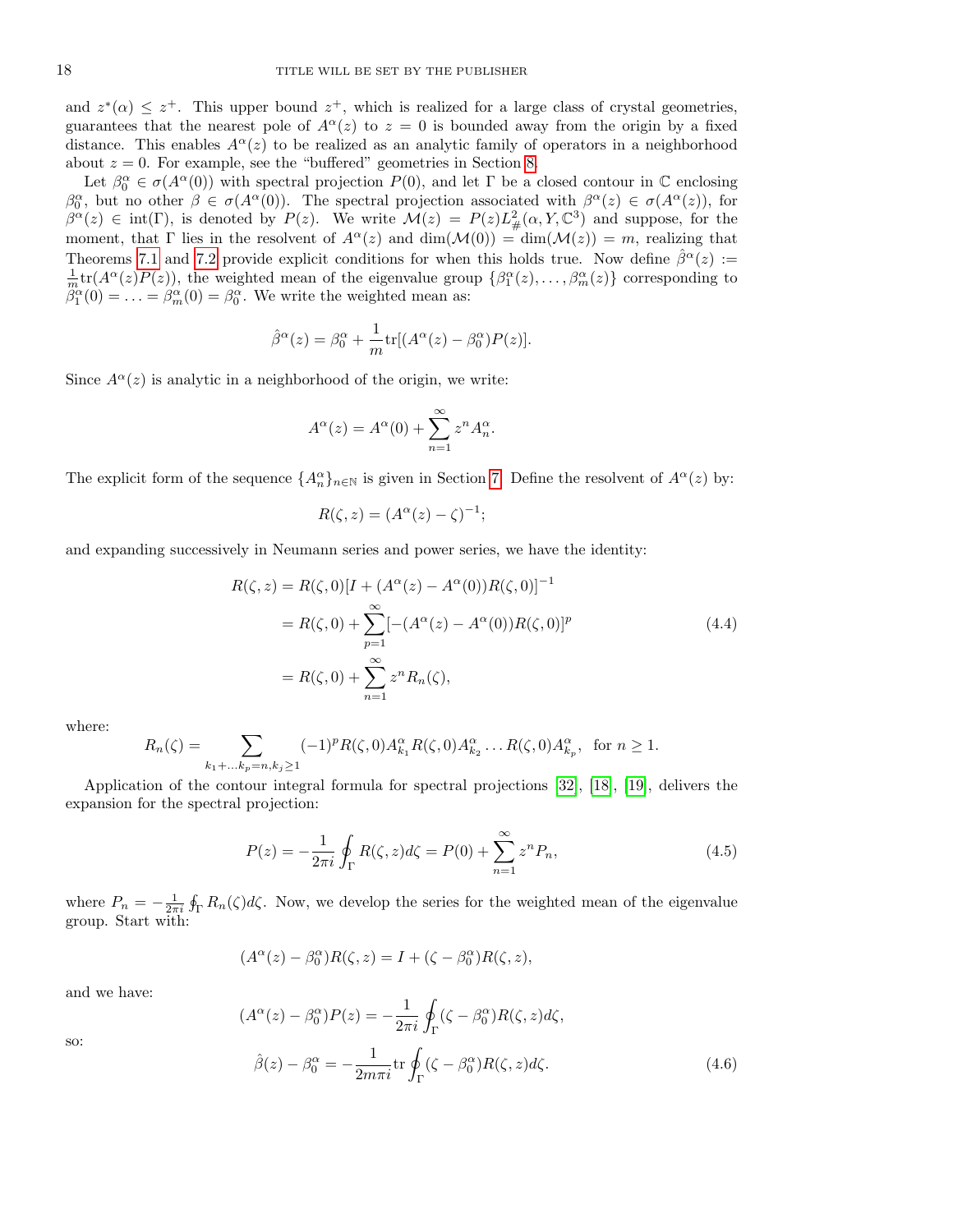and $z^*(\alpha) \leq z^+$. This upper bound $z^+$, which is realized for a large class of crystal geometries, guarantees that the nearest pole of $A^\alpha(z)$ to $z = 0$ is bounded away from the origin by a fixed distance. This enables $A^\alpha(z)$ to be realized as an analytic family of operators in a neighborhood about $z = 0$. For example, see the "buffered" geometries in Section 8.

Let $\beta_0^\alpha \in \sigma(A^\alpha(0))$ with spectral projection $P(0)$, and let $\Gamma$ be a closed contour in $\mathbb{C}$ enclosing $\beta_0^\alpha$, but no other $\beta \in \sigma(A^\alpha(0))$. The spectral projection associated with $\beta^\alpha(z) \in \sigma(A^\alpha(z))$, for $\beta^\alpha(z) \in \mathrm{int}(\Gamma)$, is denoted by $P(z)$. We write $\mathcal{M}(z) = P(z)L^2_\#(\alpha, Y, \mathbb{C}^3)$ and suppose, for the moment, that $\Gamma$ lies in the resolvent of $A^\alpha(z)$ and $\dim(\mathcal{M}(0)) = \dim(\mathcal{M}(z)) = m$, realizing that Theorems 7.1 and 7.2 provide explicit conditions for when this holds true. Now define $\hat{\beta}^\alpha(z) := \frac{1}{m}\mathrm{tr}(A^\alpha(z)P(z))$, the weighted mean of the eigenvalue group $\{\beta_1^\alpha(z), \ldots, \beta_m^\alpha(z)\}$ corresponding to $\beta_1^\alpha(0) = \ldots = \beta_m^\alpha(0) = \beta_0^\alpha$. We write the weighted mean as:

$$\hat{\beta}^\alpha(z) = \beta_0^\alpha + \frac{1}{m}\mathrm{tr}[(A^\alpha(z) - \beta_0^\alpha)P(z)].$$

Since $A^\alpha(z)$ is analytic in a neighborhood of the origin, we write:

$$A^\alpha(z) = A^\alpha(0) + \sum_{n=1}^{\infty} z^n A_n^\alpha.$$

The explicit form of the sequence $\{A_n^\alpha\}_{n\in\mathbb{N}}$ is given in Section 7. Define the resolvent of $A^\alpha(z)$ by:

$$R(\zeta, z) = (A^\alpha(z) - \zeta)^{-1};$$

and expanding successively in Neumann series and power series, we have the identity:

$$\begin{aligned}
R(\zeta, z) &= R(\zeta, 0)[I + (A^\alpha(z) - A^\alpha(0))R(\zeta, 0)]^{-1} \\
&= R(\zeta, 0) + \sum_{p=1}^{\infty}[-(A^\alpha(z) - A^\alpha(0))R(\zeta, 0)]^p \\
&= R(\zeta, 0) + \sum_{n=1}^{\infty} z^n R_n(\zeta),
\end{aligned} \tag{4.4}$$

where:

$$R_n(\zeta) = \sum_{k_1+\ldots k_p = n, k_j \geq 1} (-1)^p R(\zeta, 0)A_{k_1}^\alpha R(\zeta, 0)A_{k_2}^\alpha \ldots R(\zeta, 0)A_{k_p}^\alpha, \quad \text{for } n \geq 1.$$

Application of the contour integral formula for spectral projections [32], [18], [19], delivers the expansion for the spectral projection:

$$P(z) = -\frac{1}{2\pi i}\oint_\Gamma R(\zeta, z)d\zeta = P(0) + \sum_{n=1}^{\infty} z^n P_n, \tag{4.5}$$

where $P_n = -\frac{1}{2\pi i}\oint_\Gamma R_n(\zeta)d\zeta$. Now, we develop the series for the weighted mean of the eigenvalue group. Start with:

$$(A^\alpha(z) - \beta_0^\alpha)R(\zeta, z) = I + (\zeta - \beta_0^\alpha)R(\zeta, z),$$

and we have:

$$(A^\alpha(z) - \beta_0^\alpha)P(z) = -\frac{1}{2\pi i}\oint_\Gamma (\zeta - \beta_0^\alpha)R(\zeta, z)d\zeta,$$

so:

$$\hat{\beta}(z) - \beta_0^\alpha = -\frac{1}{2m\pi i}\mathrm{tr}\oint_\Gamma (\zeta - \beta_0^\alpha)R(\zeta, z)d\zeta. \tag{4.6}$$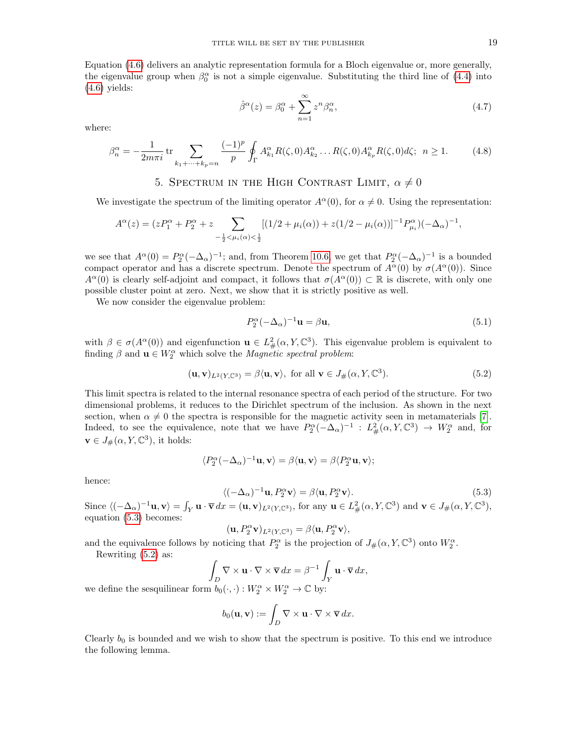Equation (4.6) delivers an analytic representation formula for a Bloch eigenvalue or, more generally, the eigenvalue group when $\beta_0^\alpha$ is not a simple eigenvalue. Substituting the third line of (4.4) into (4.6) yields:

$$\hat{\beta}^\alpha(z) = \beta_0^\alpha + \sum_{n=1}^{\infty} z^n \beta_n^\alpha, \tag{4.7}$$

where:

$$\beta_n^\alpha = -\frac{1}{2m\pi i} \operatorname{tr} \sum_{k_1+\cdots+k_p=n} \frac{(-1)^p}{p} \oint_\Gamma A_{k_1}^\alpha R(\zeta,0) A_{k_2}^\alpha \ldots R(\zeta,0) A_{k_p}^\alpha R(\zeta,0) d\zeta; \; n \geq 1. \tag{4.8}$$

## 5. Spectrum in the High Contrast Limit, $\alpha \neq 0$

We investigate the spectrum of the limiting operator $A^\alpha(0)$, for $\alpha \neq 0$. Using the representation:

$$A^\alpha(z) = (zP_1^\alpha + P_2^\alpha + z \sum_{-\frac{1}{2}<\mu_i(\alpha)<\frac{1}{2}} [(1/2 + \mu_i(\alpha)) + z(1/2 - \mu_i(\alpha))]^{-1} P_{\mu_i}^\alpha)(-\Delta_\alpha)^{-1},$$

we see that $A^\alpha(0) = P_2^\alpha(-\Delta_\alpha)^{-1}$; and, from Theorem 10.6, we get that $P_2^\alpha(-\Delta_\alpha)^{-1}$ is a bounded compact operator and has a discrete spectrum. Denote the spectrum of $A^\alpha(0)$ by $\sigma(A^\alpha(0))$. Since $A^\alpha(0)$ is clearly self-adjoint and compact, it follows that $\sigma(A^\alpha(0)) \subset \mathbb{R}$ is discrete, with only one possible cluster point at zero. Next, we show that it is strictly positive as well.

We now consider the eigenvalue problem:

$$P_2^\alpha(-\Delta_\alpha)^{-1}\mathbf{u} = \beta \mathbf{u}, \tag{5.1}$$

with $\beta \in \sigma(A^\alpha(0))$ and eigenfunction $\mathbf{u} \in L^2_\#(\alpha, Y, \mathbb{C}^3)$. This eigenvalue problem is equivalent to finding $\beta$ and $\mathbf{u} \in W_2^\alpha$ which solve the *Magnetic spectral problem*:

$$(\mathbf{u}, \mathbf{v})_{L^2(Y,\mathbb{C}^3)} = \beta \langle \mathbf{u}, \mathbf{v} \rangle, \text{ for all } \mathbf{v} \in J_\#(\alpha, Y, \mathbb{C}^3). \tag{5.2}$$

This limit spectra is related to the internal resonance spectra of each period of the structure. For two dimensional problems, it reduces to the Dirichlet spectrum of the inclusion. As shown in the next section, when $\alpha \neq 0$ the spectra is responsible for the magnetic activity seen in metamaterials [7]. Indeed, to see the equivalence, note that we have $P_2^\alpha(-\Delta_\alpha)^{-1} : L^2_\#(\alpha, Y, \mathbb{C}^3) \to W_2^\alpha$ and, for $\mathbf{v} \in J_\#(\alpha, Y, \mathbb{C}^3)$, it holds:

$$\langle P_2^\alpha(-\Delta_\alpha)^{-1}\mathbf{u}, \mathbf{v} \rangle = \beta \langle \mathbf{u}, \mathbf{v} \rangle = \beta \langle P_2^\alpha \mathbf{u}, \mathbf{v} \rangle;$$

hence:

$$\langle (-\Delta_\alpha)^{-1}\mathbf{u}, P_2^\alpha \mathbf{v} \rangle = \beta \langle \mathbf{u}, P_2^\alpha \mathbf{v} \rangle. \tag{5.3}$$

Since $\langle (-\Delta_\alpha)^{-1}\mathbf{u}, \mathbf{v} \rangle = \int_Y \mathbf{u} \cdot \overline{\mathbf{v}} \, dx = (\mathbf{u}, \mathbf{v})_{L^2(Y,\mathbb{C}^3)}$, for any $\mathbf{u} \in L^2_\#(\alpha, Y, \mathbb{C}^3)$ and $\mathbf{v} \in J_\#(\alpha, Y, \mathbb{C}^3)$, equation (5.3) becomes:

$$(\mathbf{u}, P_2^\alpha \mathbf{v})_{L^2(Y,\mathbb{C}^3)} = \beta \langle \mathbf{u}, P_2^\alpha \mathbf{v} \rangle,$$

and the equivalence follows by noticing that $P_2^\alpha$ is the projection of $J_\#(\alpha, Y, \mathbb{C}^3)$ onto $W_2^\alpha$.

Rewriting (5.2) as:

$$\int_D \nabla \times \mathbf{u} \cdot \nabla \times \overline{\mathbf{v}} \, dx = \beta^{-1} \int_Y \mathbf{u} \cdot \overline{\mathbf{v}} \, dx,$$

we define the sesquilinear form $b_0(\cdot,\cdot) : W_2^\alpha \times W_2^\alpha \to \mathbb{C}$ by:

$$b_0(\mathbf{u}, \mathbf{v}) := \int_D \nabla \times \mathbf{u} \cdot \nabla \times \overline{\mathbf{v}} \, dx.$$

Clearly $b_0$ is bounded and we wish to show that the spectrum is positive. To this end we introduce the following lemma.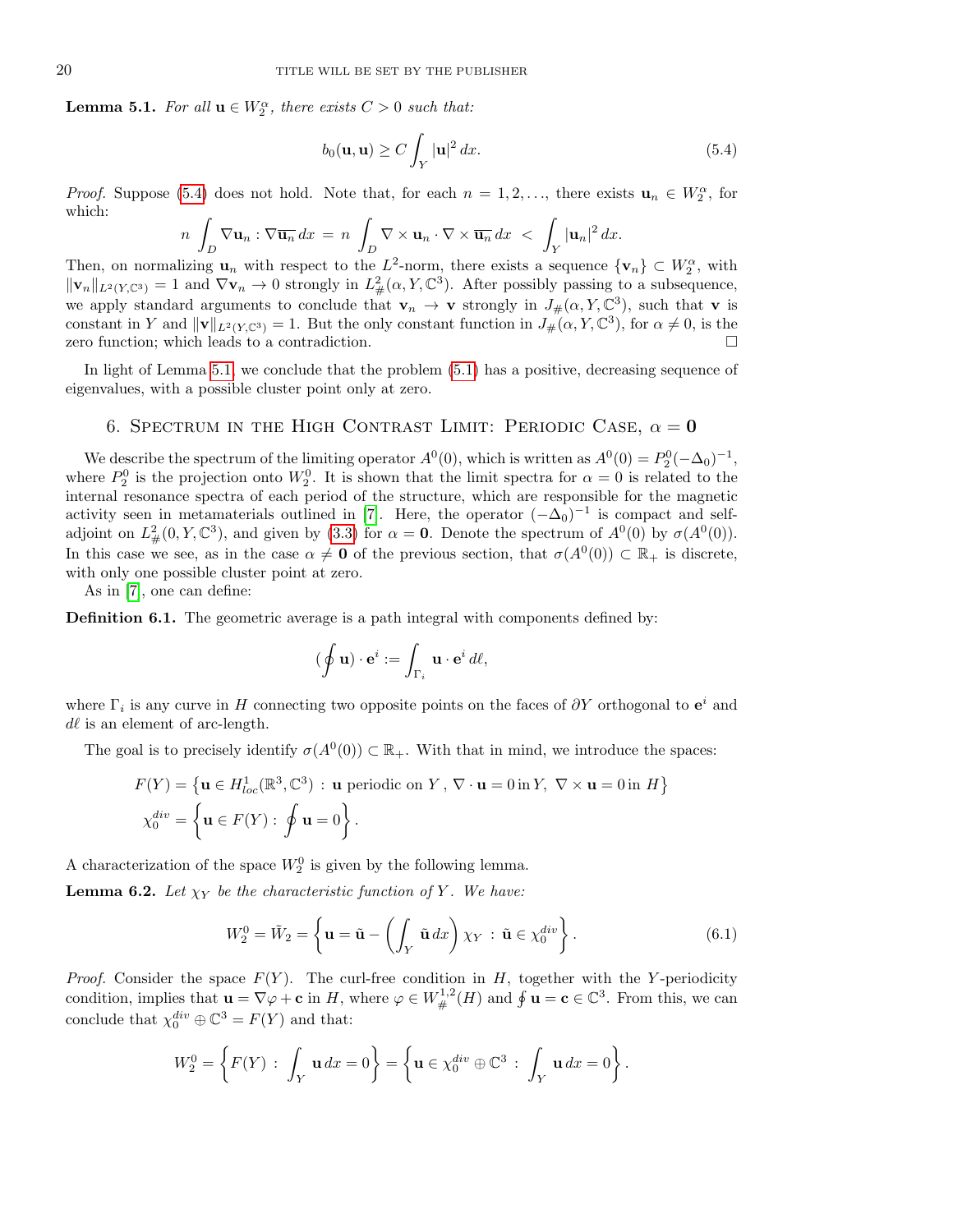**Lemma 5.1.** *For all $\mathbf{u} \in W_2^\alpha$, there exists $C > 0$ such that:*

$$b_0(\mathbf{u}, \mathbf{u}) \geq C \int_Y |\mathbf{u}|^2 \, dx. \tag{5.4}$$

*Proof.* Suppose (5.4) does not hold. Note that, for each $n = 1, 2, \ldots$, there exists $\mathbf{u}_n \in W_2^\alpha$, for which:

$$n \int_D \nabla \mathbf{u}_n : \nabla \overline{\mathbf{u}_n} \, dx \; = \; n \int_D \nabla \times \mathbf{u}_n \cdot \nabla \times \overline{\mathbf{u}_n} \, dx \; < \; \int_Y |\mathbf{u}_n|^2 \, dx.$$

Then, on normalizing $\mathbf{u}_n$ with respect to the $L^2$-norm, there exists a sequence $\{\mathbf{v}_n\} \subset W_2^\alpha$, with $\|\mathbf{v}_n\|_{L^2(Y,\mathbb{C}^3)} = 1$ and $\nabla \mathbf{v}_n \to 0$ strongly in $L^2_\#(\alpha, Y, \mathbb{C}^3)$. After possibly passing to a subsequence, we apply standard arguments to conclude that $\mathbf{v}_n \to \mathbf{v}$ strongly in $J_\#(\alpha, Y, \mathbb{C}^3)$, such that $\mathbf{v}$ is constant in $Y$ and $\|\mathbf{v}\|_{L^2(Y,\mathbb{C}^3)} = 1$. But the only constant function in $J_\#(\alpha, Y, \mathbb{C}^3)$, for $\alpha \neq 0$, is the zero function; which leads to a contradiction. □

In light of Lemma 5.1, we conclude that the problem (5.1) has a positive, decreasing sequence of eigenvalues, with a possible cluster point only at zero.

## 6. Spectrum in the High Contrast Limit: Periodic Case, $\alpha = \mathbf{0}$

We describe the spectrum of the limiting operator $A^0(0)$, which is written as $A^0(0) = P_2^0(-\Delta_0)^{-1}$, where $P_2^0$ is the projection onto $W_2^0$. It is shown that the limit spectra for $\alpha = 0$ is related to the internal resonance spectra of each period of the structure, which are responsible for the magnetic activity seen in metamaterials outlined in [7]. Here, the operator $(-\Delta_0)^{-1}$ is compact and self-adjoint on $L^2_\#(0, Y, \mathbb{C}^3)$, and given by (3.3) for $\alpha = \mathbf{0}$. Denote the spectrum of $A^0(0)$ by $\sigma(A^0(0))$. In this case we see, as in the case $\alpha \neq \mathbf{0}$ of the previous section, that $\sigma(A^0(0)) \subset \mathbb{R}_+$ is discrete, with only one possible cluster point at zero.

As in [7], one can define:

**Definition 6.1.** The geometric average is a path integral with components defined by:

$$(\oint \mathbf{u}) \cdot \mathbf{e}^i := \int_{\Gamma_i} \mathbf{u} \cdot \mathbf{e}^i \, d\ell,$$

where $\Gamma_i$ is any curve in $H$ connecting two opposite points on the faces of $\partial Y$ orthogonal to $\mathbf{e}^i$ and $d\ell$ is an element of arc-length.

The goal is to precisely identify $\sigma(A^0(0)) \subset \mathbb{R}_+$. With that in mind, we introduce the spaces:

$$F(Y) = \left\{ \mathbf{u} \in H^1_{loc}(\mathbb{R}^3, \mathbb{C}^3) \,:\, \mathbf{u} \text{ periodic on } Y\,,\ \nabla \cdot \mathbf{u} = 0 \text{ in } Y,\ \nabla \times \mathbf{u} = 0 \text{ in } H \right\}$$

$$\chi_0^{div} = \left\{ \mathbf{u} \in F(Y) : \oint \mathbf{u} = 0 \right\}.$$

A characterization of the space $W_2^0$ is given by the following lemma.

**Lemma 6.2.** *Let $\chi_Y$ be the characteristic function of $Y$. We have:*

$$W_2^0 = \tilde{W}_2 = \left\{ \mathbf{u} = \tilde{\mathbf{u}} - \left( \int_Y \tilde{\mathbf{u}} \, dx \right) \chi_Y \,:\, \tilde{\mathbf{u}} \in \chi_0^{div} \right\}. \tag{6.1}$$

*Proof.* Consider the space $F(Y)$. The curl-free condition in $H$, together with the $Y$-periodicity condition, implies that $\mathbf{u} = \nabla \varphi + \mathbf{c}$ in $H$, where $\varphi \in W^{1,2}_\#(H)$ and $\oint \mathbf{u} = \mathbf{c} \in \mathbb{C}^3$. From this, we can conclude that $\chi_0^{div} \oplus \mathbb{C}^3 = F(Y)$ and that:

$$W_2^0 = \left\{ F(Y) \,:\, \int_Y \mathbf{u} \, dx = 0 \right\} = \left\{ \mathbf{u} \in \chi_0^{div} \oplus \mathbb{C}^3 \,:\, \int_Y \mathbf{u} \, dx = 0 \right\}.$$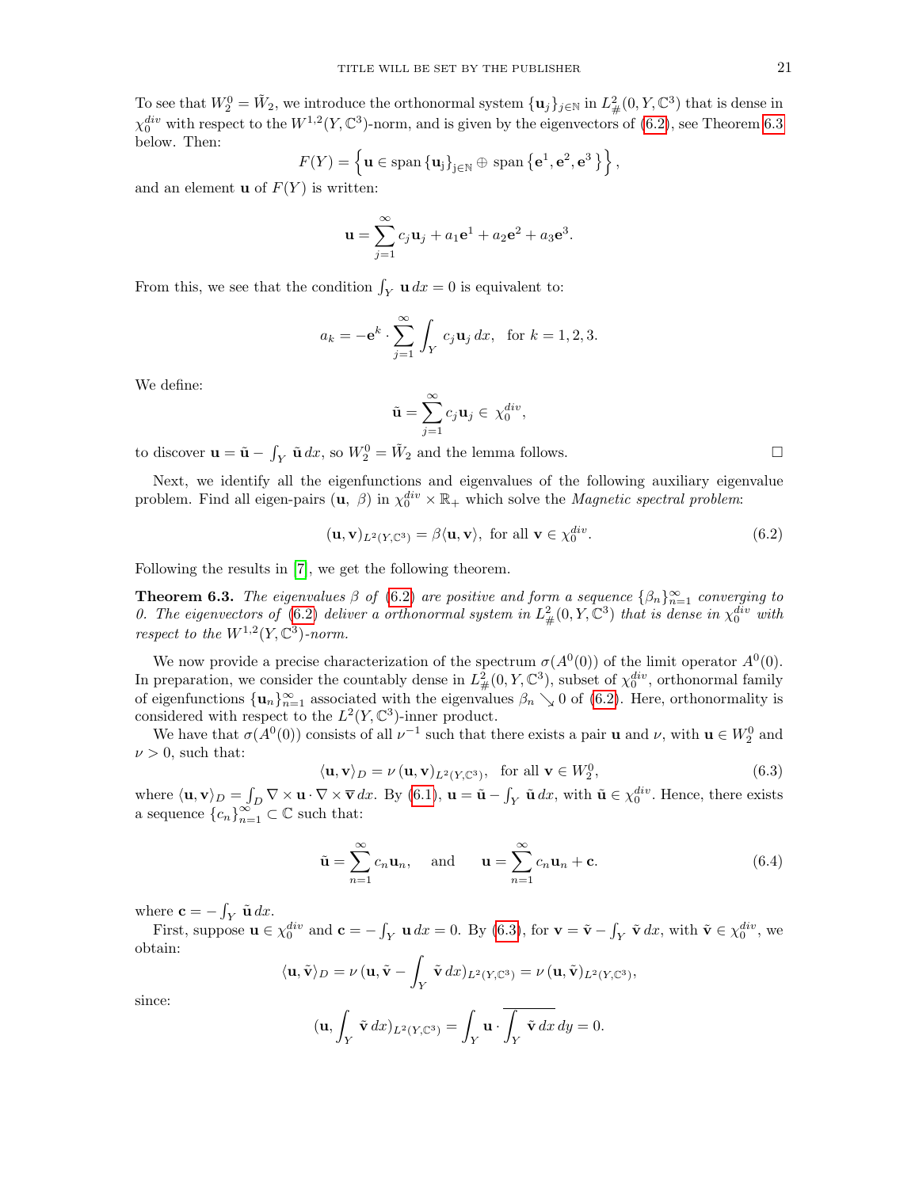To see that $W_2^0 = \tilde{W}_2$, we introduce the orthonormal system $\{\mathbf{u}_j\}_{j\in\mathbb{N}}$ in $L^2_\#(0,Y,\mathbb{C}^3)$ that is dense in $\chi_0^{div}$ with respect to the $W^{1,2}(Y,\mathbb{C}^3)$-norm, and is given by the eigenvectors of (6.2), see Theorem 6.3 below. Then:

$$F(Y) = \left\{\mathbf{u} \in \text{span}\left\{\mathbf{u}_\text{j}\right\}_{\text{j}\in\mathbb{N}} \oplus \text{span}\left\{\mathbf{e}^1, \mathbf{e}^2, \mathbf{e}^3\right\}\right\},$$

and an element $\mathbf{u}$ of $F(Y)$ is written:

$$\mathbf{u} = \sum_{j=1}^{\infty} c_j \mathbf{u}_j + a_1\mathbf{e}^1 + a_2\mathbf{e}^2 + a_3\mathbf{e}^3.$$

From this, we see that the condition $\int_Y \mathbf{u}\, dx = 0$ is equivalent to:

$$a_k = -\mathbf{e}^k \cdot \sum_{j=1}^{\infty} \int_Y c_j \mathbf{u}_j\, dx, \quad \text{for } k = 1, 2, 3.$$

We define:

$$\tilde{\mathbf{u}} = \sum_{j=1}^{\infty} c_j \mathbf{u}_j \in \chi_0^{div},$$

to discover $\mathbf{u} = \tilde{\mathbf{u}} - \int_Y \tilde{\mathbf{u}}\, dx$, so $W_2^0 = \tilde{W}_2$ and the lemma follows. □

Next, we identify all the eigenfunctions and eigenvalues of the following auxiliary eigenvalue problem. Find all eigen-pairs $(\mathbf{u},\ \beta)$ in $\chi_0^{div} \times \mathbb{R}_+$ which solve the *Magnetic spectral problem*:

$$(\mathbf{u}, \mathbf{v})_{L^2(Y,\mathbb{C}^3)} = \beta\langle \mathbf{u}, \mathbf{v}\rangle, \text{ for all } \mathbf{v} \in \chi_0^{div}. \tag{6.2}$$

Following the results in [7], we get the following theorem.

**Theorem 6.3.** *The eigenvalues $\beta$ of (6.2) are positive and form a sequence $\{\beta_n\}_{n=1}^{\infty}$ converging to 0. The eigenvectors of (6.2) deliver a orthonormal system in $L^2_\#(0,Y,\mathbb{C}^3)$ that is dense in $\chi_0^{div}$ with respect to the $W^{1,2}(Y,\mathbb{C}^3)$-norm.*

We now provide a precise characterization of the spectrum $\sigma(A^0(0))$ of the limit operator $A^0(0)$. In preparation, we consider the countably dense in $L^2_\#(0,Y,\mathbb{C}^3)$, subset of $\chi_0^{div}$, orthonormal family of eigenfunctions $\{\mathbf{u}_n\}_{n=1}^{\infty}$ associated with the eigenvalues $\beta_n \searrow 0$ of (6.2). Here, orthonormality is considered with respect to the $L^2(Y,\mathbb{C}^3)$-inner product.

We have that $\sigma(A^0(0))$ consists of all $\nu^{-1}$ such that there exists a pair $\mathbf{u}$ and $\nu$, with $\mathbf{u} \in W_2^0$ and $\nu > 0$, such that:

$$\langle \mathbf{u}, \mathbf{v}\rangle_D = \nu\, (\mathbf{u}, \mathbf{v})_{L^2(Y,\mathbb{C}^3)}, \quad \text{for all } \mathbf{v} \in W_2^0, \tag{6.3}$$

where $\langle \mathbf{u}, \mathbf{v}\rangle_D = \int_D \nabla \times \mathbf{u} \cdot \nabla \times \overline{\mathbf{v}}\, dx$. By (6.1), $\mathbf{u} = \tilde{\mathbf{u}} - \int_Y \tilde{\mathbf{u}}\, dx$, with $\tilde{\mathbf{u}} \in \chi_0^{div}$. Hence, there exists a sequence $\{c_n\}_{n=1}^{\infty} \subset \mathbb{C}$ such that:

$$\tilde{\mathbf{u}} = \sum_{n=1}^{\infty} c_n \mathbf{u}_n, \quad \text{and} \quad \mathbf{u} = \sum_{n=1}^{\infty} c_n \mathbf{u}_n + \mathbf{c}. \tag{6.4}$$

where $\mathbf{c} = -\int_Y \tilde{\mathbf{u}}\, dx$.

First, suppose $\mathbf{u} \in \chi_0^{div}$ and $\mathbf{c} = -\int_Y \mathbf{u}\, dx = 0$. By (6.3), for $\mathbf{v} = \tilde{\mathbf{v}} - \int_Y \tilde{\mathbf{v}}\, dx$, with $\tilde{\mathbf{v}} \in \chi_0^{div}$, we obtain:

$$\langle \mathbf{u}, \tilde{\mathbf{v}}\rangle_D = \nu\, (\mathbf{u}, \tilde{\mathbf{v}} - \int_Y \tilde{\mathbf{v}}\, dx)_{L^2(Y,\mathbb{C}^3)} = \nu\, (\mathbf{u}, \tilde{\mathbf{v}})_{L^2(Y,\mathbb{C}^3)},$$

since:

$$(\mathbf{u}, \int_Y \tilde{\mathbf{v}}\, dx)_{L^2(Y,\mathbb{C}^3)} = \int_Y \mathbf{u} \cdot \overline{\int_Y \tilde{\mathbf{v}}\, dx}\, dy = 0.$$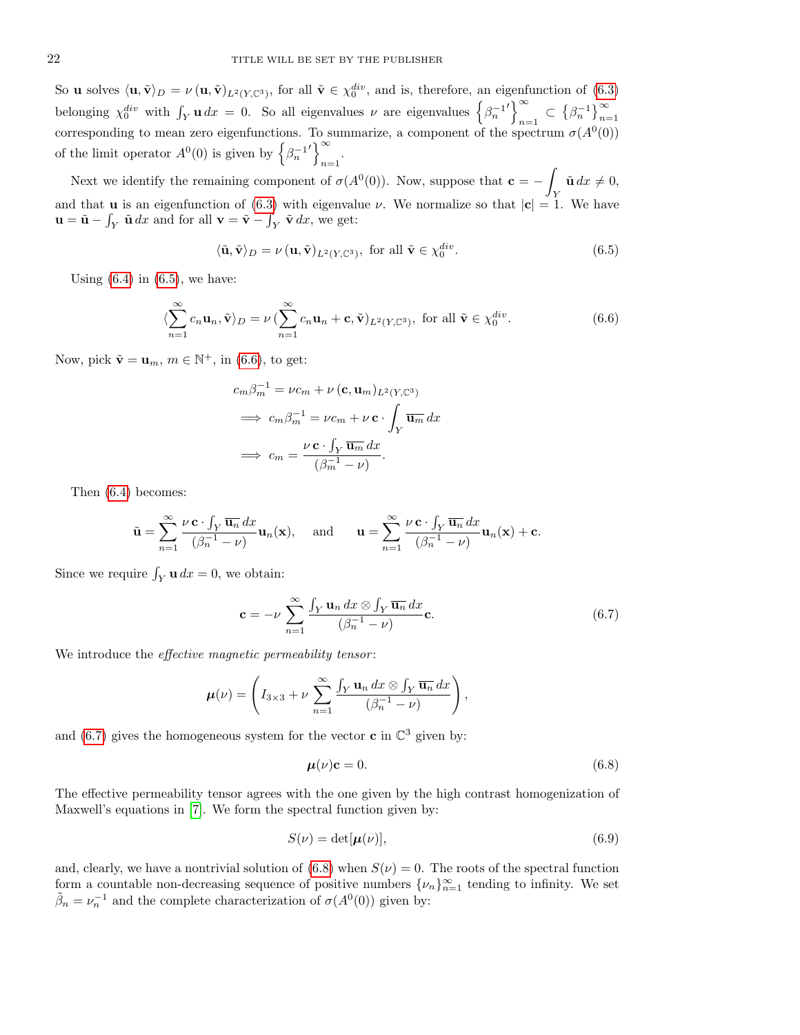So $\mathbf{u}$ solves $\langle \mathbf{u}, \tilde{\mathbf{v}}\rangle_D = \nu\,(\mathbf{u}, \tilde{\mathbf{v}})_{L^2(Y,\mathbb{C}^3)}$, for all $\tilde{\mathbf{v}} \in \chi_0^{div}$, and is, therefore, an eigenfunction of (6.3) belonging $\chi_0^{div}$ with $\int_Y \mathbf{u}\,dx = 0$. So all eigenvalues $\nu$ are eigenvalues $\left\{\beta_n^{-1\prime}\right\}_{n=1}^{\infty} \subset \left\{\beta_n^{-1}\right\}_{n=1}^{\infty}$ corresponding to mean zero eigenfunctions. To summarize, a component of the spectrum $\sigma(A^0(0))$ of the limit operator $A^0(0)$ is given by $\left\{\beta_n^{-1\prime}\right\}_{n=1}^{\infty}$.

Next we identify the remaining component of $\sigma(A^0(0))$. Now, suppose that $\mathbf{c} = -\int_Y \tilde{\mathbf{u}}\,dx \neq 0$, and that $\mathbf{u}$ is an eigenfunction of (6.3) with eigenvalue $\nu$. We normalize so that $|\mathbf{c}| = 1$. We have $\mathbf{u} = \tilde{\mathbf{u}} - \int_Y \tilde{\mathbf{u}}\,dx$ and for all $\mathbf{v} = \tilde{\mathbf{v}} - \int_Y \tilde{\mathbf{v}}\,dx$, we get:

$$\langle \tilde{\mathbf{u}}, \tilde{\mathbf{v}}\rangle_D = \nu\,(\mathbf{u}, \tilde{\mathbf{v}})_{L^2(Y,\mathbb{C}^3)}, \text{ for all } \tilde{\mathbf{v}} \in \chi_0^{div}. \tag{6.5}$$

Using (6.4) in (6.5), we have:

$$\langle \sum_{n=1}^{\infty} c_n \mathbf{u}_n, \tilde{\mathbf{v}}\rangle_D = \nu\,(\sum_{n=1}^{\infty} c_n \mathbf{u}_n + \mathbf{c}, \tilde{\mathbf{v}})_{L^2(Y,\mathbb{C}^3)}, \text{ for all } \tilde{\mathbf{v}} \in \chi_0^{div}. \tag{6.6}$$

Now, pick $\tilde{\mathbf{v}} = \mathbf{u}_m$, $m \in \mathbb{N}^+$, in (6.6), to get:

$$\begin{aligned}
& c_m \beta_m^{-1} = \nu c_m + \nu\,(\mathbf{c}, \mathbf{u}_m)_{L^2(Y,\mathbb{C}^3)} \\
\implies\ & c_m \beta_m^{-1} = \nu c_m + \nu\,\mathbf{c} \cdot \int_Y \overline{\mathbf{u}_m}\,dx \\
\implies\ & c_m = \frac{\nu\,\mathbf{c} \cdot \int_Y \overline{\mathbf{u}_m}\,dx}{(\beta_m^{-1} - \nu)}.
\end{aligned}$$

Then (6.4) becomes:

$$\tilde{\mathbf{u}} = \sum_{n=1}^{\infty} \frac{\nu\,\mathbf{c} \cdot \int_Y \overline{\mathbf{u}_n}\,dx}{(\beta_n^{-1} - \nu)} \mathbf{u}_n(\mathbf{x}), \quad \text{and} \quad \mathbf{u} = \sum_{n=1}^{\infty} \frac{\nu\,\mathbf{c} \cdot \int_Y \overline{\mathbf{u}_n}\,dx}{(\beta_n^{-1} - \nu)} \mathbf{u}_n(\mathbf{x}) + \mathbf{c}.$$

Since we require $\int_Y \mathbf{u}\,dx = 0$, we obtain:

$$\mathbf{c} = -\nu \sum_{n=1}^{\infty} \frac{\int_Y \mathbf{u}_n\,dx \otimes \int_Y \overline{\mathbf{u}_n}\,dx}{(\beta_n^{-1} - \nu)} \mathbf{c}. \tag{6.7}$$

We introduce the *effective magnetic permeability tensor*:

$$\boldsymbol{\mu}(\nu) = \left( I_{3\times 3} + \nu \sum_{n=1}^{\infty} \frac{\int_Y \mathbf{u}_n\,dx \otimes \int_Y \overline{\mathbf{u}_n}\,dx}{(\beta_n^{-1} - \nu)} \right),$$

and (6.7) gives the homogeneous system for the vector $\mathbf{c}$ in $\mathbb{C}^3$ given by:

$$\boldsymbol{\mu}(\nu)\mathbf{c} = 0. \tag{6.8}$$

The effective permeability tensor agrees with the one given by the high contrast homogenization of Maxwell's equations in [7]. We form the spectral function given by:

$$S(\nu) = \det[\boldsymbol{\mu}(\nu)], \tag{6.9}$$

and, clearly, we have a nontrivial solution of (6.8) when $S(\nu) = 0$. The roots of the spectral function form a countable non-decreasing sequence of positive numbers $\{\nu_n\}_{n=1}^{\infty}$ tending to infinity. We set $\tilde{\beta}_n = \nu_n^{-1}$ and the complete characterization of $\sigma(A^0(0))$ given by: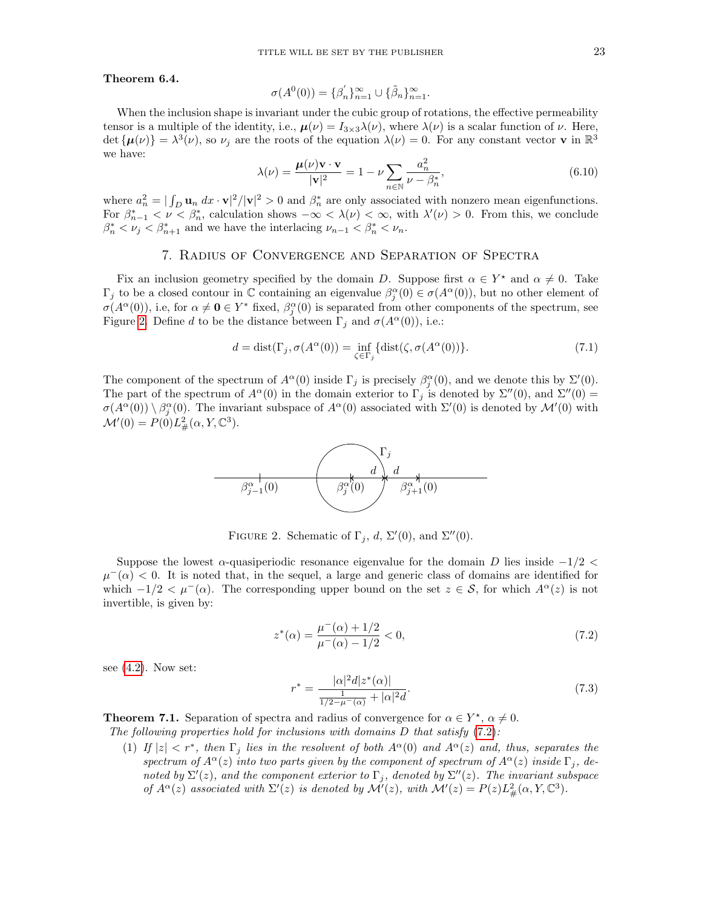**Theorem 6.4.**

$$\sigma(A^0(0)) = \{\beta^{'}_n\}_{n=1}^{\infty} \cup \{\tilde{\beta}_n\}_{n=1}^{\infty}.$$

When the inclusion shape is invariant under the cubic group of rotations, the effective permeability tensor is a multiple of the identity, i.e., $\boldsymbol{\mu}(\nu) = I_{3\times 3}\lambda(\nu)$, where $\lambda(\nu)$ is a scalar function of $\nu$. Here, $\det\{\boldsymbol{\mu}(\nu)\} = \lambda^3(\nu)$, so $\nu_j$ are the roots of the equation $\lambda(\nu) = 0$. For any constant vector $\mathbf{v}$ in $\mathbb{R}^3$ we have:

$$\lambda(\nu) = \frac{\boldsymbol{\mu}(\nu)\mathbf{v}\cdot\mathbf{v}}{|\mathbf{v}|^2} = 1 - \nu\sum_{n\in\mathbb{N}}\frac{a_n^2}{\nu - \beta_n^*}, \tag{6.10}$$

where $a_n^2 = |\int_D \mathbf{u}_n\,dx\cdot\mathbf{v}|^2/|\mathbf{v}|^2 > 0$ and $\beta_n^*$ are only associated with nonzero mean eigenfunctions. For $\beta_{n-1}^* < \nu < \beta_n^*$, calculation shows $-\infty < \lambda(\nu) < \infty$, with $\lambda'(\nu) > 0$. From this, we conclude $\beta_n^* < \nu_j < \beta_{n+1}^*$ and we have the interlacing $\nu_{n-1} < \beta_n^* < \nu_n$.

## 7. Radius of Convergence and Separation of Spectra

Fix an inclusion geometry specified by the domain $D$. Suppose first $\alpha \in Y^\star$ and $\alpha \neq 0$. Take $\Gamma_j$ to be a closed contour in $\mathbb{C}$ containing an eigenvalue $\beta_j^\alpha(0) \in \sigma(A^\alpha(0))$, but no other element of $\sigma(A^\alpha(0))$, i.e, for $\alpha \neq \mathbf{0} \in Y^*$ fixed, $\beta_j^\alpha(0)$ is separated from other components of the spectrum, see Figure 2. Define $d$ to be the distance between $\Gamma_j$ and $\sigma(A^\alpha(0))$, i.e.:

$$d = \operatorname{dist}(\Gamma_j, \sigma(A^\alpha(0))) = \inf_{\zeta\in\Gamma_j}\{\operatorname{dist}(\zeta, \sigma(A^\alpha(0))\}. \tag{7.1}$$

The component of the spectrum of $A^\alpha(0)$ inside $\Gamma_j$ is precisely $\beta_j^\alpha(0)$, and we denote this by $\Sigma'(0)$. The part of the spectrum of $A^\alpha(0)$ in the domain exterior to $\Gamma_j$ is denoted by $\Sigma''(0)$, and $\Sigma''(0) = \sigma(A^\alpha(0)) \setminus \beta_j^\alpha(0)$. The invariant subspace of $A^\alpha(0)$ associated with $\Sigma'(0)$ is denoted by $\mathcal{M}'(0)$ with $\mathcal{M}'(0) = P(0)L^2_\#(\alpha, Y, \mathbb{C}^3)$.

Figure 2. Schematic of $\Gamma_j$, $d$, $\Sigma'(0)$, and $\Sigma''(0)$.

Suppose the lowest $\alpha$-quasiperiodic resonance eigenvalue for the domain $D$ lies inside $-1/2 < \mu^-(\alpha) < 0$. It is noted that, in the sequel, a large and generic class of domains are identified for which $-1/2 < \mu^-(\alpha)$. The corresponding upper bound on the set $z \in \mathcal{S}$, for which $A^\alpha(z)$ is not invertible, is given by:

$$z^*(\alpha) = \frac{\mu^-(\alpha) + 1/2}{\mu^-(\alpha) - 1/2} < 0, \tag{7.2}$$

see (4.2). Now set:

$$r^* = \frac{|\alpha|^2 d|z^*(\alpha)|}{\frac{1}{1/2-\mu^-(\alpha)} + |\alpha|^2 d}. \tag{7.3}$$

**Theorem 7.1.** Separation of spectra and radius of convergence for $\alpha \in Y^\star$, $\alpha \neq 0$.
*The following properties hold for inclusions with domains $D$ that satisfy (7.2):*

1. *If $|z| < r^*$, then $\Gamma_j$ lies in the resolvent of both $A^\alpha(0)$ and $A^\alpha(z)$ and, thus, separates the spectrum of $A^\alpha(z)$ into two parts given by the component of spectrum of $A^\alpha(z)$ inside $\Gamma_j$, denoted by $\Sigma'(z)$, and the component exterior to $\Gamma_j$, denoted by $\Sigma''(z)$. The invariant subspace of $A^\alpha(z)$ associated with $\Sigma'(z)$ is denoted by $\mathcal{M}'(z)$, with $\mathcal{M}'(z) = P(z)L^2_\#(\alpha, Y, \mathbb{C}^3)$.*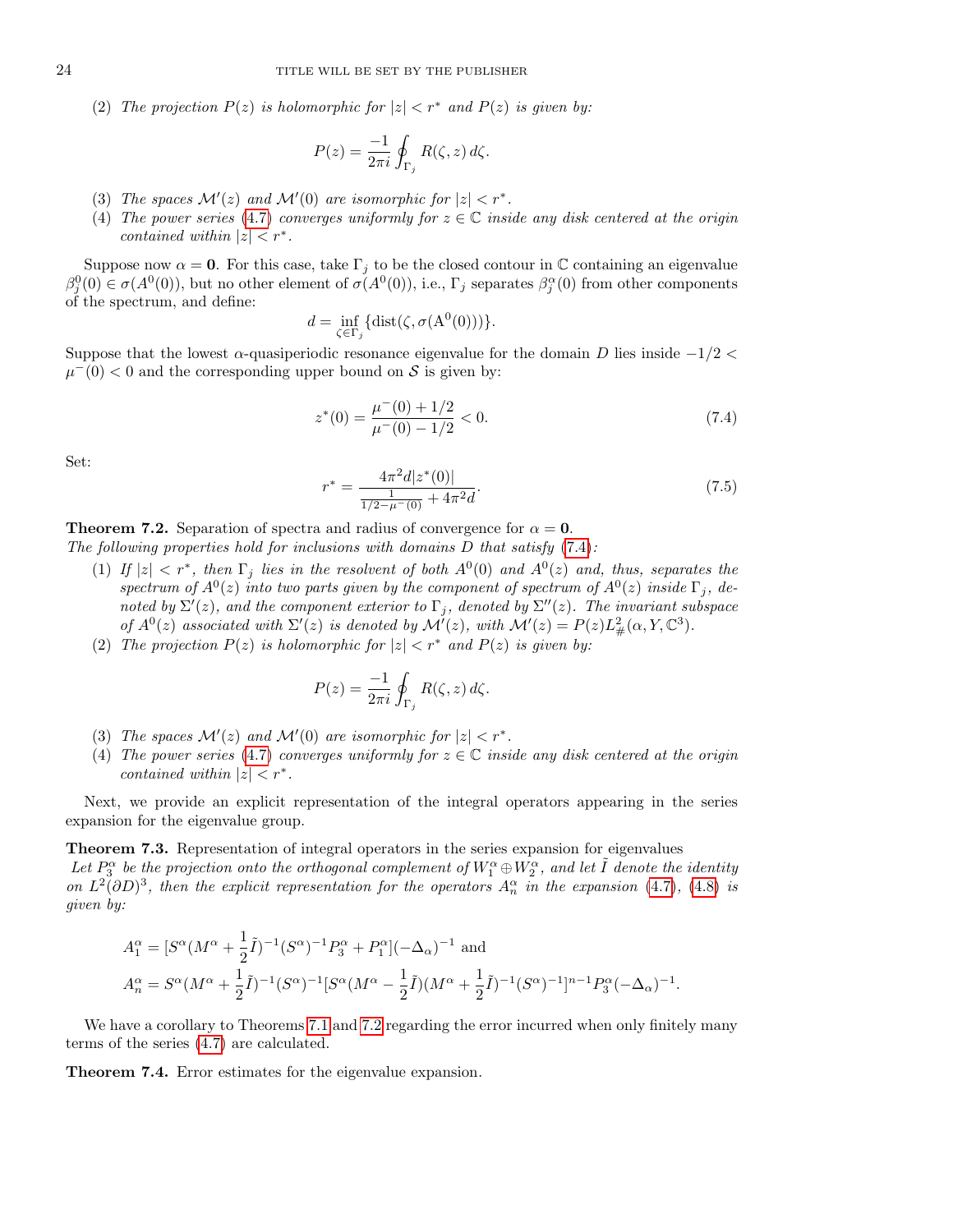(2) *The projection $P(z)$ is holomorphic for $|z| < r^*$ and $P(z)$ is given by:*

$$P(z) = \frac{-1}{2\pi i}\oint_{\Gamma_j} R(\zeta, z)\, d\zeta.$$

(3) *The spaces $\mathcal{M}'(z)$ and $\mathcal{M}'(0)$ are isomorphic for $|z| < r^*$.*

(4) *The power series (4.7) converges uniformly for $z \in \mathbb{C}$ inside any disk centered at the origin contained within $|z| < r^*$.*

Suppose now $\alpha = \mathbf{0}$. For this case, take $\Gamma_j$ to be the closed contour in $\mathbb{C}$ containing an eigenvalue $\beta_j^0(0) \in \sigma(A^0(0))$, but no other element of $\sigma(A^0(0))$, i.e., $\Gamma_j$ separates $\beta_j^\alpha(0)$ from other components of the spectrum, and define:

$$d = \inf_{\zeta \in \Gamma_j}\{\text{dist}(\zeta, \sigma(\mathrm{A}^0(0)))\}.$$

Suppose that the lowest $\alpha$-quasiperiodic resonance eigenvalue for the domain $D$ lies inside $-1/2 < \mu^-(0) < 0$ and the corresponding upper bound on $\mathcal{S}$ is given by:

$$z^*(0) = \frac{\mu^-(0) + 1/2}{\mu^-(0) - 1/2} < 0. \tag{7.4}$$

Set:

$$r^* = \frac{4\pi^2 d|z^*(0)|}{\frac{1}{1/2 - \mu^-(0)} + 4\pi^2 d}. \tag{7.5}$$

**Theorem 7.2.** Separation of spectra and radius of convergence for $\alpha = \mathbf{0}$.
*The following properties hold for inclusions with domains $D$ that satisfy (7.4):*

(1) *If $|z| < r^*$, then $\Gamma_j$ lies in the resolvent of both $A^0(0)$ and $A^0(z)$ and, thus, separates the spectrum of $A^0(z)$ into two parts given by the component of spectrum of $A^0(z)$ inside $\Gamma_j$, denoted by $\Sigma'(z)$, and the component exterior to $\Gamma_j$, denoted by $\Sigma''(z)$. The invariant subspace of $A^0(z)$ associated with $\Sigma'(z)$ is denoted by $\mathcal{M}'(z)$, with $\mathcal{M}'(z) = P(z)L^2_{\#}(\alpha, Y, \mathbb{C}^3)$.*

(2) *The projection $P(z)$ is holomorphic for $|z| < r^*$ and $P(z)$ is given by:*

$$P(z) = \frac{-1}{2\pi i}\oint_{\Gamma_j} R(\zeta, z)\, d\zeta.$$

(3) *The spaces $\mathcal{M}'(z)$ and $\mathcal{M}'(0)$ are isomorphic for $|z| < r^*$.*

(4) *The power series (4.7) converges uniformly for $z \in \mathbb{C}$ inside any disk centered at the origin contained within $|z| < r^*$.*

Next, we provide an explicit representation of the integral operators appearing in the series expansion for the eigenvalue group.

**Theorem 7.3.** Representation of integral operators in the series expansion for eigenvalues
*Let $P_3^\alpha$ be the projection onto the orthogonal complement of $W_1^\alpha \oplus W_2^\alpha$, and let $\tilde{I}$ denote the identity on $L^2(\partial D)^3$, then the explicit representation for the operators $A_n^\alpha$ in the expansion (4.7), (4.8) is given by:*

$$A_1^\alpha = [S^\alpha(M^\alpha + \frac{1}{2}\tilde{I})^{-1}(S^\alpha)^{-1}P_3^\alpha + P_1^\alpha](-\Delta_\alpha)^{-1} \text{ and}$$
$$A_n^\alpha = S^\alpha(M^\alpha + \frac{1}{2}\tilde{I})^{-1}(S^\alpha)^{-1}[S^\alpha(M^\alpha - \frac{1}{2}\tilde{I})(M^\alpha + \frac{1}{2}\tilde{I})^{-1}(S^\alpha)^{-1}]^{n-1}P_3^\alpha(-\Delta_\alpha)^{-1}.$$

We have a corollary to Theorems 7.1 and 7.2 regarding the error incurred when only finitely many terms of the series (4.7) are calculated.

**Theorem 7.4.** Error estimates for the eigenvalue expansion.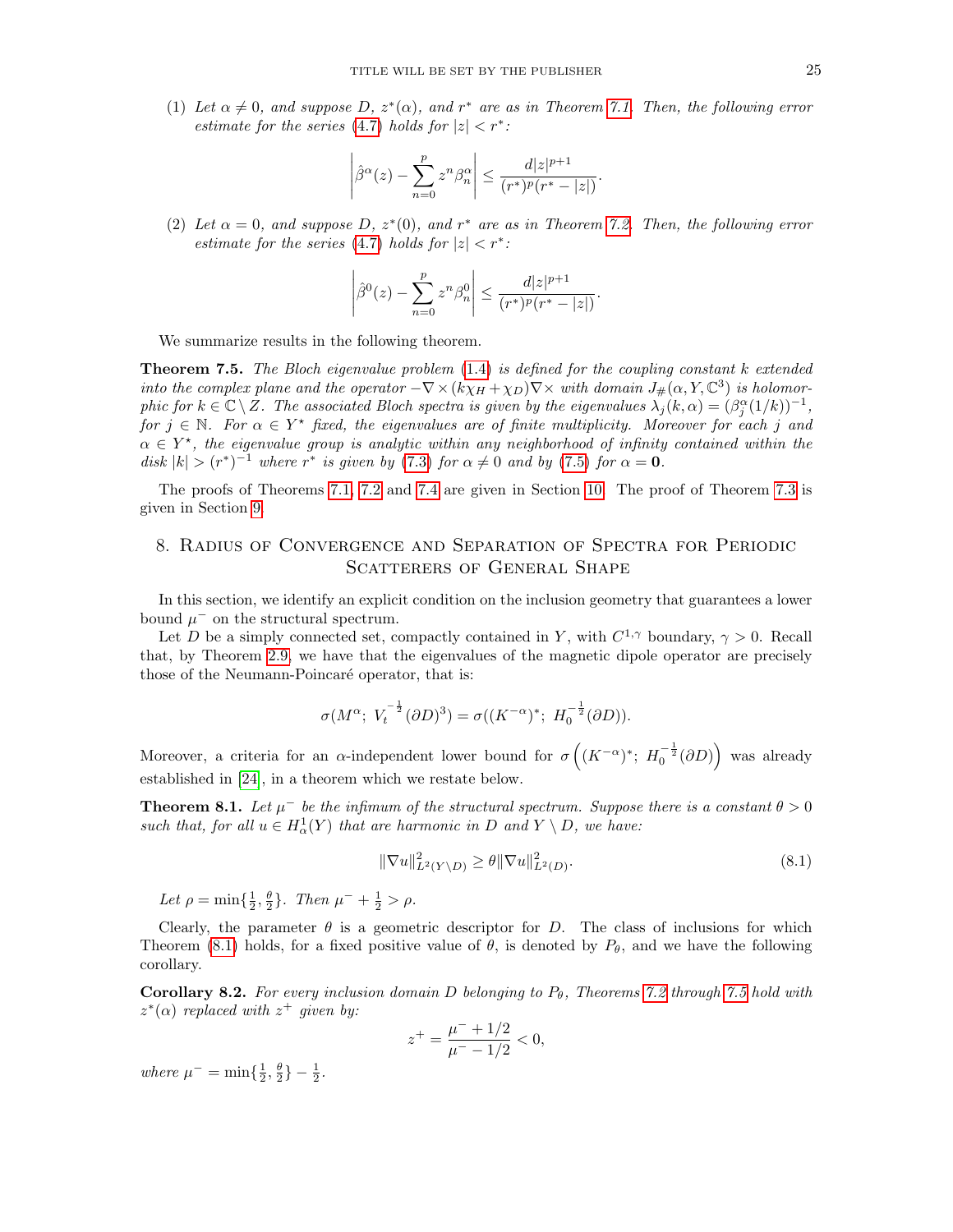(1) *Let $\alpha \neq 0$, and suppose $D$, $z^*(\alpha)$, and $r^*$ are as in Theorem 7.1. Then, the following error estimate for the series (4.7) holds for $|z| < r^*$:*

$$\left| \hat{\beta}^{\alpha}(z) - \sum_{n=0}^{p} z^n \beta_n^{\alpha} \right| \leq \frac{d|z|^{p+1}}{(r^*)^p (r^* - |z|)}.$$

(2) *Let $\alpha = 0$, and suppose $D$, $z^*(0)$, and $r^*$ are as in Theorem 7.2. Then, the following error estimate for the series (4.7) holds for $|z| < r^*$:*

$$\left| \hat{\beta}^{0}(z) - \sum_{n=0}^{p} z^n \beta_n^{0} \right| \leq \frac{d|z|^{p+1}}{(r^*)^p (r^* - |z|)}.$$

We summarize results in the following theorem.

**Theorem 7.5.** *The Bloch eigenvalue problem (1.4) is defined for the coupling constant $k$ extended into the complex plane and the operator $-\nabla \times (k\chi_H + \chi_D)\nabla \times$ with domain $J_\#(\alpha, Y, \mathbb{C}^3)$ is holomorphic for $k \in \mathbb{C} \setminus Z$. The associated Bloch spectra is given by the eigenvalues $\lambda_j(k, \alpha) = (\beta_j^{\alpha}(1/k))^{-1}$, for $j \in \mathbb{N}$. For $\alpha \in Y^\star$ fixed, the eigenvalues are of finite multiplicity. Moreover for each $j$ and $\alpha \in Y^\star$, the eigenvalue group is analytic within any neighborhood of infinity contained within the disk $|k| > (r^*)^{-1}$ where $r^*$ is given by (7.3) for $\alpha \neq 0$ and by (7.5) for $\alpha = \mathbf{0}$.*

The proofs of Theorems 7.1, 7.2 and 7.4 are given in Section 10. The proof of Theorem 7.3 is given in Section 9.

## 8. Radius of Convergence and Separation of Spectra for Periodic Scatterers of General Shape

In this section, we identify an explicit condition on the inclusion geometry that guarantees a lower bound $\mu^-$ on the structural spectrum.

Let $D$ be a simply connected set, compactly contained in $Y$, with $C^{1,\gamma}$ boundary, $\gamma > 0$. Recall that, by Theorem 2.9, we have that the eigenvalues of the magnetic dipole operator are precisely those of the Neumann-Poincaré operator, that is:

$$\sigma(M^{\alpha};\ V_t^{-\frac{1}{2}}(\partial D)^3) = \sigma((K^{-\alpha})^*;\ H_0^{-\frac{1}{2}}(\partial D)).$$

Moreover, a criteria for an $\alpha$-independent lower bound for $\sigma\left((K^{-\alpha})^*;\ H_0^{-\frac{1}{2}}(\partial D)\right)$ was already established in [24], in a theorem which we restate below.

**Theorem 8.1.** *Let $\mu^-$ be the infimum of the structural spectrum. Suppose there is a constant $\theta > 0$ such that, for all $u \in H^1_\alpha(Y)$ that are harmonic in $D$ and $Y \setminus D$, we have:*

$$\|\nabla u\|^2_{L^2(Y \setminus D)} \geq \theta \|\nabla u\|^2_{L^2(D)}. \tag{8.1}$$

*Let $\rho = \min\{\frac{1}{2}, \frac{\theta}{2}\}$. Then $\mu^- + \frac{1}{2} > \rho$.*

Clearly, the parameter $\theta$ is a geometric descriptor for $D$. The class of inclusions for which Theorem (8.1) holds, for a fixed positive value of $\theta$, is denoted by $P_\theta$, and we have the following corollary.

**Corollary 8.2.** *For every inclusion domain $D$ belonging to $P_\theta$, Theorems 7.2 through 7.5 hold with $z^*(\alpha)$ replaced with $z^+$ given by:*

$$z^+ = \frac{\mu^- + 1/2}{\mu^- - 1/2} < 0,$$

*where $\mu^- = \min\{\frac{1}{2}, \frac{\theta}{2}\} - \frac{1}{2}$.*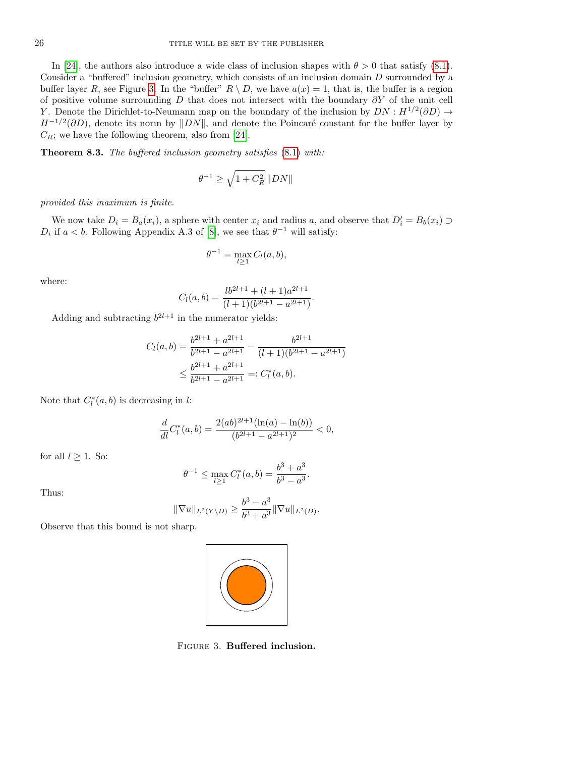In [24], the authors also introduce a wide class of inclusion shapes with $\theta > 0$ that satisfy (8.1). Consider a "buffered" inclusion geometry, which consists of an inclusion domain $D$ surrounded by a buffer layer $R$, see Figure 3. In the "buffer" $R \setminus D$, we have $a(x) = 1$, that is, the buffer is a region of positive volume surrounding $D$ that does not intersect with the boundary $\partial Y$ of the unit cell $Y$. Denote the Dirichlet-to-Neumann map on the boundary of the inclusion by $DN : H^{1/2}(\partial D) \to H^{-1/2}(\partial D)$, denote its norm by $\|DN\|$, and denote the Poincaré constant for the buffer layer by $C_R$; we have the following theorem, also from [24].

**Theorem 8.3.** *The buffered inclusion geometry satisfies* (8.1) *with:*

$$\theta^{-1} \geq \sqrt{1 + C_R^2}\,\|DN\|$$

*provided this maximum is finite.*

We now take $D_i = B_a(x_i)$, a sphere with center $x_i$ and radius $a$, and observe that $D_i' = B_b(x_i) \supset D_i$ if $a < b$. Following Appendix A.3 of [8], we see that $\theta^{-1}$ will satisfy:

$$\theta^{-1} = \max_{l \geq 1} C_l(a, b),$$

where:

$$C_l(a, b) = \frac{l b^{2l+1} + (l+1) a^{2l+1}}{(l+1)(b^{2l+1} - a^{2l+1})}.$$

Adding and subtracting $b^{2l+1}$ in the numerator yields:

$$\begin{aligned} C_l(a, b) &= \frac{b^{2l+1} + a^{2l+1}}{b^{2l+1} - a^{2l+1}} - \frac{b^{2l+1}}{(l+1)(b^{2l+1} - a^{2l+1})} \\ &\leq \frac{b^{2l+1} + a^{2l+1}}{b^{2l+1} - a^{2l+1}} =: C_l^*(a, b). \end{aligned}$$

Note that $C_l^*(a, b)$ is decreasing in $l$:

$$\frac{d}{dl} C_l^*(a, b) = \frac{2(ab)^{2l+1}(\ln(a) - \ln(b))}{(b^{2l+1} - a^{2l+1})^2} < 0,$$

for all $l \geq 1$. So:

$$\theta^{-1} \leq \max_{l \geq 1} C_l^*(a, b) = \frac{b^3 + a^3}{b^3 - a^3}.$$

Thus:

$$\|\nabla u\|_{L^2(Y \setminus D)} \geq \frac{b^3 - a^3}{b^3 + a^3} \|\nabla u\|_{L^2(D)}.$$

Observe that this bound is not sharp.

Figure 3. **Buffered inclusion.**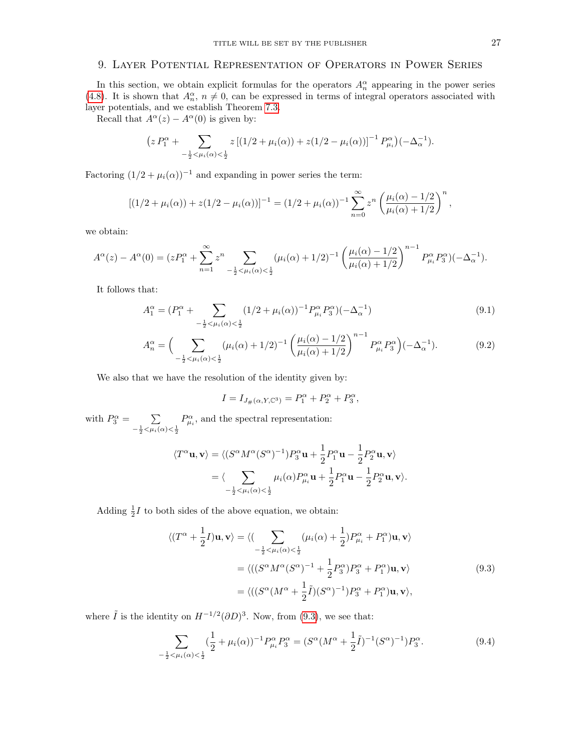## 9. Layer Potential Representation of Operators in Power Series

In this section, we obtain explicit formulas for the operators $A_n^\alpha$ appearing in the power series (4.8). It is shown that $A_n^\alpha$, $n \neq 0$, can be expressed in terms of integral operators associated with layer potentials, and we establish Theorem 7.3.

Recall that $A^\alpha(z) - A^\alpha(0)$ is given by:

$$\big(z\, P_1^\alpha + \sum_{-\frac{1}{2}<\mu_i(\alpha)<\frac{1}{2}} z\left[(1/2+\mu_i(\alpha)) + z(1/2-\mu_i(\alpha))\right]^{-1} P_{\mu_i}^\alpha\big)(-\Delta_\alpha^{-1}).$$

Factoring $(1/2+\mu_i(\alpha))^{-1}$ and expanding in power series the term:

$$[(1/2+\mu_i(\alpha)) + z(1/2-\mu_i(\alpha))]^{-1} = (1/2+\mu_i(\alpha))^{-1} \sum_{n=0}^{\infty} z^n \left(\frac{\mu_i(\alpha)-1/2}{\mu_i(\alpha)+1/2}\right)^n,$$

we obtain:

$$A^\alpha(z) - A^\alpha(0) = (zP_1^\alpha + \sum_{n=1}^{\infty} z^n \sum_{-\frac{1}{2}<\mu_i(\alpha)<\frac{1}{2}} (\mu_i(\alpha)+1/2)^{-1}\left(\frac{\mu_i(\alpha)-1/2}{\mu_i(\alpha)+1/2}\right)^{n-1} P_{\mu_i}^\alpha P_3^\alpha)(-\Delta_\alpha^{-1}).$$

It follows that:

$$A_1^\alpha = (P_1^\alpha + \sum_{-\frac{1}{2}<\mu_i(\alpha)<\frac{1}{2}} (1/2+\mu_i(\alpha))^{-1} P_{\mu_i}^\alpha P_3^\alpha)(-\Delta_\alpha^{-1}) \tag{9.1}$$

$$A_n^\alpha = \Big(\sum_{-\frac{1}{2}<\mu_i(\alpha)<\frac{1}{2}} (\mu_i(\alpha)+1/2)^{-1}\left(\frac{\mu_i(\alpha)-1/2}{\mu_i(\alpha)+1/2}\right)^{n-1} P_{\mu_i}^\alpha P_3^\alpha\Big)(-\Delta_\alpha^{-1}). \tag{9.2}$$

We also that we have the resolution of the identity given by:

$$I = I_{J_\#(\alpha,Y,\mathbb{C}^3)} = P_1^\alpha + P_2^\alpha + P_3^\alpha,$$

with $P_3^\alpha = \sum_{-\frac{1}{2}<\mu_i(\alpha)<\frac{1}{2}} P_{\mu_i}^\alpha$, and the spectral representation:

$$\begin{aligned}\langle T^\alpha \mathbf{u}, \mathbf{v}\rangle &= \langle (S^\alpha M^\alpha (S^\alpha)^{-1}) P_3^\alpha \mathbf{u} + \frac{1}{2}P_1^\alpha \mathbf{u} - \frac{1}{2}P_2^\alpha \mathbf{u}, \mathbf{v}\rangle \\ &= \langle \sum_{-\frac{1}{2}<\mu_i(\alpha)<\frac{1}{2}} \mu_i(\alpha) P_{\mu_i}^\alpha \mathbf{u} + \frac{1}{2}P_1^\alpha \mathbf{u} - \frac{1}{2}P_2^\alpha \mathbf{u}, \mathbf{v}\rangle.\end{aligned}$$

Adding $\frac{1}{2}I$ to both sides of the above equation, we obtain:

$$\begin{aligned}\langle (T^\alpha + \frac{1}{2}I)\mathbf{u}, \mathbf{v}\rangle &= \langle (\sum_{-\frac{1}{2}<\mu_i(\alpha)<\frac{1}{2}} (\mu_i(\alpha)+\frac{1}{2}) P_{\mu_i}^\alpha + P_1^\alpha)\mathbf{u}, \mathbf{v}\rangle \\ &= \langle ((S^\alpha M^\alpha (S^\alpha)^{-1} + \frac{1}{2}P_3^\alpha) P_3^\alpha + P_1^\alpha)\mathbf{u}, \mathbf{v}\rangle \\ &= \langle ((S^\alpha (M^\alpha + \frac{1}{2}\tilde{I})(S^\alpha)^{-1}) P_3^\alpha + P_1^\alpha)\mathbf{u}, \mathbf{v}\rangle,\end{aligned} \tag{9.3}$$

where $\tilde{I}$ is the identity on $H^{-1/2}(\partial D)^3$. Now, from (9.3), we see that:

$$\sum_{-\frac{1}{2}<\mu_i(\alpha)<\frac{1}{2}} (\frac{1}{2}+\mu_i(\alpha))^{-1} P_{\mu_i}^\alpha P_3^\alpha = (S^\alpha (M^\alpha + \frac{1}{2}\tilde{I})^{-1}(S^\alpha)^{-1}) P_3^\alpha. \tag{9.4}$$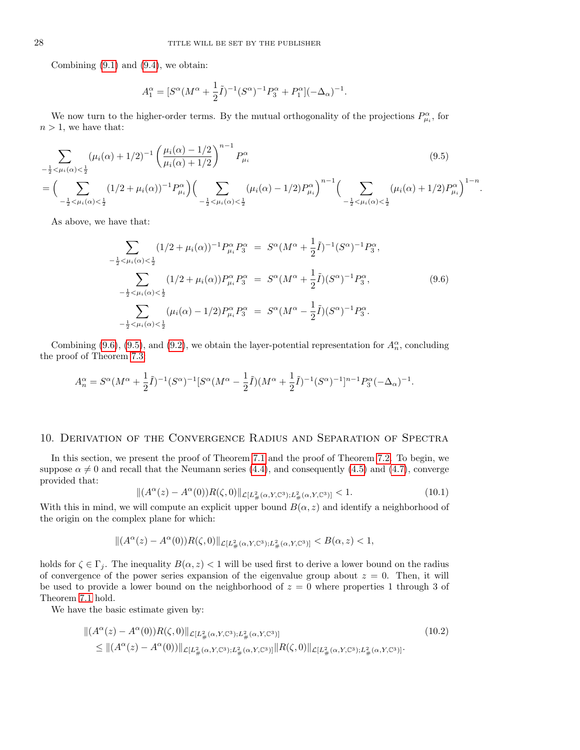Combining (9.1) and (9.4), we obtain:

$$A_1^\alpha = [S^\alpha(M^\alpha + \frac{1}{2}\tilde{I})^{-1}(S^\alpha)^{-1}P_3^\alpha + P_1^\alpha](-\Delta_\alpha)^{-1}.$$

We now turn to the higher-order terms. By the mutual orthogonality of the projections $P_{\mu_i}^\alpha$, for $n > 1$, we have that:

$$\sum_{-\frac{1}{2}<\mu_i(\alpha)<\frac{1}{2}} (\mu_i(\alpha) + 1/2)^{-1} \left(\frac{\mu_i(\alpha) - 1/2}{\mu_i(\alpha) + 1/2}\right)^{n-1} P_{\mu_i}^\alpha \tag{9.5}$$
$$= \Big(\sum_{-\frac{1}{2}<\mu_i(\alpha)<\frac{1}{2}} (1/2 + \mu_i(\alpha))^{-1} P_{\mu_i}^\alpha\Big)\Big(\sum_{-\frac{1}{2}<\mu_i(\alpha)<\frac{1}{2}} (\mu_i(\alpha) - 1/2) P_{\mu_i}^\alpha\Big)^{n-1}\Big(\sum_{-\frac{1}{2}<\mu_i(\alpha)<\frac{1}{2}} (\mu_i(\alpha) + 1/2) P_{\mu_i}^\alpha\Big)^{1-n}.$$

As above, we have that:

$$\begin{aligned}
\sum_{-\frac{1}{2}<\mu_i(\alpha)<\frac{1}{2}} (1/2 + \mu_i(\alpha))^{-1} P_{\mu_i}^\alpha P_3^\alpha &= S^\alpha(M^\alpha + \frac{1}{2}\tilde{I})^{-1}(S^\alpha)^{-1}P_3^\alpha, \\
\sum_{-\frac{1}{2}<\mu_i(\alpha)<\frac{1}{2}} (1/2 + \mu_i(\alpha)) P_{\mu_i}^\alpha P_3^\alpha &= S^\alpha(M^\alpha + \frac{1}{2}\tilde{I})(S^\alpha)^{-1}P_3^\alpha, \\
\sum_{-\frac{1}{2}<\mu_i(\alpha)<\frac{1}{2}} (\mu_i(\alpha) - 1/2) P_{\mu_i}^\alpha P_3^\alpha &= S^\alpha(M^\alpha - \frac{1}{2}\tilde{I})(S^\alpha)^{-1}P_3^\alpha.
\end{aligned} \tag{9.6}$$

Combining (9.6), (9.5), and (9.2), we obtain the layer-potential representation for $A_n^\alpha$, concluding the proof of Theorem 7.3

$$A_n^\alpha = S^\alpha(M^\alpha + \frac{1}{2}\tilde{I})^{-1}(S^\alpha)^{-1}[S^\alpha(M^\alpha - \frac{1}{2}\tilde{I})(M^\alpha + \frac{1}{2}\tilde{I})^{-1}(S^\alpha)^{-1}]^{n-1}P_3^\alpha(-\Delta_\alpha)^{-1}.$$

## 10. Derivation of the Convergence Radius and Separation of Spectra

In this section, we present the proof of Theorem 7.1 and the proof of Theorem 7.2. To begin, we suppose $\alpha \neq 0$ and recall that the Neumann series (4.4), and consequently (4.5) and (4.7), converge provided that:

$$\|(A^\alpha(z) - A^\alpha(0))R(\zeta, 0)\|_{\mathcal{L}[L^2_\#(\alpha,Y,\mathbb{C}^3);L^2_\#(\alpha,Y,\mathbb{C}^3)]} < 1. \tag{10.1}$$

With this in mind, we will compute an explicit upper bound $B(\alpha, z)$ and identify a neighborhood of the origin on the complex plane for which:

$$\|(A^\alpha(z) - A^\alpha(0))R(\zeta, 0)\|_{\mathcal{L}[L^2_\#(\alpha,Y,\mathbb{C}^3);L^2_\#(\alpha,Y,\mathbb{C}^3)]} < B(\alpha, z) < 1,$$

holds for $\zeta \in \Gamma_j$. The inequality $B(\alpha, z) < 1$ will be used first to derive a lower bound on the radius of convergence of the power series expansion of the eigenvalue group about $z = 0$. Then, it will be used to provide a lower bound on the neighborhood of $z = 0$ where properties 1 through 3 of Theorem 7.1 hold.

We have the basic estimate given by:

$$\begin{aligned}
&\|(A^\alpha(z) - A^\alpha(0))R(\zeta, 0)\|_{\mathcal{L}[L^2_\#(\alpha,Y,\mathbb{C}^3);L^2_\#(\alpha,Y,\mathbb{C}^3)]} \\
&\quad \leq \|(A^\alpha(z) - A^\alpha(0))\|_{\mathcal{L}[L^2_\#(\alpha,Y,\mathbb{C}^3);L^2_\#(\alpha,Y,\mathbb{C}^3)]}\|R(\zeta, 0)\|_{\mathcal{L}[L^2_\#(\alpha,Y,\mathbb{C}^3);L^2_\#(\alpha,Y,\mathbb{C}^3)]}.
\end{aligned} \tag{10.2}$$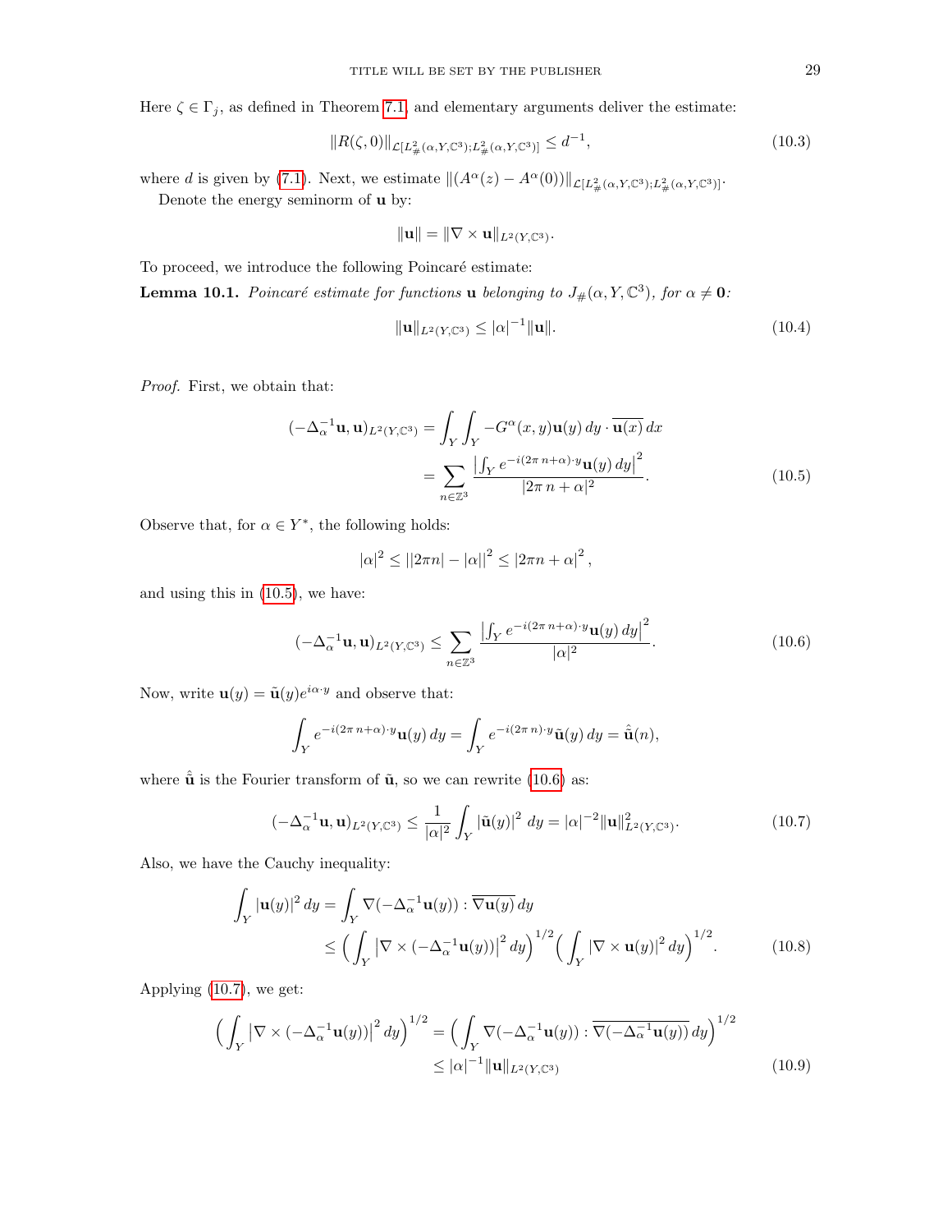Here $\zeta \in \Gamma_j$, as defined in Theorem 7.1, and elementary arguments deliver the estimate:

$$\|R(\zeta,0)\|_{\mathcal{L}[L^2_\#(\alpha,Y,\mathbb{C}^3);L^2_\#(\alpha,Y,\mathbb{C}^3)]} \leq d^{-1}, \tag{10.3}$$

where $d$ is given by (7.1). Next, we estimate $\|(A^\alpha(z) - A^\alpha(0))\|_{\mathcal{L}[L^2_\#(\alpha,Y,\mathbb{C}^3);L^2_\#(\alpha,Y,\mathbb{C}^3)]}$.

Denote the energy seminorm of $\mathbf{u}$ by:

$$\|\mathbf{u}\| = \|\nabla \times \mathbf{u}\|_{L^2(Y,\mathbb{C}^3)}.$$

To proceed, we introduce the following Poincaré estimate:

**Lemma 10.1.** *Poincaré estimate for functions $\mathbf{u}$ belonging to $J_\#(\alpha, Y, \mathbb{C}^3)$, for $\alpha \neq \mathbf{0}$:*

$$\|\mathbf{u}\|_{L^2(Y,\mathbb{C}^3)} \leq |\alpha|^{-1}\|\mathbf{u}\|. \tag{10.4}$$

*Proof.* First, we obtain that:

$$\begin{aligned}
(-\Delta_\alpha^{-1}\mathbf{u},\mathbf{u})_{L^2(Y,\mathbb{C}^3)} &= \int_Y \int_Y -G^\alpha(x,y)\mathbf{u}(y)\,dy \cdot \overline{\mathbf{u}(x)}\,dx \\
&= \sum_{n\in\mathbb{Z}^3} \frac{\left|\int_Y e^{-i(2\pi\, n+\alpha)\cdot y}\mathbf{u}(y)\,dy\right|^2}{|2\pi\, n+\alpha|^2}.
\end{aligned} \tag{10.5}$$

Observe that, for $\alpha \in Y^*$, the following holds:

$$|\alpha|^2 \leq \left||2\pi n| - |\alpha|\right|^2 \leq |2\pi n + \alpha|^2,$$

and using this in (10.5), we have:

$$(-\Delta_\alpha^{-1}\mathbf{u},\mathbf{u})_{L^2(Y,\mathbb{C}^3)} \leq \sum_{n\in\mathbb{Z}^3} \frac{\left|\int_Y e^{-i(2\pi\, n+\alpha)\cdot y}\mathbf{u}(y)\,dy\right|^2}{|\alpha|^2}. \tag{10.6}$$

Now, write $\mathbf{u}(y) = \tilde{\mathbf{u}}(y)e^{i\alpha\cdot y}$ and observe that:

$$\int_Y e^{-i(2\pi\, n+\alpha)\cdot y}\mathbf{u}(y)\,dy = \int_Y e^{-i(2\pi\, n)\cdot y}\tilde{\mathbf{u}}(y)\,dy = \hat{\tilde{\mathbf{u}}}(n),$$

where $\hat{\tilde{\mathbf{u}}}$ is the Fourier transform of $\tilde{\mathbf{u}}$, so we can rewrite (10.6) as:

$$(-\Delta_\alpha^{-1}\mathbf{u},\mathbf{u})_{L^2(Y,\mathbb{C}^3)} \leq \frac{1}{|\alpha|^2}\int_Y |\tilde{\mathbf{u}}(y)|^2\,dy = |\alpha|^{-2}\|\mathbf{u}\|^2_{L^2(Y,\mathbb{C}^3)}. \tag{10.7}$$

Also, we have the Cauchy inequality:

$$\begin{aligned}
\int_Y |\mathbf{u}(y)|^2\,dy &= \int_Y \nabla(-\Delta_\alpha^{-1}\mathbf{u}(y)) : \overline{\nabla\mathbf{u}(y)}\,dy \\
&\leq \Big(\int_Y \left|\nabla \times (-\Delta_\alpha^{-1}\mathbf{u}(y))\right|^2 dy\Big)^{1/2}\Big(\int_Y |\nabla \times \mathbf{u}(y)|^2\,dy\Big)^{1/2}.
\end{aligned} \tag{10.8}$$

Applying (10.7), we get:

$$\begin{aligned}
\Big(\int_Y \left|\nabla \times (-\Delta_\alpha^{-1}\mathbf{u}(y))\right|^2 dy\Big)^{1/2} &= \Big(\int_Y \nabla(-\Delta_\alpha^{-1}\mathbf{u}(y)) : \overline{\nabla(-\Delta_\alpha^{-1}\mathbf{u}(y))}\,dy\Big)^{1/2} \\
&\leq |\alpha|^{-1}\|\mathbf{u}\|_{L^2(Y,\mathbb{C}^3)}
\end{aligned} \tag{10.9}$$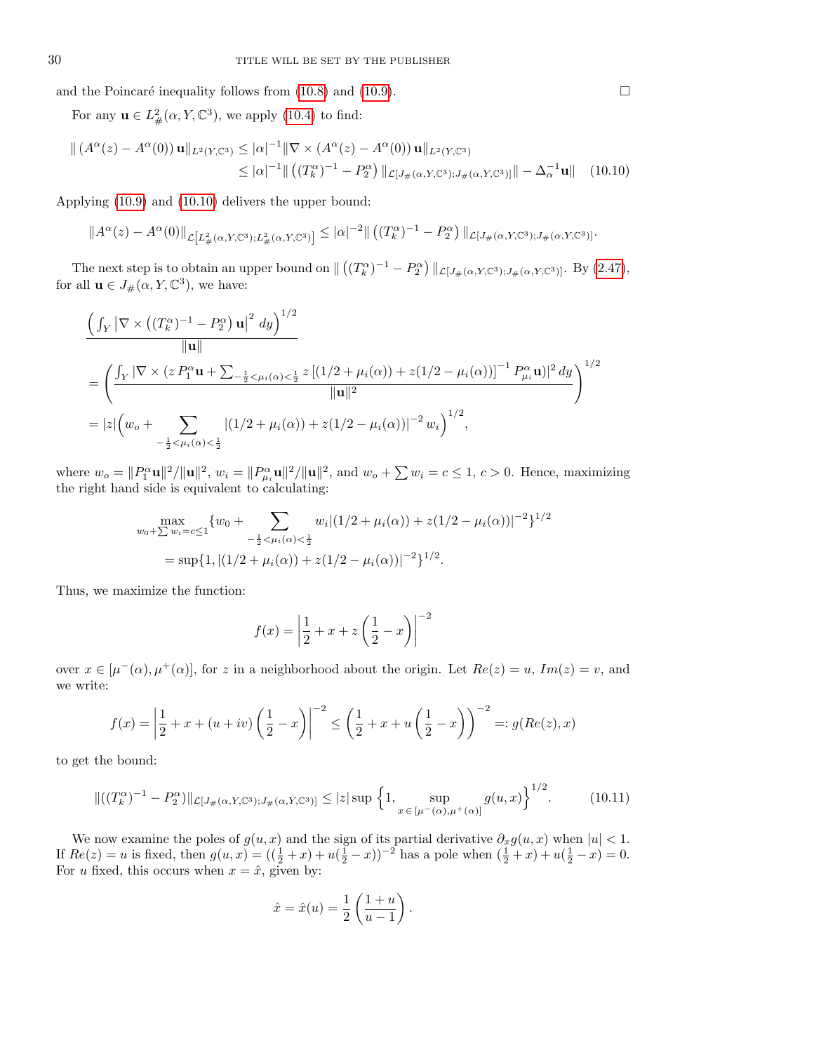and the Poincaré inequality follows from (10.8) and (10.9). $\square$

For any $\mathbf{u} \in L^2_\#(\alpha, Y, \mathbb{C}^3)$, we apply (10.4) to find:

$$
\begin{aligned}
\| \left(A^\alpha(z) - A^\alpha(0)\right) \mathbf{u}\|_{L^2(Y,\mathbb{C}^3)} &\le |\alpha|^{-1} \|\nabla \times \left(A^\alpha(z) - A^\alpha(0)\right) \mathbf{u}\|_{L^2(Y,\mathbb{C}^3)} \\
&\le |\alpha|^{-1} \| \left((T_k^\alpha)^{-1} - P_2^\alpha\right) \|_{\mathcal{L}[J_\#(\alpha,Y,\mathbb{C}^3);J_\#(\alpha,Y,\mathbb{C}^3)]} \| - \Delta_\alpha^{-1} \mathbf{u}\| \qquad (10.10)
\end{aligned}
$$

Applying (10.9) and (10.10) delivers the upper bound:

$$
\|A^\alpha(z) - A^\alpha(0)\|_{\mathcal{L}\left[L^2_\#(\alpha,Y,\mathbb{C}^3);L^2_\#(\alpha,Y,\mathbb{C}^3)\right]} \le |\alpha|^{-2} \| \left((T_k^\alpha)^{-1} - P_2^\alpha\right) \|_{\mathcal{L}[J_\#(\alpha,Y,\mathbb{C}^3);J_\#(\alpha,Y,\mathbb{C}^3)]}.
$$

The next step is to obtain an upper bound on $\| \left((T_k^\alpha)^{-1} - P_2^\alpha\right) \|_{\mathcal{L}[J_\#(\alpha,Y,\mathbb{C}^3);J_\#(\alpha,Y,\mathbb{C}^3)]}$. By (2.47), for all $\mathbf{u} \in J_\#(\alpha, Y, \mathbb{C}^3)$, we have:

$$
\begin{aligned}
&\frac{\left(\int_Y \left|\nabla \times \left((T_k^\alpha)^{-1} - P_2^\alpha\right) \mathbf{u}\right|^2 dy\right)^{1/2}}{\|\mathbf{u}\|} \\
&= \left( \frac{\int_Y |\nabla \times (z\, P_1^\alpha \mathbf{u} + \sum_{-\frac{1}{2}<\mu_i(\alpha)<\frac{1}{2}} z\left[(1/2 + \mu_i(\alpha)) + z(1/2 - \mu_i(\alpha))\right]^{-1} P_{\mu_i}^\alpha \mathbf{u})|^2\, dy}{\|\mathbf{u}\|^2} \right)^{1/2} \\
&= |z| \Big( w_o + \sum_{-\frac{1}{2}<\mu_i(\alpha)<\frac{1}{2}} |(1/2 + \mu_i(\alpha)) + z(1/2 - \mu_i(\alpha))|^{-2}\, w_i \Big)^{1/2},
\end{aligned}
$$

where $w_o = \|P_1^\alpha \mathbf{u}\|^2/\|\mathbf{u}\|^2$, $w_i = \|P_{\mu_i}^\alpha \mathbf{u}\|^2/\|\mathbf{u}\|^2$, and $w_o + \sum w_i = c \le 1$, $c > 0$. Hence, maximizing the right hand side is equivalent to calculating:

$$
\begin{aligned}
&\max_{w_0 + \sum w_i = c \le 1} \{w_0 + \sum_{-\frac{1}{2}<\mu_i(\alpha)<\frac{1}{2}} w_i |(1/2 + \mu_i(\alpha)) + z(1/2 - \mu_i(\alpha))|^{-2}\}^{1/2} \\
&\qquad = \sup\{1, |(1/2 + \mu_i(\alpha)) + z(1/2 - \mu_i(\alpha))|^{-2}\}^{1/2}.
\end{aligned}
$$

Thus, we maximize the function:

$$
f(x) = \left| \frac{1}{2} + x + z\left(\frac{1}{2} - x\right)\right|^{-2}
$$

over $x \in [\mu^-(\alpha), \mu^+(\alpha)]$, for $z$ in a neighborhood about the origin. Let $Re(z) = u$, $Im(z) = v$, and we write:

$$
f(x) = \left| \frac{1}{2} + x + (u + iv)\left(\frac{1}{2} - x\right)\right|^{-2} \le \left(\frac{1}{2} + x + u\left(\frac{1}{2} - x\right)\right)^{-2} =: g(Re(z), x)
$$

to get the bound:

$$
\|((T_k^\alpha)^{-1} - P_2^\alpha)\|_{\mathcal{L}[J_\#(\alpha,Y,\mathbb{C}^3);J_\#(\alpha,Y,\mathbb{C}^3)]} \le |z| \sup\Big\{1, \sup_{x\,\in\,[\mu^-(\alpha),\mu^+(\alpha)]} g(u,x)\Big\}^{1/2}. \qquad (10.11)
$$

We now examine the poles of $g(u,x)$ and the sign of its partial derivative $\partial_x g(u,x)$ when $|u| < 1$. If $Re(z) = u$ is fixed, then $g(u,x) = ((\frac{1}{2} + x) + u(\frac{1}{2} - x))^{-2}$ has a pole when $(\frac{1}{2} + x) + u(\frac{1}{2} - x) = 0$. For $u$ fixed, this occurs when $x = \hat{x}$, given by:

$$
\hat{x} = \hat{x}(u) = \frac{1}{2}\left(\frac{1+u}{u-1}\right).
$$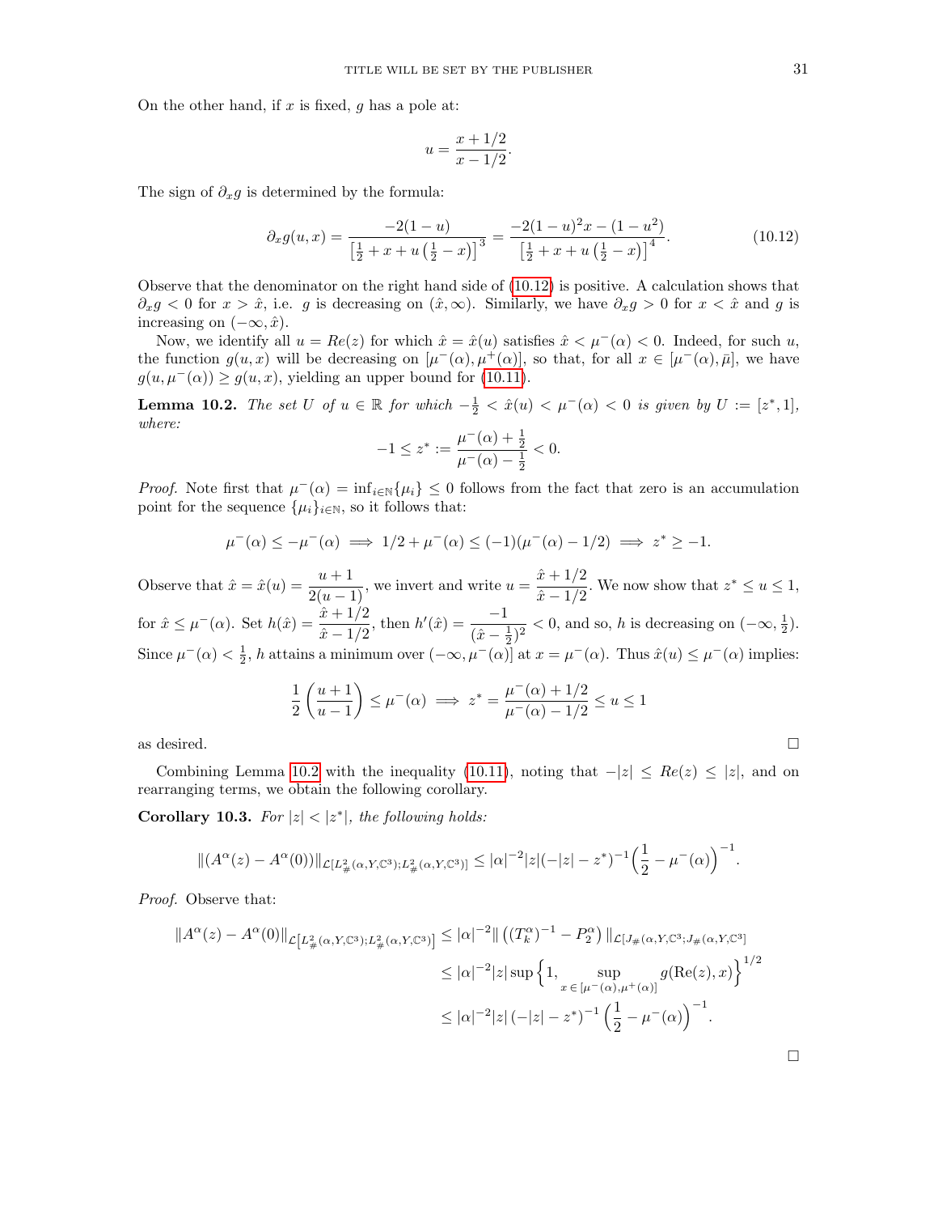On the other hand, if $x$ is fixed, $g$ has a pole at:

$$u = \frac{x + 1/2}{x - 1/2}.$$

The sign of $\partial_x g$ is determined by the formula:

$$\partial_x g(u,x) = \frac{-2(1-u)}{\left[\frac{1}{2} + x + u\left(\frac{1}{2} - x\right)\right]^3} = \frac{-2(1-u)^2 x - (1-u^2)}{\left[\frac{1}{2} + x + u\left(\frac{1}{2} - x\right)\right]^4}. \tag{10.12}$$

Observe that the denominator on the right hand side of (10.12) is positive. A calculation shows that $\partial_x g < 0$ for $x > \hat{x}$, i.e. $g$ is decreasing on $(\hat{x}, \infty)$. Similarly, we have $\partial_x g > 0$ for $x < \hat{x}$ and $g$ is increasing on $(-\infty, \hat{x})$.

Now, we identify all $u = Re(z)$ for which $\hat{x} = \hat{x}(u)$ satisfies $\hat{x} < \mu^-(\alpha) < 0$. Indeed, for such $u$, the function $g(u,x)$ will be decreasing on $[\mu^-(\alpha), \mu^+(\alpha)]$, so that, for all $x \in [\mu^-(\alpha), \bar{\mu}]$, we have $g(u, \mu^-(\alpha)) \geq g(u,x)$, yielding an upper bound for (10.11).

**Lemma 10.2.** *The set $U$ of $u \in \mathbb{R}$ for which $-\frac{1}{2} < \hat{x}(u) < \mu^-(\alpha) < 0$ is given by $U := [z^*, 1]$, where:*

$$-1 \leq z^* := \frac{\mu^-(\alpha) + \frac{1}{2}}{\mu^-(\alpha) - \frac{1}{2}} < 0.$$

*Proof.* Note first that $\mu^-(\alpha) = \inf_{i\in\mathbb{N}}\{\mu_i\} \leq 0$ follows from the fact that zero is an accumulation point for the sequence $\{\mu_i\}_{i\in\mathbb{N}}$, so it follows that:

$$\mu^-(\alpha) \leq -\mu^-(\alpha) \implies 1/2 + \mu^-(\alpha) \leq (-1)(\mu^-(\alpha) - 1/2) \implies z^* \geq -1.$$

Observe that $\hat{x} = \hat{x}(u) = \dfrac{u+1}{2(u-1)}$, we invert and write $u = \dfrac{\hat{x} + 1/2}{\hat{x} - 1/2}$. We now show that $z^* \leq u \leq 1$, for $\hat{x} \leq \mu^-(\alpha)$. Set $h(\hat{x}) = \dfrac{\hat{x} + 1/2}{\hat{x} - 1/2}$, then $h'(\hat{x}) = \dfrac{-1}{(\hat{x} - \frac{1}{2})^2} < 0$, and so, $h$ is decreasing on $(-\infty, \frac{1}{2})$. Since $\mu^-(\alpha) < \frac{1}{2}$, $h$ attains a minimum over $(-\infty, \mu^-(\alpha)]$ at $x = \mu^-(\alpha)$. Thus $\hat{x}(u) \leq \mu^-(\alpha)$ implies:

$$\frac{1}{2}\left(\frac{u+1}{u-1}\right) \leq \mu^-(\alpha) \implies z^* = \frac{\mu^-(\alpha) + 1/2}{\mu^-(\alpha) - 1/2} \leq u \leq 1$$

as desired. □

Combining Lemma 10.2 with the inequality (10.11), noting that $-|z| \leq Re(z) \leq |z|$, and on rearranging terms, we obtain the following corollary.

**Corollary 10.3.** *For $|z| < |z^*|$, the following holds:*

$$\|(A^\alpha(z) - A^\alpha(0))\|_{\mathcal{L}[L^2_\#(\alpha,Y,\mathbb{C}^3);L^2_\#(\alpha,Y,\mathbb{C}^3)]} \leq |\alpha|^{-2}|z|(-|z| - z^*)^{-1}\Big(\frac{1}{2} - \mu^-(\alpha)\Big)^{-1}.$$

*Proof.* Observe that:

$$\begin{aligned}
\|A^\alpha(z) - A^\alpha(0)\|_{\mathcal{L}\left[L^2_\#(\alpha,Y,\mathbb{C}^3);L^2_\#(\alpha,Y,\mathbb{C}^3)\right]} &\leq |\alpha|^{-2}\|\left((T_k^\alpha)^{-1} - P_2^\alpha\right)\|_{\mathcal{L}[J_\#(\alpha,Y,\mathbb{C}^3;J_\#(\alpha,Y,\mathbb{C}^3]} \\
&\leq |\alpha|^{-2}|z| \sup\Big\{1, \sup_{x\,\in\,[\mu^-(\alpha),\mu^+(\alpha)]} g(\mathrm{Re}(z), x)\Big\}^{1/2} \\
&\leq |\alpha|^{-2}|z|\left(-|z| - z^*\right)^{-1}\Big(\frac{1}{2} - \mu^-(\alpha)\Big)^{-1}.
\end{aligned}$$

□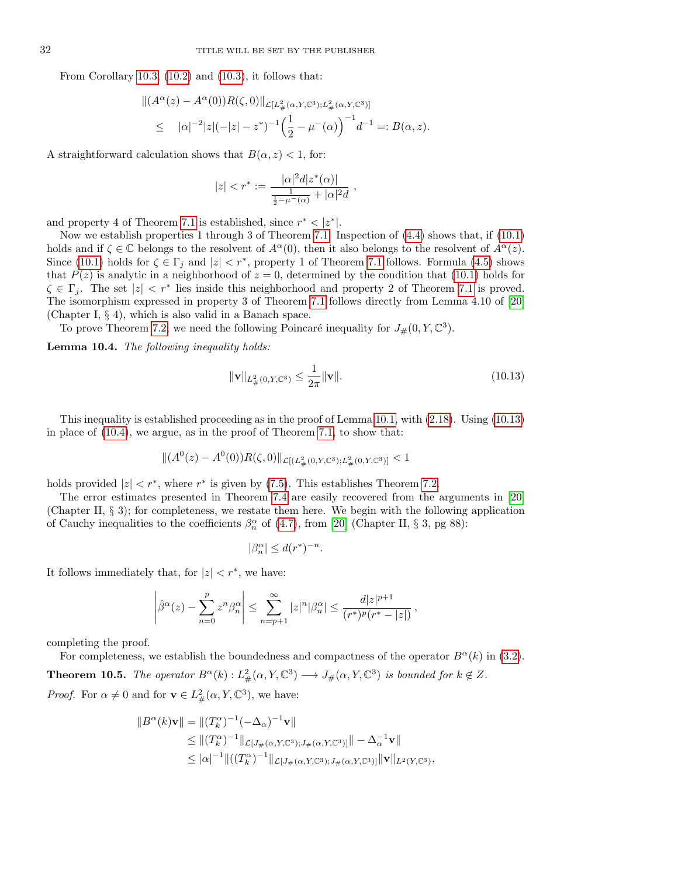From Corollary 10.3, (10.2) and (10.3), it follows that:

$$
\begin{aligned}
&\|(A^\alpha(z) - A^\alpha(0))R(\zeta,0)\|_{\mathcal{L}[L^2_\#(\alpha,Y,\mathbb{C}^3);L^2_\#(\alpha,Y,\mathbb{C}^3)]} \\
&\leq \quad |\alpha|^{-2}|z|(-|z| - z^*)^{-1}\Big(\frac{1}{2} - \mu^-(\alpha)\Big)^{-1} d^{-1} =: B(\alpha,z).
\end{aligned}
$$

A straightforward calculation shows that $B(\alpha,z) < 1$, for:

$$
|z| < r^* := \frac{|\alpha|^2 d |z^*(\alpha)|}{\frac{1}{\frac{1}{2}-\mu^-(\alpha)} + |\alpha|^2 d}\ ,
$$

and property 4 of Theorem 7.1 is established, since $r^* < |z^*|$.

Now we establish properties 1 through 3 of Theorem 7.1. Inspection of (4.4) shows that, if (10.1) holds and if $\zeta \in \mathbb{C}$ belongs to the resolvent of $A^\alpha(0)$, then it also belongs to the resolvent of $A^\alpha(z)$. Since (10.1) holds for $\zeta \in \Gamma_j$ and $|z| < r^*$, property 1 of Theorem 7.1 follows. Formula (4.5) shows that $P(z)$ is analytic in a neighborhood of $z = 0$, determined by the condition that (10.1) holds for $\zeta \in \Gamma_j$. The set $|z| < r^*$ lies inside this neighborhood and property 2 of Theorem 7.1 is proved. The isomorphism expressed in property 3 of Theorem 7.1 follows directly from Lemma 4.10 of [20] (Chapter I, § 4), which is also valid in a Banach space.

To prove Theorem 7.2, we need the following Poincaré inequality for $J_\#(0,Y,\mathbb{C}^3)$.

**Lemma 10.4.** *The following inequality holds:*

$$
\|\mathbf{v}\|_{L^2_\#(0,Y,\mathbb{C}^3)} \leq \frac{1}{2\pi}\|\mathbf{v}\|. \tag{10.13}
$$

This inequality is established proceeding as in the proof of Lemma 10.1, with (2.18). Using (10.13) in place of (10.4), we argue, as in the proof of Theorem 7.1, to show that:

$$
\|(A^0(z) - A^0(0))R(\zeta,0)\|_{\mathcal{L}[(L^2_\#(0,Y,\mathbb{C}^3);L^2_\#(0,Y,\mathbb{C}^3)]} < 1
$$

holds provided $|z| < r^*$, where $r^*$ is given by (7.5). This establishes Theorem 7.2.

The error estimates presented in Theorem 7.4 are easily recovered from the arguments in [20] (Chapter II, § 3); for completeness, we restate them here. We begin with the following application of Cauchy inequalities to the coefficients $\beta_n^\alpha$ of (4.7), from [20] (Chapter II, § 3, pg 88):

$$
|\beta_n^\alpha| \leq d(r^*)^{-n}.
$$

It follows immediately that, for $|z| < r^*$, we have:

$$
\left|\hat{\beta}^\alpha(z) - \sum_{n=0}^{p} z^n \beta_n^\alpha\right| \leq \sum_{n=p+1}^{\infty} |z|^n |\beta_n^\alpha| \leq \frac{d|z|^{p+1}}{(r^*)^p(r^* - |z|)}\ ,
$$

completing the proof.

For completeness, we establish the boundedness and compactness of the operator $B^\alpha(k)$ in (3.2).

**Theorem 10.5.** *The operator $B^\alpha(k) : L^2_\#(\alpha,Y,\mathbb{C}^3) \longrightarrow J_\#(\alpha,Y,\mathbb{C}^3)$ is bounded for $k \notin Z$.*

*Proof.* For $\alpha \neq 0$ and for $\mathbf{v} \in L^2_\#(\alpha,Y,\mathbb{C}^3)$, we have:

$$
\begin{aligned}
\|B^\alpha(k)\mathbf{v}\| &= \|(T_k^\alpha)^{-1}(-\Delta_\alpha)^{-1}\mathbf{v}\| \\
&\leq \|(T_k^\alpha)^{-1}\|_{\mathcal{L}[J_\#(\alpha,Y,\mathbb{C}^3);J_\#(\alpha,Y,\mathbb{C}^3)]}\| - \Delta_\alpha^{-1}\mathbf{v}\| \\
&\leq |\alpha|^{-1}\|((T_k^\alpha)^{-1}\|_{\mathcal{L}[J_\#(\alpha,Y,\mathbb{C}^3);J_\#(\alpha,Y,\mathbb{C}^3)]}\|\mathbf{v}\|_{L^2(Y,\mathbb{C}^3)},
\end{aligned}
$$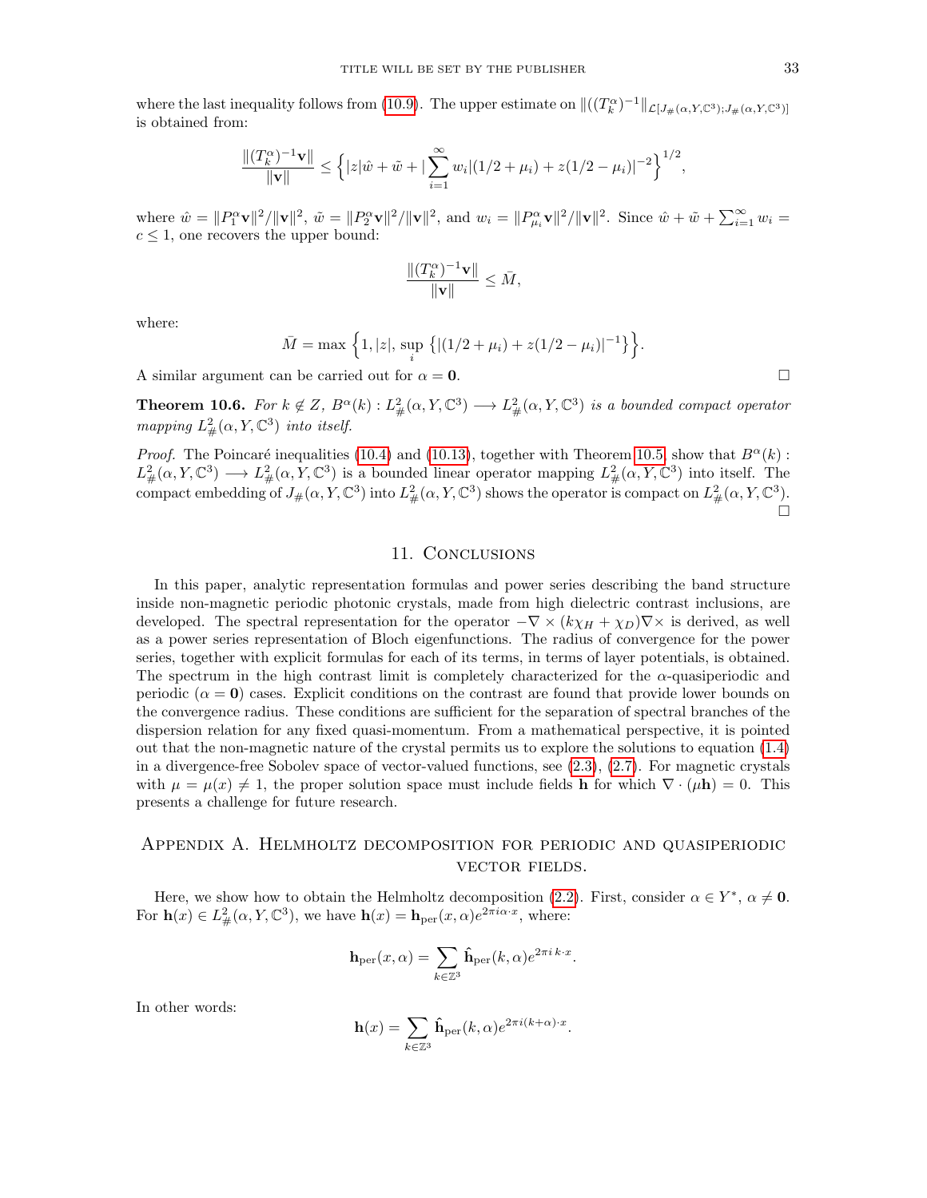where the last inequality follows from (10.9). The upper estimate on $\|((T_k^\alpha)^{-1}\|_{\mathcal{L}[J_\#(\alpha,Y,\mathbb{C}^3);J_\#(\alpha,Y,\mathbb{C}^3)]}$ is obtained from:

$$\frac{\|(T_k^\alpha)^{-1}\mathbf{v}\|}{\|\mathbf{v}\|} \leq \Big\{|z|\hat{w} + \tilde{w} + |\sum_{i=1}^{\infty} w_i|(1/2+\mu_i) + z(1/2-\mu_i)|^{-2}\Big\}^{1/2},$$

where $\hat{w} = \|P_1^\alpha \mathbf{v}\|^2/\|\mathbf{v}\|^2$, $\tilde{w} = \|P_2^\alpha \mathbf{v}\|^2/\|\mathbf{v}\|^2$, and $w_i = \|P_{\mu_i}^\alpha \mathbf{v}\|^2/\|\mathbf{v}\|^2$. Since $\hat{w} + \tilde{w} + \sum_{i=1}^\infty w_i = c \leq 1$, one recovers the upper bound:

$$\frac{\|(T_k^\alpha)^{-1}\mathbf{v}\|}{\|\mathbf{v}\|} \leq \bar{M},$$

where:

$$\bar{M} = \max\Big\{1, |z|, \sup_i \big\{|(1/2+\mu_i) + z(1/2-\mu_i)|^{-1}\big\}\Big\}.$$

A similar argument can be carried out for $\alpha = \mathbf{0}$. □

**Theorem 10.6.** *For $k \notin Z$, $B^\alpha(k) : L^2_\#(\alpha, Y, \mathbb{C}^3) \longrightarrow L^2_\#(\alpha, Y, \mathbb{C}^3)$ is a bounded compact operator mapping $L^2_\#(\alpha, Y, \mathbb{C}^3)$ into itself.*

*Proof.* The Poincaré inequalities (10.4) and (10.13), together with Theorem 10.5, show that $B^\alpha(k) : L^2_\#(\alpha, Y, \mathbb{C}^3) \longrightarrow L^2_\#(\alpha, Y, \mathbb{C}^3)$ is a bounded linear operator mapping $L^2_\#(\alpha, Y, \mathbb{C}^3)$ into itself. The compact embedding of $J_\#(\alpha, Y, \mathbb{C}^3)$ into $L^2_\#(\alpha, Y, \mathbb{C}^3)$ shows the operator is compact on $L^2_\#(\alpha, Y, \mathbb{C}^3)$. □

## 11. Conclusions

In this paper, analytic representation formulas and power series describing the band structure inside non-magnetic periodic photonic crystals, made from high dielectric contrast inclusions, are developed. The spectral representation for the operator $-\nabla \times (k\chi_H + \chi_D)\nabla\times$ is derived, as well as a power series representation of Bloch eigenfunctions. The radius of convergence for the power series, together with explicit formulas for each of its terms, in terms of layer potentials, is obtained. The spectrum in the high contrast limit is completely characterized for the $\alpha$-quasiperiodic and periodic ($\alpha = \mathbf{0}$) cases. Explicit conditions on the contrast are found that provide lower bounds on the convergence radius. These conditions are sufficient for the separation of spectral branches of the dispersion relation for any fixed quasi-momentum. From a mathematical perspective, it is pointed out that the non-magnetic nature of the crystal permits us to explore the solutions to equation (1.4) in a divergence-free Sobolev space of vector-valued functions, see (2.3), (2.7). For magnetic crystals with $\mu = \mu(x) \neq 1$, the proper solution space must include fields $\mathbf{h}$ for which $\nabla \cdot (\mu \mathbf{h}) = 0$. This presents a challenge for future research.

## Appendix A. Helmholtz decomposition for periodic and quasiperiodic vector fields.

Here, we show how to obtain the Helmholtz decomposition (2.2). First, consider $\alpha \in Y^*$, $\alpha \neq \mathbf{0}$. For $\mathbf{h}(x) \in L^2_\#(\alpha, Y, \mathbb{C}^3)$, we have $\mathbf{h}(x) = \mathbf{h}_{\text{per}}(x,\alpha)e^{2\pi i\alpha\cdot x}$, where:

$$\mathbf{h}_{\text{per}}(x,\alpha) = \sum_{k\in\mathbb{Z}^3} \hat{\mathbf{h}}_{\text{per}}(k,\alpha)e^{2\pi i\, k\cdot x}.$$

In other words:

$$\mathbf{h}(x) = \sum_{k\in\mathbb{Z}^3} \hat{\mathbf{h}}_{\text{per}}(k,\alpha)e^{2\pi i(k+\alpha)\cdot x}.$$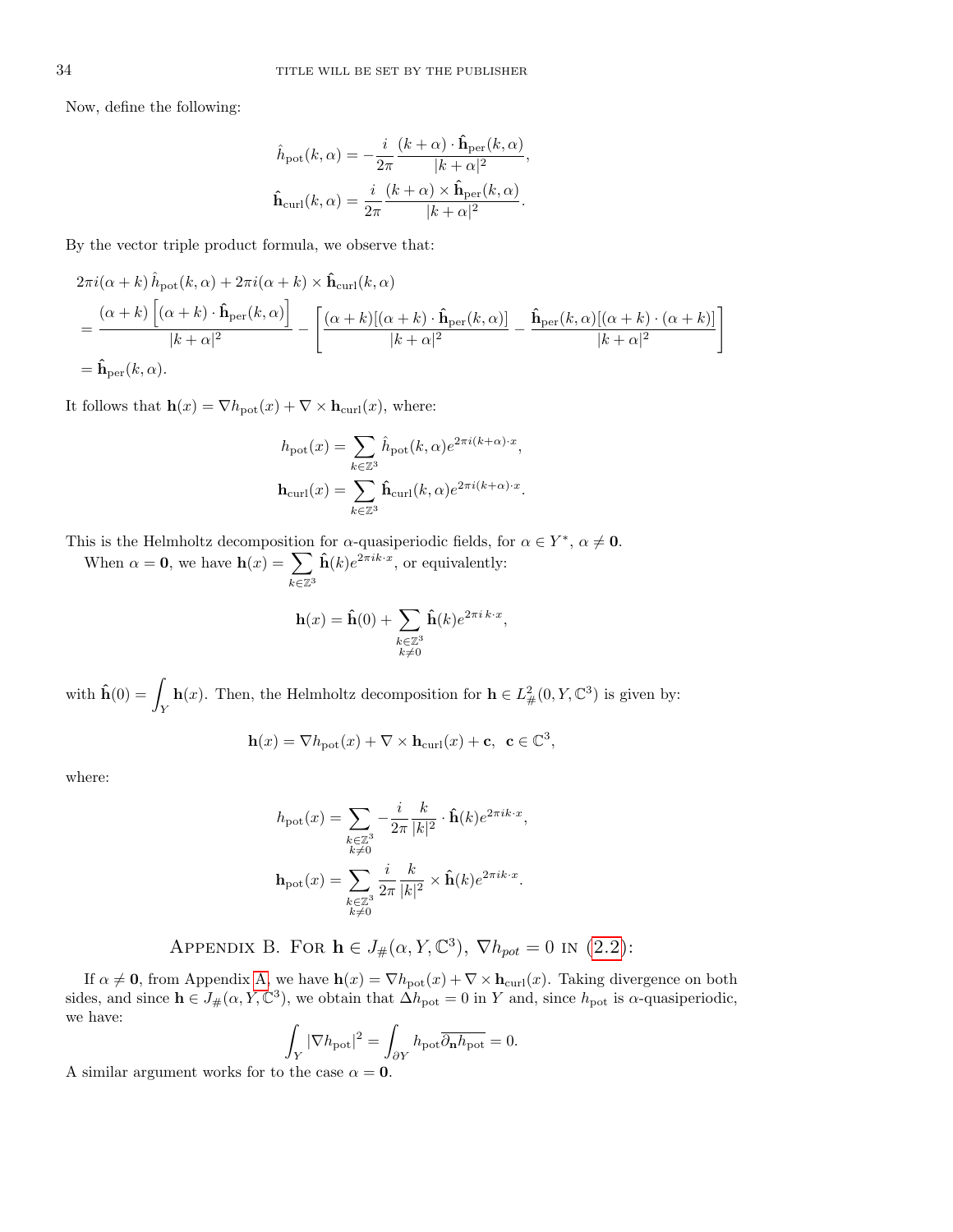Now, define the following:

$$\hat{h}_{\text{pot}}(k,\alpha) = -\frac{i}{2\pi}\frac{(k+\alpha)\cdot\hat{\mathbf{h}}_{\text{per}}(k,\alpha)}{|k+\alpha|^2},$$

$$\hat{\mathbf{h}}_{\text{curl}}(k,\alpha) = \frac{i}{2\pi}\frac{(k+\alpha)\times\hat{\mathbf{h}}_{\text{per}}(k,\alpha)}{|k+\alpha|^2}.$$

By the vector triple product formula, we observe that:

$$\begin{aligned}
&2\pi i(\alpha+k)\,\hat{h}_{\text{pot}}(k,\alpha) + 2\pi i(\alpha+k)\times\hat{\mathbf{h}}_{\text{curl}}(k,\alpha) \\
&= \frac{(\alpha+k)\left[(\alpha+k)\cdot\hat{\mathbf{h}}_{\text{per}}(k,\alpha)\right]}{|k+\alpha|^2} - \left[\frac{(\alpha+k)[(\alpha+k)\cdot\hat{\mathbf{h}}_{\text{per}}(k,\alpha)]}{|k+\alpha|^2} - \frac{\hat{\mathbf{h}}_{\text{per}}(k,\alpha)[(\alpha+k)\cdot(\alpha+k)]}{|k+\alpha|^2}\right] \\
&= \hat{\mathbf{h}}_{\text{per}}(k,\alpha).
\end{aligned}$$

It follows that $\mathbf{h}(x) = \nabla h_{\text{pot}}(x) + \nabla\times\mathbf{h}_{\text{curl}}(x)$, where:

$$h_{\text{pot}}(x) = \sum_{k\in\mathbb{Z}^3}\hat{h}_{\text{pot}}(k,\alpha)e^{2\pi i(k+\alpha)\cdot x},$$

$$\mathbf{h}_{\text{curl}}(x) = \sum_{k\in\mathbb{Z}^3}\hat{\mathbf{h}}_{\text{curl}}(k,\alpha)e^{2\pi i(k+\alpha)\cdot x}.$$

This is the Helmholtz decomposition for $\alpha$-quasiperiodic fields, for $\alpha\in Y^*$, $\alpha\neq\mathbf{0}$.

When $\alpha=\mathbf{0}$, we have $\mathbf{h}(x) = \sum_{k\in\mathbb{Z}^3}\hat{\mathbf{h}}(k)e^{2\pi ik\cdot x}$, or equivalently:

$$\mathbf{h}(x) = \hat{\mathbf{h}}(0) + \sum_{\substack{k\in\mathbb{Z}^3\\k\neq0}}\hat{\mathbf{h}}(k)e^{2\pi i\,k\cdot x},$$

with $\hat{\mathbf{h}}(0) = \int_Y \mathbf{h}(x)$. Then, the Helmholtz decomposition for $\mathbf{h}\in L^2_{\#}(0,Y,\mathbb{C}^3)$ is given by:

$$\mathbf{h}(x) = \nabla h_{\text{pot}}(x) + \nabla\times\mathbf{h}_{\text{curl}}(x) + \mathbf{c},\ \ \mathbf{c}\in\mathbb{C}^3,$$

where:

$$h_{\text{pot}}(x) = \sum_{\substack{k\in\mathbb{Z}^3\\k\neq0}} -\frac{i}{2\pi}\frac{k}{|k|^2}\cdot\hat{\mathbf{h}}(k)e^{2\pi ik\cdot x},$$

$$\mathbf{h}_{\text{pot}}(x) = \sum_{\substack{k\in\mathbb{Z}^3\\k\neq0}} \frac{i}{2\pi}\frac{k}{|k|^2}\times\hat{\mathbf{h}}(k)e^{2\pi ik\cdot x}.$$

## Appendix B. For $\mathbf{h}\in J_{\#}(\alpha,Y,\mathbb{C}^3)$, $\nabla h_{pot}=0$ in (2.2):

If $\alpha\neq\mathbf{0}$, from Appendix A, we have $\mathbf{h}(x) = \nabla h_{\text{pot}}(x) + \nabla\times\mathbf{h}_{\text{curl}}(x)$. Taking divergence on both sides, and since $\mathbf{h}\in J_{\#}(\alpha,Y,\mathbb{C}^3)$, we obtain that $\Delta h_{\text{pot}}=0$ in $Y$ and, since $h_{\text{pot}}$ is $\alpha$-quasiperiodic, we have:

$$\int_Y|\nabla h_{\text{pot}}|^2 = \int_{\partial Y} h_{\text{pot}}\overline{\partial_{\mathbf{n}}h_{\text{pot}}} = 0.$$

A similar argument works for to the case $\alpha=\mathbf{0}$.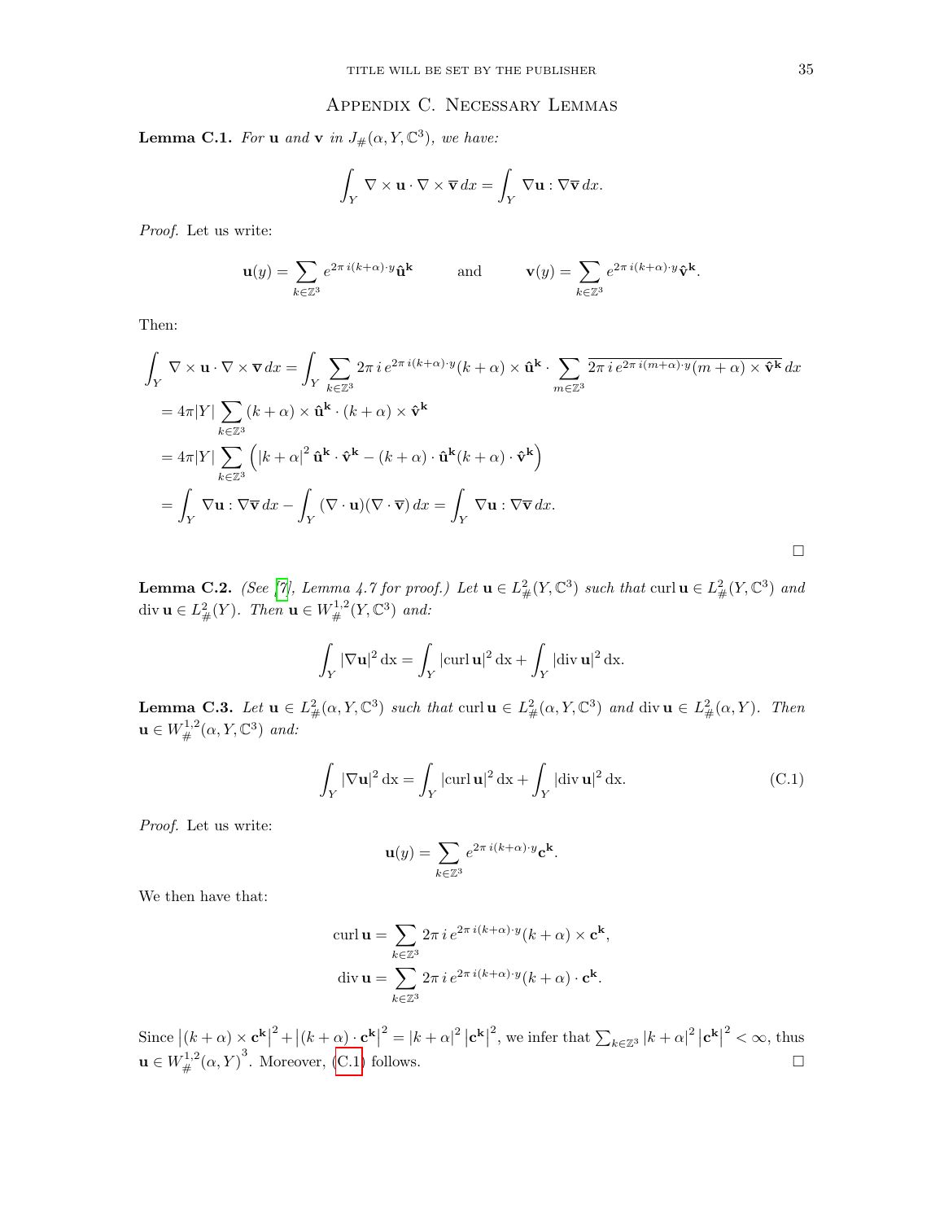## Appendix C. Necessary Lemmas

**Lemma C.1.** *For* $\mathbf{u}$ *and* $\mathbf{v}$ *in* $J_\#(\alpha, Y, \mathbb{C}^3)$*, we have:*

$$\int_Y \nabla \times \mathbf{u} \cdot \nabla \times \overline{\mathbf{v}}\, dx = \int_Y \nabla \mathbf{u} : \nabla \overline{\mathbf{v}}\, dx.$$

*Proof.* Let us write:

$$\mathbf{u}(y) = \sum_{k \in \mathbb{Z}^3} e^{2\pi\, i (k+\alpha)\cdot y} \hat{\mathbf{u}}^{\mathbf{k}} \qquad \text{and} \qquad \mathbf{v}(y) = \sum_{k \in \mathbb{Z}^3} e^{2\pi\, i (k+\alpha)\cdot y} \hat{\mathbf{v}}^{\mathbf{k}}.$$

Then:

$$\begin{aligned}
\int_Y \nabla \times \mathbf{u} \cdot \nabla \times \overline{\mathbf{v}}\, dx &= \int_Y \sum_{k \in \mathbb{Z}^3} 2\pi\, i\, e^{2\pi\, i (k+\alpha)\cdot y} (k+\alpha) \times \hat{\mathbf{u}}^{\mathbf{k}} \cdot \sum_{m \in \mathbb{Z}^3} \overline{2\pi\, i\, e^{2\pi\, i (m+\alpha)\cdot y} (m+\alpha) \times \hat{\mathbf{v}}^{\mathbf{k}}}\, dx \\
&= 4\pi |Y| \sum_{k \in \mathbb{Z}^3} (k+\alpha) \times \hat{\mathbf{u}}^{\mathbf{k}} \cdot (k+\alpha) \times \hat{\mathbf{v}}^{\mathbf{k}} \\
&= 4\pi |Y| \sum_{k \in \mathbb{Z}^3} \left( |k+\alpha|^2\, \hat{\mathbf{u}}^{\mathbf{k}} \cdot \hat{\mathbf{v}}^{\mathbf{k}} - (k+\alpha) \cdot \hat{\mathbf{u}}^{\mathbf{k}} (k+\alpha) \cdot \hat{\mathbf{v}}^{\mathbf{k}} \right) \\
&= \int_Y \nabla \mathbf{u} : \nabla \overline{\mathbf{v}}\, dx - \int_Y (\nabla \cdot \mathbf{u})(\nabla \cdot \overline{\mathbf{v}})\, dx = \int_Y \nabla \mathbf{u} : \nabla \overline{\mathbf{v}}\, dx.
\end{aligned}$$

□

**Lemma C.2.** *(See [7], Lemma 4.7 for proof.) Let* $\mathbf{u} \in L^2_\#(Y, \mathbb{C}^3)$ *such that* $\operatorname{curl} \mathbf{u} \in L^2_\#(Y, \mathbb{C}^3)$ *and* $\operatorname{div} \mathbf{u} \in L^2_\#(Y)$*. Then* $\mathbf{u} \in W^{1,2}_\#(Y, \mathbb{C}^3)$ *and:*

$$\int_Y |\nabla \mathbf{u}|^2\, \mathrm{dx} = \int_Y |\operatorname{curl} \mathbf{u}|^2\, \mathrm{dx} + \int_Y |\operatorname{div} \mathbf{u}|^2\, \mathrm{dx}.$$

**Lemma C.3.** *Let* $\mathbf{u} \in L^2_\#(\alpha, Y, \mathbb{C}^3)$ *such that* $\operatorname{curl} \mathbf{u} \in L^2_\#(\alpha, Y, \mathbb{C}^3)$ *and* $\operatorname{div} \mathbf{u} \in L^2_\#(\alpha, Y)$*. Then* $\mathbf{u} \in W^{1,2}_\#(\alpha, Y, \mathbb{C}^3)$ *and:*

$$\int_Y |\nabla \mathbf{u}|^2\, \mathrm{dx} = \int_Y |\operatorname{curl} \mathbf{u}|^2\, \mathrm{dx} + \int_Y |\operatorname{div} \mathbf{u}|^2\, \mathrm{dx}. \tag{C.1}$$

*Proof.* Let us write:

$$\mathbf{u}(y) = \sum_{k \in \mathbb{Z}^3} e^{2\pi\, i (k+\alpha)\cdot y} \mathbf{c}^{\mathbf{k}}.$$

We then have that:

$$\begin{aligned}
\operatorname{curl} \mathbf{u} &= \sum_{k \in \mathbb{Z}^3} 2\pi\, i\, e^{2\pi\, i (k+\alpha)\cdot y} (k+\alpha) \times \mathbf{c}^{\mathbf{k}}, \\
\operatorname{div} \mathbf{u} &= \sum_{k \in \mathbb{Z}^3} 2\pi\, i\, e^{2\pi\, i (k+\alpha)\cdot y} (k+\alpha) \cdot \mathbf{c}^{\mathbf{k}}.
\end{aligned}$$

Since $\left|(k+\alpha) \times \mathbf{c}^{\mathbf{k}}\right|^2 + \left|(k+\alpha) \cdot \mathbf{c}^{\mathbf{k}}\right|^2 = |k+\alpha|^2 \left|\mathbf{c}^{\mathbf{k}}\right|^2$, we infer that $\sum_{k \in \mathbb{Z}^3} |k+\alpha|^2 \left|\mathbf{c}^{\mathbf{k}}\right|^2 < \infty$, thus $\mathbf{u} \in W^{1,2}_\#(\alpha, Y)^3$. Moreover, (C.1) follows. □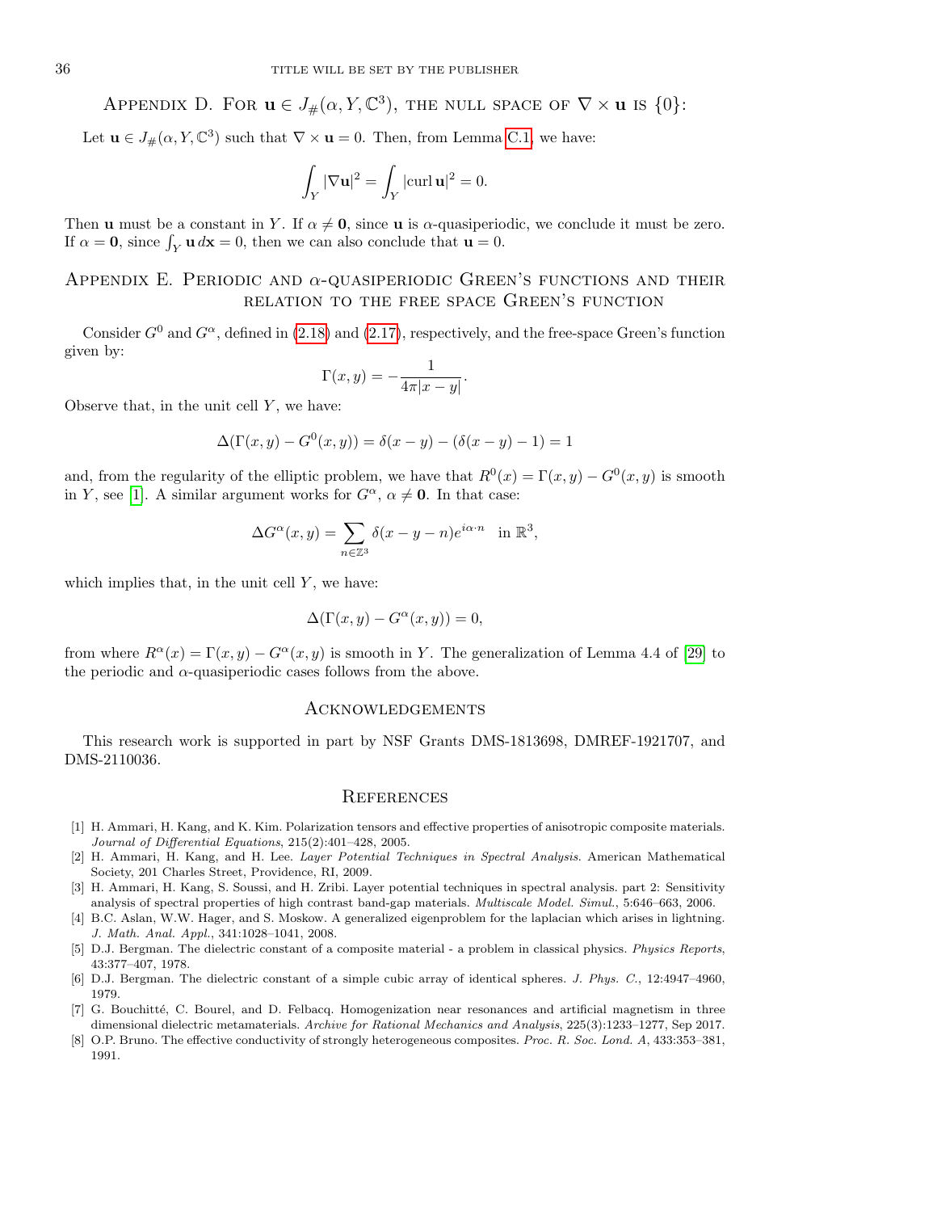## Appendix D. For $\mathbf{u} \in J_{\#}(\alpha, Y, \mathbb{C}^3)$, the null space of $\nabla \times \mathbf{u}$ is $\{0\}$:

Let $\mathbf{u} \in J_{\#}(\alpha, Y, \mathbb{C}^3)$ such that $\nabla \times \mathbf{u} = 0$. Then, from Lemma C.1, we have:

$$\int_Y |\nabla \mathbf{u}|^2 = \int_Y |\text{curl}\, \mathbf{u}|^2 = 0.$$

Then $\mathbf{u}$ must be a constant in $Y$. If $\alpha \neq \mathbf{0}$, since $\mathbf{u}$ is $\alpha$-quasiperiodic, we conclude it must be zero. If $\alpha = \mathbf{0}$, since $\int_Y \mathbf{u}\, d\mathbf{x} = 0$, then we can also conclude that $\mathbf{u} = 0$.

## Appendix E. Periodic and $\alpha$-quasiperiodic Green's functions and their relation to the free space Green's function

Consider $G^0$ and $G^\alpha$, defined in (2.18) and (2.17), respectively, and the free-space Green's function given by:

$$\Gamma(x, y) = -\frac{1}{4\pi|x - y|}.$$

Observe that, in the unit cell $Y$, we have:

$$\Delta(\Gamma(x, y) - G^0(x, y)) = \delta(x - y) - (\delta(x - y) - 1) = 1$$

and, from the regularity of the elliptic problem, we have that $R^0(x) = \Gamma(x, y) - G^0(x, y)$ is smooth in $Y$, see [1]. A similar argument works for $G^\alpha$, $\alpha \neq \mathbf{0}$. In that case:

$$\Delta G^\alpha(x, y) = \sum_{n \in \mathbb{Z}^3} \delta(x - y - n) e^{i\alpha \cdot n} \quad \text{in } \mathbb{R}^3,$$

which implies that, in the unit cell $Y$, we have:

$$\Delta(\Gamma(x, y) - G^\alpha(x, y)) = 0,$$

from where $R^\alpha(x) = \Gamma(x, y) - G^\alpha(x, y)$ is smooth in $Y$. The generalization of Lemma 4.4 of [29] to the periodic and $\alpha$-quasiperiodic cases follows from the above.

## Acknowledgements

This research work is supported in part by NSF Grants DMS-1813698, DMREF-1921707, and DMS-2110036.

## References

[1] H. Ammari, H. Kang, and K. Kim. Polarization tensors and effective properties of anisotropic composite materials. *Journal of Differential Equations*, 215(2):401–428, 2005.

[2] H. Ammari, H. Kang, and H. Lee. *Layer Potential Techniques in Spectral Analysis*. American Mathematical Society, 201 Charles Street, Providence, RI, 2009.

[3] H. Ammari, H. Kang, S. Soussi, and H. Zribi. Layer potential techniques in spectral analysis. part 2: Sensitivity analysis of spectral properties of high contrast band-gap materials. *Multiscale Model. Simul.*, 5:646–663, 2006.

[4] B.C. Aslan, W.W. Hager, and S. Moskow. A generalized eigenproblem for the laplacian which arises in lightning. *J. Math. Anal. Appl.*, 341:1028–1041, 2008.

[5] D.J. Bergman. The dielectric constant of a composite material - a problem in classical physics. *Physics Reports*, 43:377–407, 1978.

[6] D.J. Bergman. The dielectric constant of a simple cubic array of identical spheres. *J. Phys. C.*, 12:4947–4960, 1979.

[7] G. Bouchitté, C. Bourel, and D. Felbacq. Homogenization near resonances and artificial magnetism in three dimensional dielectric metamaterials. *Archive for Rational Mechanics and Analysis*, 225(3):1233–1277, Sep 2017.

[8] O.P. Bruno. The effective conductivity of strongly heterogeneous composites. *Proc. R. Soc. Lond. A*, 433:353–381, 1991.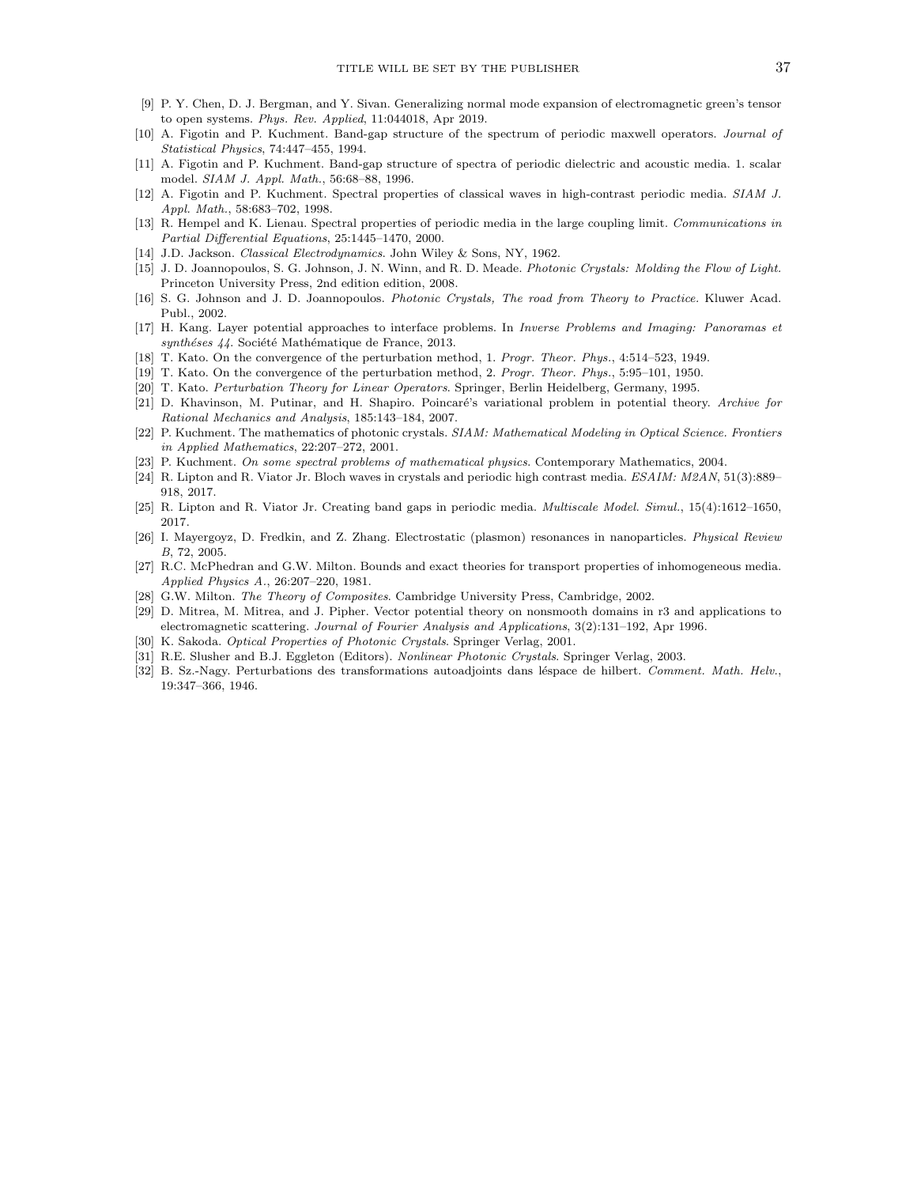[9] P. Y. Chen, D. J. Bergman, and Y. Sivan. Generalizing normal mode expansion of electromagnetic green's tensor to open systems. *Phys. Rev. Applied*, 11:044018, Apr 2019.

[10] A. Figotin and P. Kuchment. Band-gap structure of the spectrum of periodic maxwell operators. *Journal of Statistical Physics*, 74:447–455, 1994.

[11] A. Figotin and P. Kuchment. Band-gap structure of spectra of periodic dielectric and acoustic media. 1. scalar model. *SIAM J. Appl. Math.*, 56:68–88, 1996.

[12] A. Figotin and P. Kuchment. Spectral properties of classical waves in high-contrast periodic media. *SIAM J. Appl. Math.*, 58:683–702, 1998.

[13] R. Hempel and K. Lienau. Spectral properties of periodic media in the large coupling limit. *Communications in Partial Differential Equations*, 25:1445–1470, 2000.

[14] J.D. Jackson. *Classical Electrodynamics*. John Wiley & Sons, NY, 1962.

[15] J. D. Joannopoulos, S. G. Johnson, J. N. Winn, and R. D. Meade. *Photonic Crystals: Molding the Flow of Light*. Princeton University Press, 2nd edition edition, 2008.

[16] S. G. Johnson and J. D. Joannopoulos. *Photonic Crystals, The road from Theory to Practice*. Kluwer Acad. Publ., 2002.

[17] H. Kang. Layer potential approaches to interface problems. In *Inverse Problems and Imaging: Panoramas et synthéses 44*. Société Mathématique de France, 2013.

[18] T. Kato. On the convergence of the perturbation method, 1. *Progr. Theor. Phys.*, 4:514–523, 1949.

[19] T. Kato. On the convergence of the perturbation method, 2. *Progr. Theor. Phys.*, 5:95–101, 1950.

[20] T. Kato. *Perturbation Theory for Linear Operators*. Springer, Berlin Heidelberg, Germany, 1995.

[21] D. Khavinson, M. Putinar, and H. Shapiro. Poincaré's variational problem in potential theory. *Archive for Rational Mechanics and Analysis*, 185:143–184, 2007.

[22] P. Kuchment. The mathematics of photonic crystals. *SIAM: Mathematical Modeling in Optical Science. Frontiers in Applied Mathematics*, 22:207–272, 2001.

[23] P. Kuchment. *On some spectral problems of mathematical physics*. Contemporary Mathematics, 2004.

[24] R. Lipton and R. Viator Jr. Bloch waves in crystals and periodic high contrast media. *ESAIM: M2AN*, 51(3):889–918, 2017.

[25] R. Lipton and R. Viator Jr. Creating band gaps in periodic media. *Multiscale Model. Simul.*, 15(4):1612–1650, 2017.

[26] I. Mayergoyz, D. Fredkin, and Z. Zhang. Electrostatic (plasmon) resonances in nanoparticles. *Physical Review B*, 72, 2005.

[27] R.C. McPhedran and G.W. Milton. Bounds and exact theories for transport properties of inhomogeneous media. *Applied Physics A.*, 26:207–220, 1981.

[28] G.W. Milton. *The Theory of Composites*. Cambridge University Press, Cambridge, 2002.

[29] D. Mitrea, M. Mitrea, and J. Pipher. Vector potential theory on nonsmooth domains in r3 and applications to electromagnetic scattering. *Journal of Fourier Analysis and Applications*, 3(2):131–192, Apr 1996.

[30] K. Sakoda. *Optical Properties of Photonic Crystals*. Springer Verlag, 2001.

[31] R.E. Slusher and B.J. Eggleton (Editors). *Nonlinear Photonic Crystals*. Springer Verlag, 2003.

[32] B. Sz.-Nagy. Perturbations des transformations autoadjoints dans léspace de hilbert. *Comment. Math. Helv.*, 19:347–366, 1946.